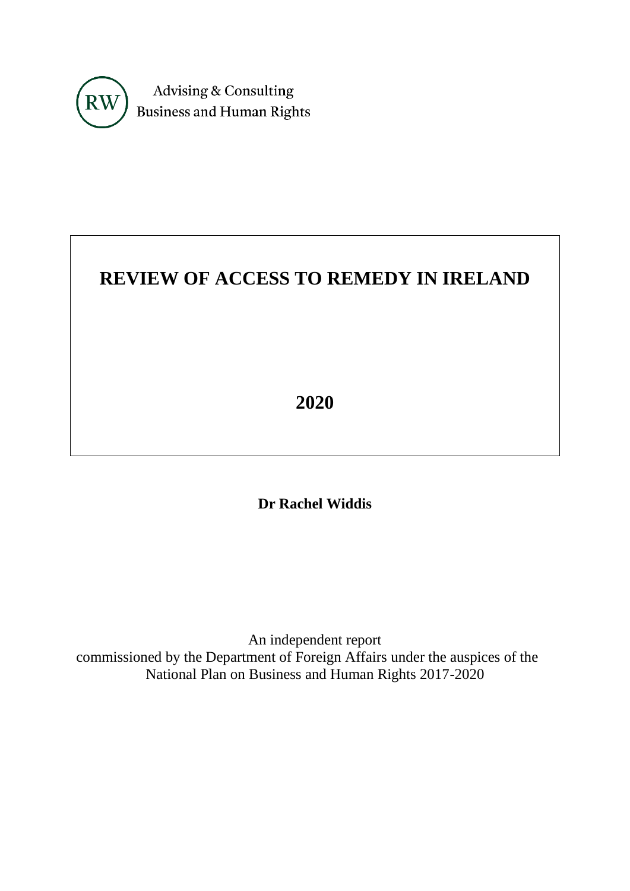RW Advising & Consulting
Business and Human Rights

# REVIEW OF ACCESS TO REMEDY IN IRELAND

**2020**

**Dr Rachel Widdis**

An independent report
commissioned by the Department of Foreign Affairs under the auspices of the National Plan on Business and Human Rights 2017-2020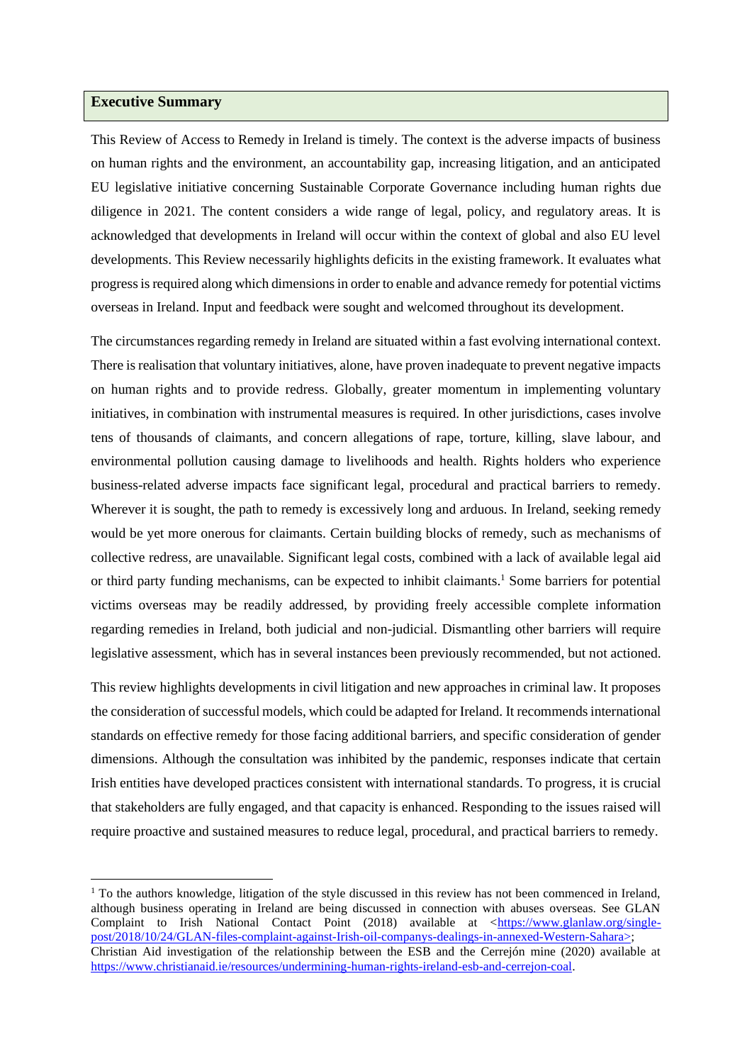## Executive Summary

This Review of Access to Remedy in Ireland is timely. The context is the adverse impacts of business on human rights and the environment, an accountability gap, increasing litigation, and an anticipated EU legislative initiative concerning Sustainable Corporate Governance including human rights due diligence in 2021. The content considers a wide range of legal, policy, and regulatory areas. It is acknowledged that developments in Ireland will occur within the context of global and also EU level developments. This Review necessarily highlights deficits in the existing framework. It evaluates what progress is required along which dimensions in order to enable and advance remedy for potential victims overseas in Ireland. Input and feedback were sought and welcomed throughout its development.

The circumstances regarding remedy in Ireland are situated within a fast evolving international context. There is realisation that voluntary initiatives, alone, have proven inadequate to prevent negative impacts on human rights and to provide redress. Globally, greater momentum in implementing voluntary initiatives, in combination with instrumental measures is required. In other jurisdictions, cases involve tens of thousands of claimants, and concern allegations of rape, torture, killing, slave labour, and environmental pollution causing damage to livelihoods and health. Rights holders who experience business-related adverse impacts face significant legal, procedural and practical barriers to remedy. Wherever it is sought, the path to remedy is excessively long and arduous. In Ireland, seeking remedy would be yet more onerous for claimants. Certain building blocks of remedy, such as mechanisms of collective redress, are unavailable. Significant legal costs, combined with a lack of available legal aid or third party funding mechanisms, can be expected to inhibit claimants.[1] Some barriers for potential victims overseas may be readily addressed, by providing freely accessible complete information regarding remedies in Ireland, both judicial and non-judicial. Dismantling other barriers will require legislative assessment, which has in several instances been previously recommended, but not actioned.

This review highlights developments in civil litigation and new approaches in criminal law. It proposes the consideration of successful models, which could be adapted for Ireland. It recommends international standards on effective remedy for those facing additional barriers, and specific consideration of gender dimensions. Although the consultation was inhibited by the pandemic, responses indicate that certain Irish entities have developed practices consistent with international standards. To progress, it is crucial that stakeholders are fully engaged, and that capacity is enhanced. Responding to the issues raised will require proactive and sustained measures to reduce legal, procedural, and practical barriers to remedy.

[1] To the authors knowledge, litigation of the style discussed in this review has not been commenced in Ireland, although business operating in Ireland are being discussed in connection with abuses overseas. See GLAN Complaint to Irish National Contact Point (2018) available at <https://www.glanlaw.org/single-post/2018/10/24/GLAN-files-complaint-against-Irish-oil-companys-dealings-in-annexed-Western-Sahara>; Christian Aid investigation of the relationship between the ESB and the Cerrejón mine (2020) available at https://www.christianaid.ie/resources/undermining-human-rights-ireland-esb-and-cerrejon-coal.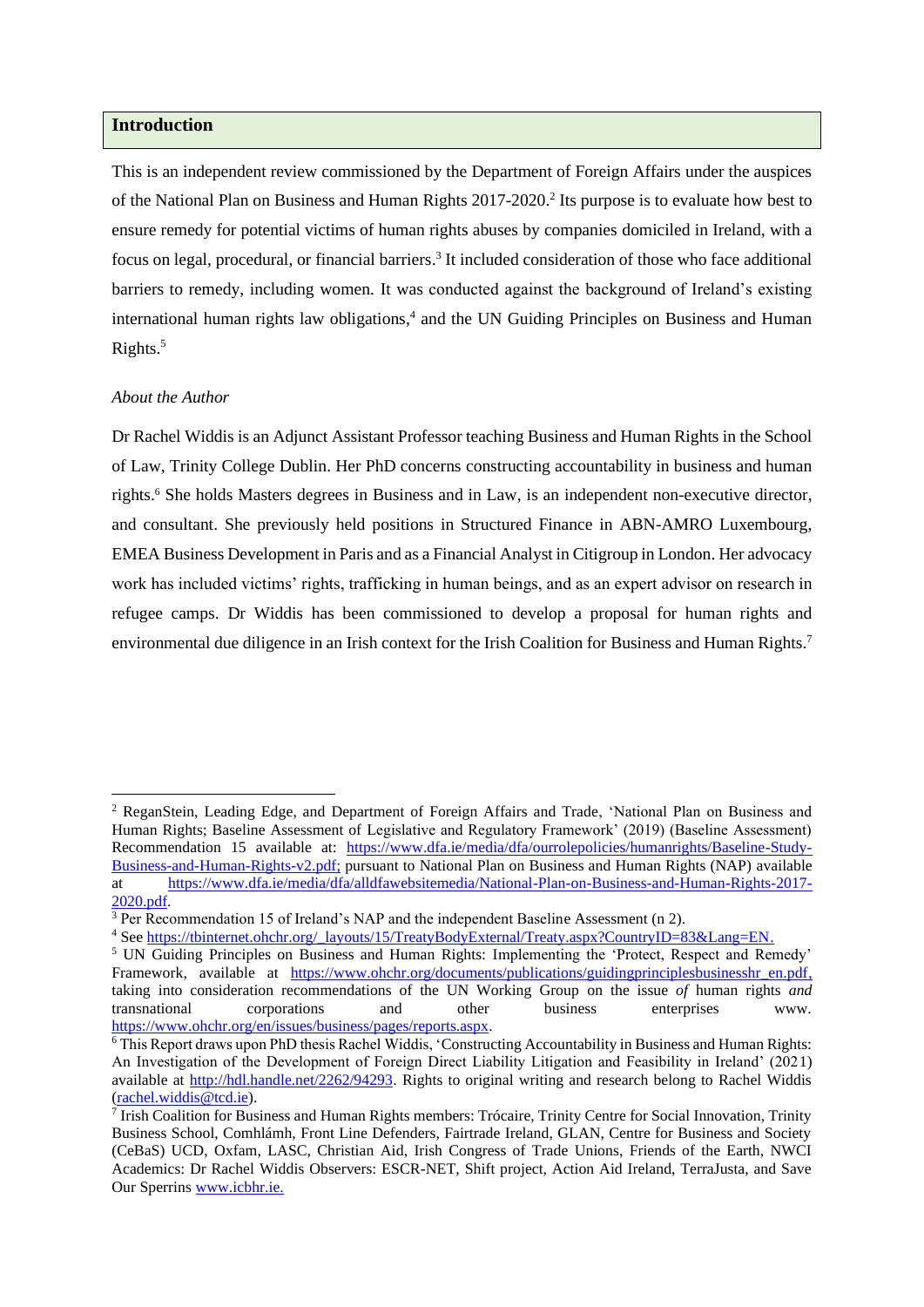## Introduction

This is an independent review commissioned by the Department of Foreign Affairs under the auspices of the National Plan on Business and Human Rights 2017-2020.[2] Its purpose is to evaluate how best to ensure remedy for potential victims of human rights abuses by companies domiciled in Ireland, with a focus on legal, procedural, or financial barriers.[3] It included consideration of those who face additional barriers to remedy, including women. It was conducted against the background of Ireland's existing international human rights law obligations,[4] and the UN Guiding Principles on Business and Human Rights.[5]

*About the Author*

Dr Rachel Widdis is an Adjunct Assistant Professor teaching Business and Human Rights in the School of Law, Trinity College Dublin. Her PhD concerns constructing accountability in business and human rights.[6] She holds Masters degrees in Business and in Law, is an independent non-executive director, and consultant. She previously held positions in Structured Finance in ABN-AMRO Luxembourg, EMEA Business Development in Paris and as a Financial Analyst in Citigroup in London. Her advocacy work has included victims' rights, trafficking in human beings, and as an expert advisor on research in refugee camps. Dr Widdis has been commissioned to develop a proposal for human rights and environmental due diligence in an Irish context for the Irish Coalition for Business and Human Rights.[7]

---

[2] ReganStein, Leading Edge, and Department of Foreign Affairs and Trade, 'National Plan on Business and Human Rights; Baseline Assessment of Legislative and Regulatory Framework' (2019) (Baseline Assessment) Recommendation 15 available at: https://www.dfa.ie/media/dfa/ourrolepolicies/humanrights/Baseline-Study-Business-and-Human-Rights-v2.pdf; pursuant to National Plan on Business and Human Rights (NAP) available at https://www.dfa.ie/media/dfa/alldfawebsitemedia/National-Plan-on-Business-and-Human-Rights-2017-2020.pdf.

[3] Per Recommendation 15 of Ireland's NAP and the independent Baseline Assessment (n 2).

[4] See https://tbinternet.ohchr.org/_layouts/15/TreatyBodyExternal/Treaty.aspx?CountryID=83&Lang=EN.

[5] UN Guiding Principles on Business and Human Rights: Implementing the 'Protect, Respect and Remedy' Framework, available at https://www.ohchr.org/documents/publications/guidingprinciplesbusinesshr_en.pdf, taking into consideration recommendations of the UN Working Group on the issue *of* human rights *and* transnational corporations and other business enterprises www.https://www.ohchr.org/en/issues/business/pages/reports.aspx.

[6] This Report draws upon PhD thesis Rachel Widdis, 'Constructing Accountability in Business and Human Rights: An Investigation of the Development of Foreign Direct Liability Litigation and Feasibility in Ireland' (2021) available at http://hdl.handle.net/2262/94293. Rights to original writing and research belong to Rachel Widdis (rachel.widdis@tcd.ie).

[7] Irish Coalition for Business and Human Rights members: Trócaire, Trinity Centre for Social Innovation, Trinity Business School, Comhlámh, Front Line Defenders, Fairtrade Ireland, GLAN, Centre for Business and Society (CeBaS) UCD, Oxfam, LASC, Christian Aid, Irish Congress of Trade Unions, Friends of the Earth, NWCI Academics: Dr Rachel Widdis Observers: ESCR-NET, Shift project, Action Aid Ireland, TerraJusta, and Save Our Sperrins www.icbhr.ie.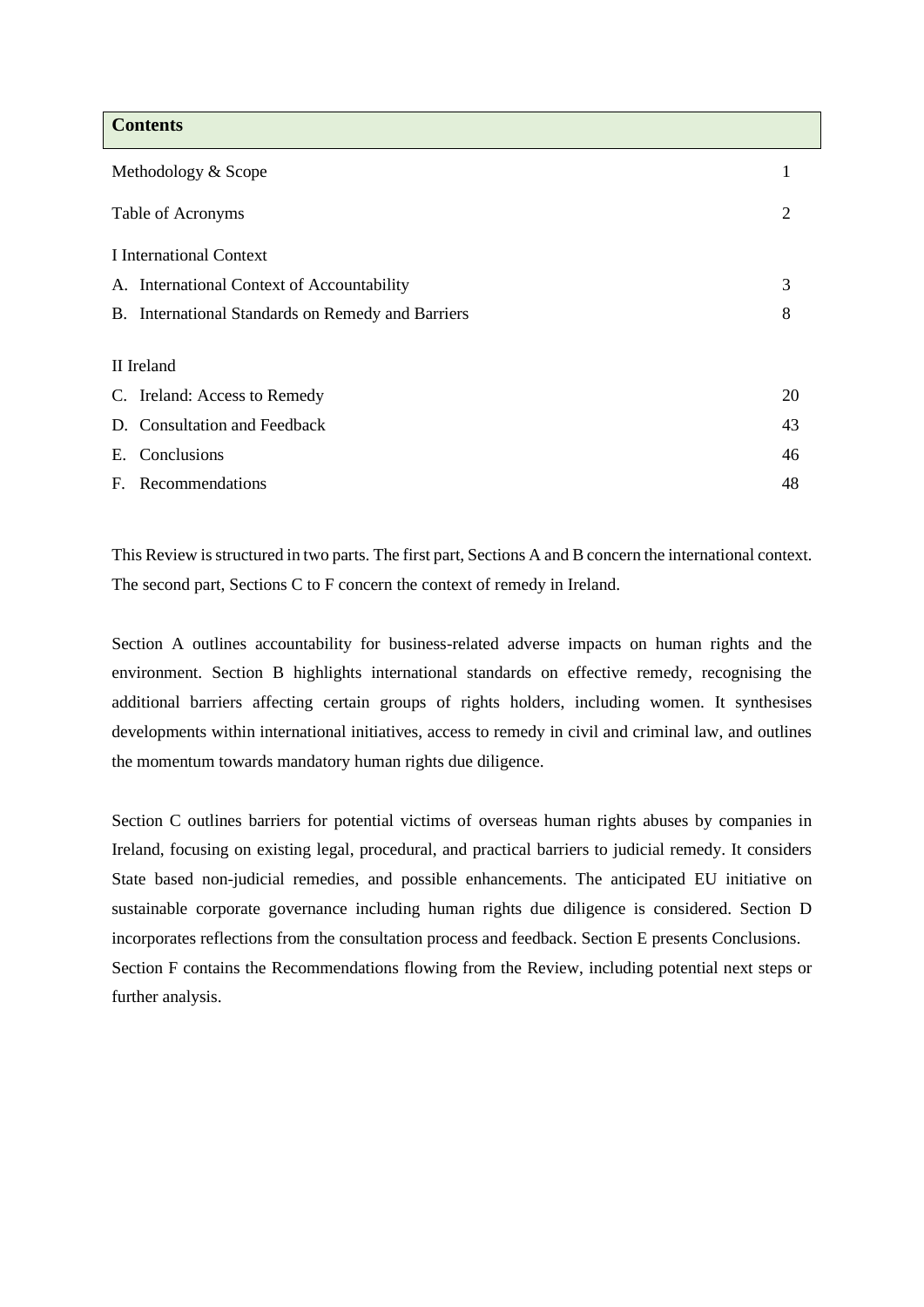## Contents

| | |
|---|---|
| Methodology & Scope | 1 |
| Table of Acronyms | 2 |
| I International Context | |
| A. International Context of Accountability | 3 |
| B. International Standards on Remedy and Barriers | 8 |
| II Ireland | |
| C. Ireland: Access to Remedy | 20 |
| D. Consultation and Feedback | 43 |
| E. Conclusions | 46 |
| F. Recommendations | 48 |

This Review is structured in two parts. The first part, Sections A and B concern the international context. The second part, Sections C to F concern the context of remedy in Ireland.

Section A outlines accountability for business-related adverse impacts on human rights and the environment. Section B highlights international standards on effective remedy, recognising the additional barriers affecting certain groups of rights holders, including women. It synthesises developments within international initiatives, access to remedy in civil and criminal law, and outlines the momentum towards mandatory human rights due diligence.

Section C outlines barriers for potential victims of overseas human rights abuses by companies in Ireland, focusing on existing legal, procedural, and practical barriers to judicial remedy. It considers State based non-judicial remedies, and possible enhancements. The anticipated EU initiative on sustainable corporate governance including human rights due diligence is considered. Section D incorporates reflections from the consultation process and feedback. Section E presents Conclusions. Section F contains the Recommendations flowing from the Review, including potential next steps or further analysis.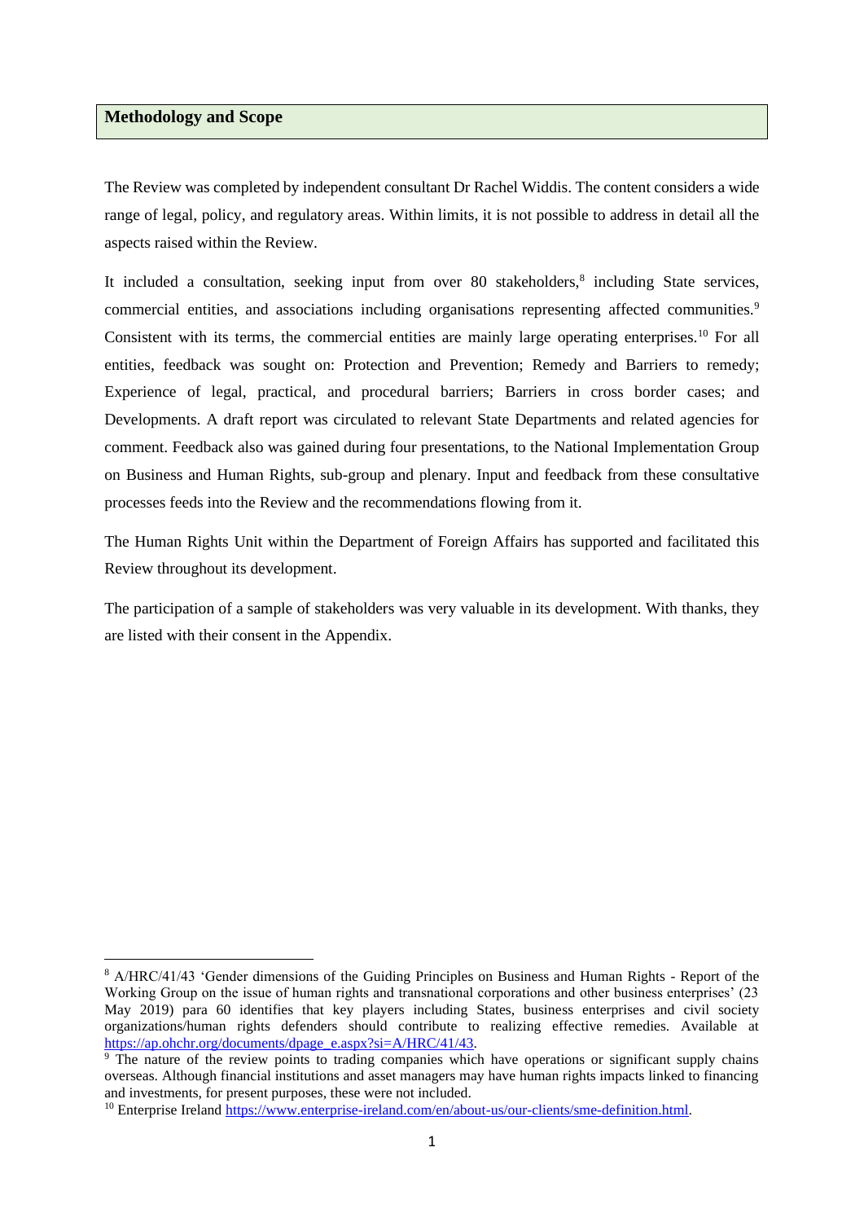## Methodology and Scope

The Review was completed by independent consultant Dr Rachel Widdis. The content considers a wide range of legal, policy, and regulatory areas. Within limits, it is not possible to address in detail all the aspects raised within the Review.

It included a consultation, seeking input from over 80 stakeholders,[8] including State services, commercial entities, and associations including organisations representing affected communities.[9] Consistent with its terms, the commercial entities are mainly large operating enterprises.[10] For all entities, feedback was sought on: Protection and Prevention; Remedy and Barriers to remedy; Experience of legal, practical, and procedural barriers; Barriers in cross border cases; and Developments. A draft report was circulated to relevant State Departments and related agencies for comment. Feedback also was gained during four presentations, to the National Implementation Group on Business and Human Rights, sub-group and plenary. Input and feedback from these consultative processes feeds into the Review and the recommendations flowing from it.

The Human Rights Unit within the Department of Foreign Affairs has supported and facilitated this Review throughout its development.

The participation of a sample of stakeholders was very valuable in its development. With thanks, they are listed with their consent in the Appendix.

---

[8] A/HRC/41/43 'Gender dimensions of the Guiding Principles on Business and Human Rights - Report of the Working Group on the issue of human rights and transnational corporations and other business enterprises' (23 May 2019) para 60 identifies that key players including States, business enterprises and civil society organizations/human rights defenders should contribute to realizing effective remedies. Available at https://ap.ohchr.org/documents/dpage_e.aspx?si=A/HRC/41/43.

[9] The nature of the review points to trading companies which have operations or significant supply chains overseas. Although financial institutions and asset managers may have human rights impacts linked to financing and investments, for present purposes, these were not included.

[10] Enterprise Ireland https://www.enterprise-ireland.com/en/about-us/our-clients/sme-definition.html.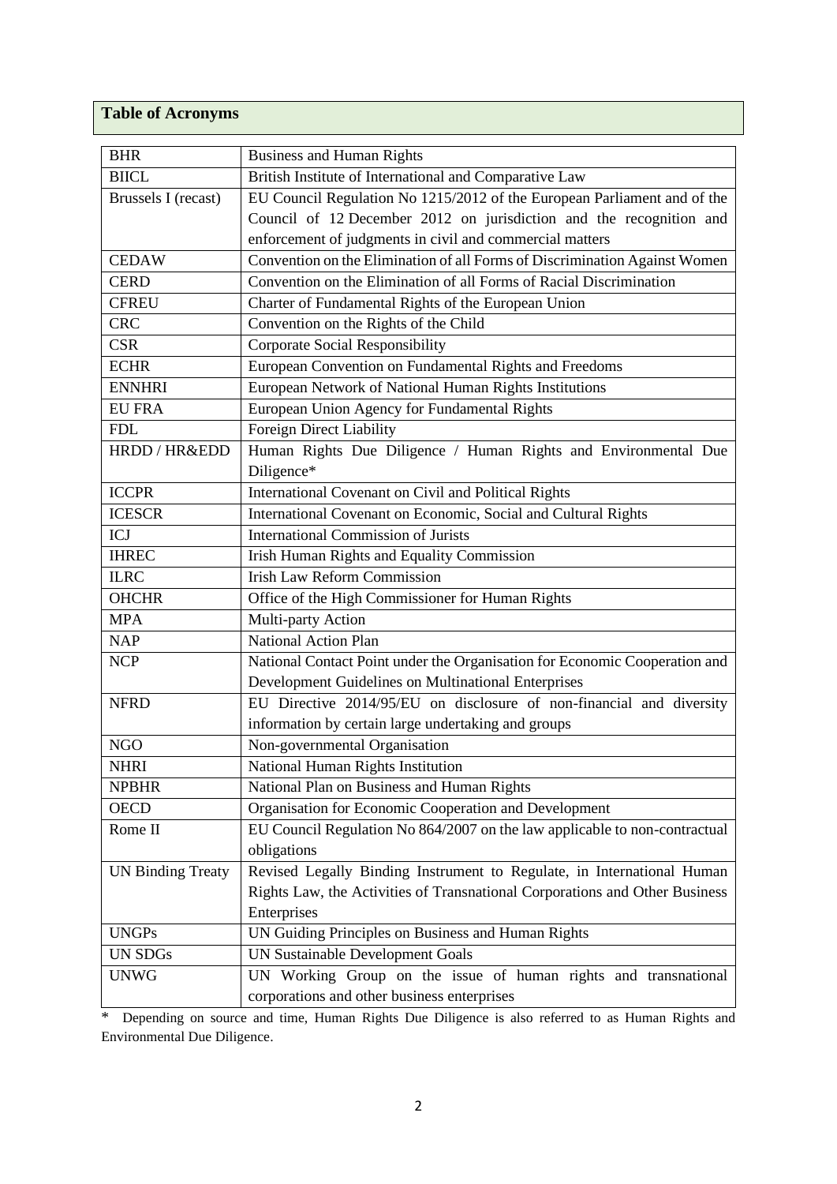## Table of Acronyms

| | |
|---|---|
| BHR | Business and Human Rights |
| BIICL | British Institute of International and Comparative Law |
| Brussels I (recast) | EU Council Regulation No 1215/2012 of the European Parliament and of the Council of 12 December 2012 on jurisdiction and the recognition and enforcement of judgments in civil and commercial matters |
| CEDAW | Convention on the Elimination of all Forms of Discrimination Against Women |
| CERD | Convention on the Elimination of all Forms of Racial Discrimination |
| CFREU | Charter of Fundamental Rights of the European Union |
| CRC | Convention on the Rights of the Child |
| CSR | Corporate Social Responsibility |
| ECHR | European Convention on Fundamental Rights and Freedoms |
| ENNHRI | European Network of National Human Rights Institutions |
| EU FRA | European Union Agency for Fundamental Rights |
| FDL | Foreign Direct Liability |
| HRDD / HR&EDD | Human Rights Due Diligence / Human Rights and Environmental Due Diligence* |
| ICCPR | International Covenant on Civil and Political Rights |
| ICESCR | International Covenant on Economic, Social and Cultural Rights |
| ICJ | International Commission of Jurists |
| IHREC | Irish Human Rights and Equality Commission |
| ILRC | Irish Law Reform Commission |
| OHCHR | Office of the High Commissioner for Human Rights |
| MPA | Multi-party Action |
| NAP | National Action Plan |
| NCP | National Contact Point under the Organisation for Economic Cooperation and Development Guidelines on Multinational Enterprises |
| NFRD | EU Directive 2014/95/EU on disclosure of non-financial and diversity information by certain large undertaking and groups |
| NGO | Non-governmental Organisation |
| NHRI | National Human Rights Institution |
| NPBHR | National Plan on Business and Human Rights |
| OECD | Organisation for Economic Cooperation and Development |
| Rome II | EU Council Regulation No 864/2007 on the law applicable to non-contractual obligations |
| UN Binding Treaty | Revised Legally Binding Instrument to Regulate, in International Human Rights Law, the Activities of Transnational Corporations and Other Business Enterprises |
| UNGPs | UN Guiding Principles on Business and Human Rights |
| UN SDGs | UN Sustainable Development Goals |
| UNWG | UN Working Group on the issue of human rights and transnational corporations and other business enterprises |

\* Depending on source and time, Human Rights Due Diligence is also referred to as Human Rights and Environmental Due Diligence.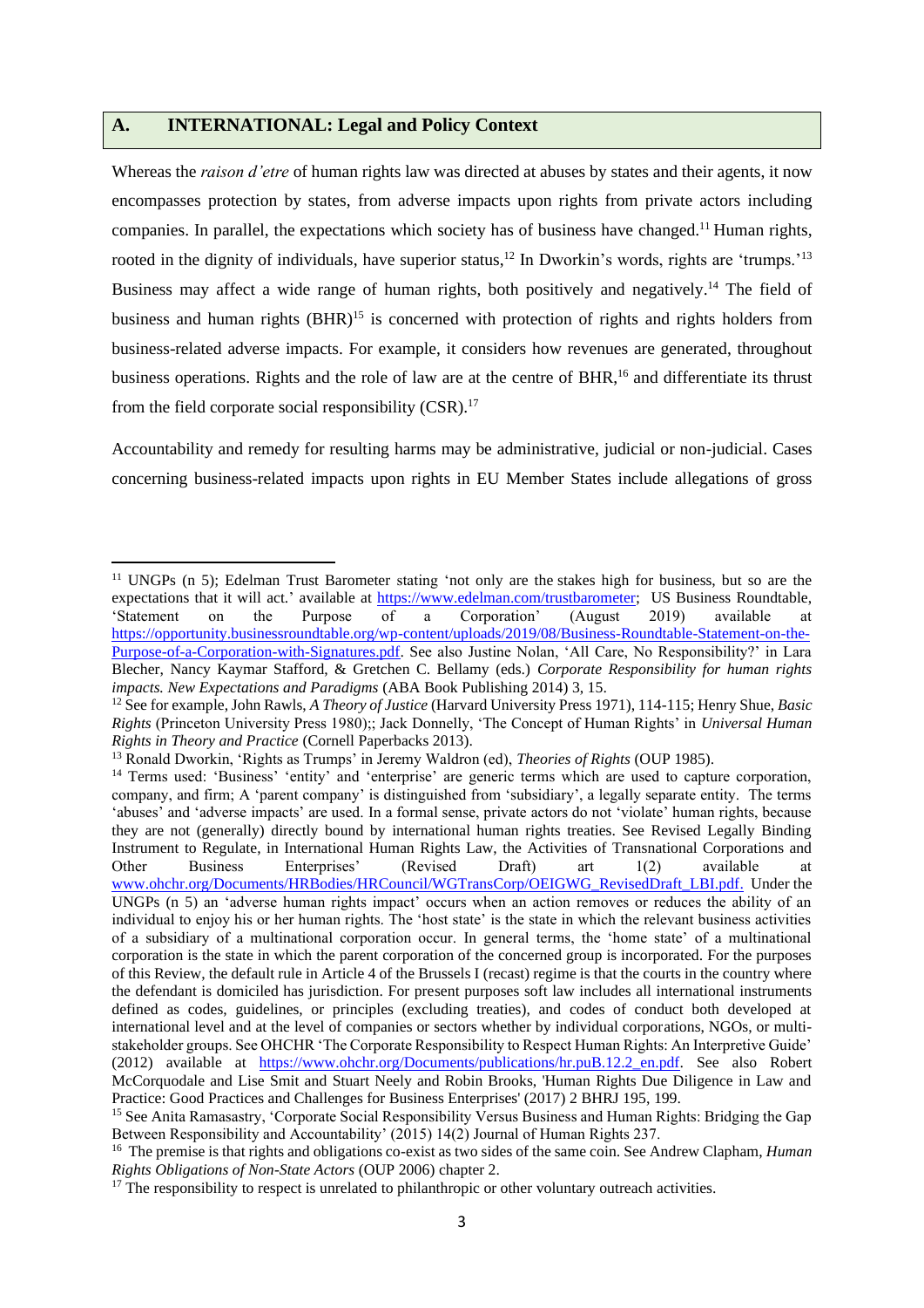## A. INTERNATIONAL: Legal and Policy Context

Whereas the *raison d'etre* of human rights law was directed at abuses by states and their agents, it now encompasses protection by states, from adverse impacts upon rights from private actors including companies. In parallel, the expectations which society has of business have changed.[11] Human rights, rooted in the dignity of individuals, have superior status,[12] In Dworkin's words, rights are 'trumps.'[13] Business may affect a wide range of human rights, both positively and negatively.[14] The field of business and human rights (BHR)[15] is concerned with protection of rights and rights holders from business-related adverse impacts. For example, it considers how revenues are generated, throughout business operations. Rights and the role of law are at the centre of BHR,[16] and differentiate its thrust from the field corporate social responsibility (CSR).[17]

Accountability and remedy for resulting harms may be administrative, judicial or non-judicial. Cases concerning business-related impacts upon rights in EU Member States include allegations of gross

---

[11] UNGPs (n 5); Edelman Trust Barometer stating 'not only are the stakes high for business, but so are the expectations that it will act.' available at https://www.edelman.com/trustbarometer; US Business Roundtable, 'Statement on the Purpose of a Corporation' (August 2019) available at https://opportunity.businessroundtable.org/wp-content/uploads/2019/08/Business-Roundtable-Statement-on-the-Purpose-of-a-Corporation-with-Signatures.pdf. See also Justine Nolan, 'All Care, No Responsibility?' in Lara Blecher, Nancy Kaymar Stafford, & Gretchen C. Bellamy (eds.) *Corporate Responsibility for human rights impacts. New Expectations and Paradigms* (ABA Book Publishing 2014) 3, 15.

[12] See for example, John Rawls, *A Theory of Justice* (Harvard University Press 1971), 114-115; Henry Shue, *Basic Rights* (Princeton University Press 1980);; Jack Donnelly, 'The Concept of Human Rights' in *Universal Human Rights in Theory and Practice* (Cornell Paperbacks 2013).

[13] Ronald Dworkin, 'Rights as Trumps' in Jeremy Waldron (ed), *Theories of Rights* (OUP 1985).

[14] Terms used: 'Business' 'entity' and 'enterprise' are generic terms which are used to capture corporation, company, and firm; A 'parent company' is distinguished from 'subsidiary', a legally separate entity. The terms 'abuses' and 'adverse impacts' are used. In a formal sense, private actors do not 'violate' human rights, because they are not (generally) directly bound by international human rights treaties. See Revised Legally Binding Instrument to Regulate, in International Human Rights Law, the Activities of Transnational Corporations and Other Business Enterprises' (Revised Draft) art 1(2) available at www.ohchr.org/Documents/HRBodies/HRCouncil/WGTransCorp/OEIGWG_RevisedDraft_LBI.pdf. Under the UNGPs (n 5) an 'adverse human rights impact' occurs when an action removes or reduces the ability of an individual to enjoy his or her human rights. The 'host state' is the state in which the relevant business activities of a subsidiary of a multinational corporation occur. In general terms, the 'home state' of a multinational corporation is the state in which the parent corporation of the concerned group is incorporated. For the purposes of this Review, the default rule in Article 4 of the Brussels I (recast) regime is that the courts in the country where the defendant is domiciled has jurisdiction. For present purposes soft law includes all international instruments defined as codes, guidelines, or principles (excluding treaties), and codes of conduct both developed at international level and at the level of companies or sectors whether by individual corporations, NGOs, or multi-stakeholder groups. See OHCHR 'The Corporate Responsibility to Respect Human Rights: An Interpretive Guide' (2012) available at https://www.ohchr.org/Documents/publications/hr.puB.12.2_en.pdf. See also Robert McCorquodale and Lise Smit and Stuart Neely and Robin Brooks, 'Human Rights Due Diligence in Law and Practice: Good Practices and Challenges for Business Enterprises' (2017) 2 BHRJ 195, 199.

[15] See Anita Ramasastry, 'Corporate Social Responsibility Versus Business and Human Rights: Bridging the Gap Between Responsibility and Accountability' (2015) 14(2) Journal of Human Rights 237.

[16] The premise is that rights and obligations co-exist as two sides of the same coin. See Andrew Clapham, *Human Rights Obligations of Non-State Actors* (OUP 2006) chapter 2.

[17] The responsibility to respect is unrelated to philanthropic or other voluntary outreach activities.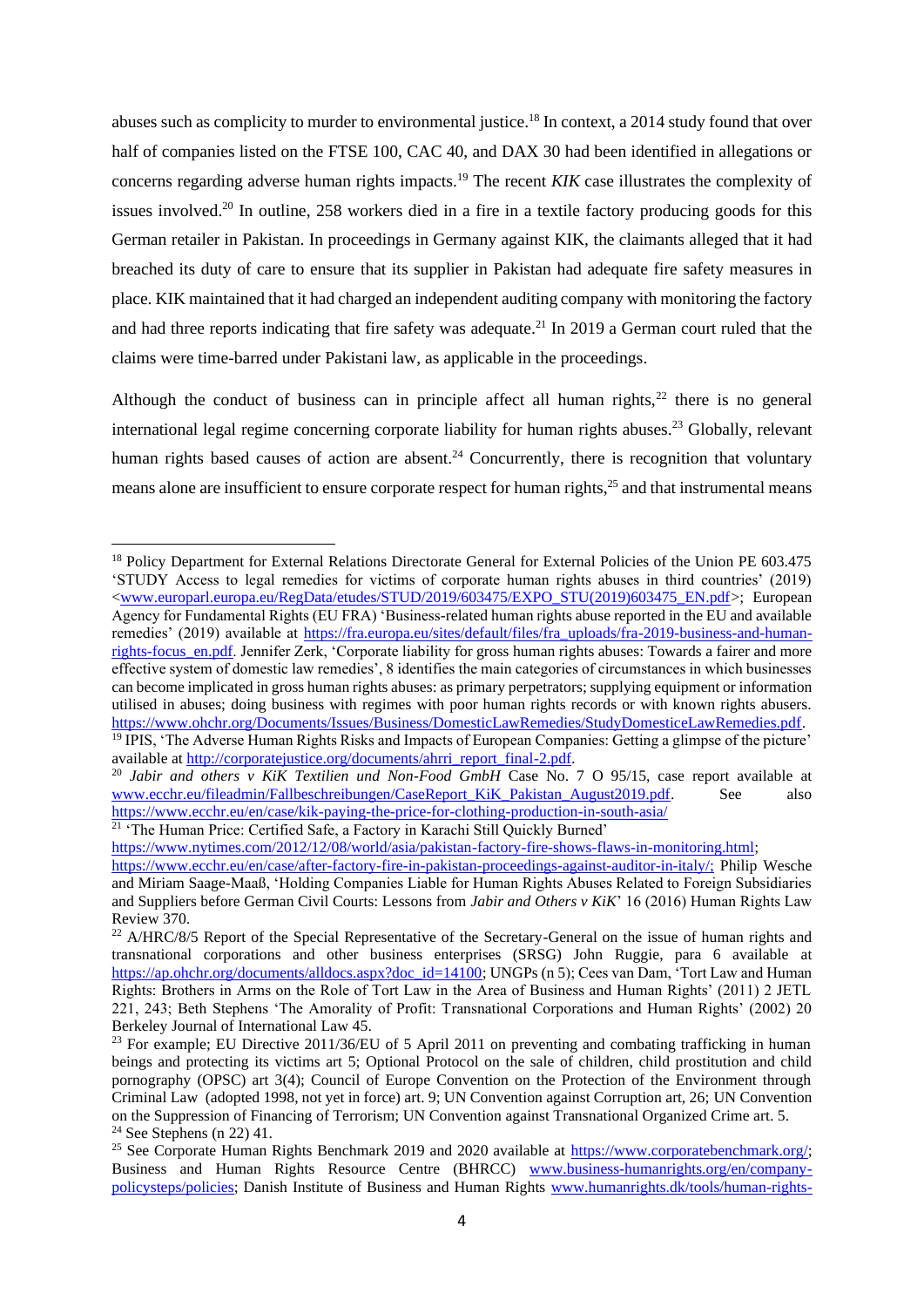abuses such as complicity to murder to environmental justice.[18] In context, a 2014 study found that over half of companies listed on the FTSE 100, CAC 40, and DAX 30 had been identified in allegations or concerns regarding adverse human rights impacts.[19] The recent *KIK* case illustrates the complexity of issues involved.[20] In outline, 258 workers died in a fire in a textile factory producing goods for this German retailer in Pakistan. In proceedings in Germany against KIK, the claimants alleged that it had breached its duty of care to ensure that its supplier in Pakistan had adequate fire safety measures in place. KIK maintained that it had charged an independent auditing company with monitoring the factory and had three reports indicating that fire safety was adequate.[21] In 2019 a German court ruled that the claims were time-barred under Pakistani law, as applicable in the proceedings.

Although the conduct of business can in principle affect all human rights,[22] there is no general international legal regime concerning corporate liability for human rights abuses.[23] Globally, relevant human rights based causes of action are absent.[24] Concurrently, there is recognition that voluntary means alone are insufficient to ensure corporate respect for human rights,[25] and that instrumental means

---

[18] Policy Department for External Relations Directorate General for External Policies of the Union PE 603.475 'STUDY Access to legal remedies for victims of corporate human rights abuses in third countries' (2019) <www.europarl.europa.eu/RegData/etudes/STUD/2019/603475/EXPO_STU(2019)603475_EN.pdf>; European Agency for Fundamental Rights (EU FRA) 'Business-related human rights abuse reported in the EU and available remedies' (2019) available at https://fra.europa.eu/sites/default/files/fra_uploads/fra-2019-business-and-human-rights-focus_en.pdf. Jennifer Zerk, 'Corporate liability for gross human rights abuses: Towards a fairer and more effective system of domestic law remedies', 8 identifies the main categories of circumstances in which businesses can become implicated in gross human rights abuses: as primary perpetrators; supplying equipment or information utilised in abuses; doing business with regimes with poor human rights records or with known rights abusers. https://www.ohchr.org/Documents/Issues/Business/DomesticLawRemedies/StudyDomesticeLawRemedies.pdf.

[19] IPIS, 'The Adverse Human Rights Risks and Impacts of European Companies: Getting a glimpse of the picture' available at http://corporatejustice.org/documents/ahrri_report_final-2.pdf.

[20] *Jabir and others v KiK Textilien und Non-Food GmbH* Case No. 7 O 95/15, case report available at www.ecchr.eu/fileadmin/Fallbeschreibungen/CaseReport_KiK_Pakistan_August2019.pdf. See also https://www.ecchr.eu/en/case/kik-paying-the-price-for-clothing-production-in-south-asia/

[21] 'The Human Price: Certified Safe, a Factory in Karachi Still Quickly Burned' https://www.nytimes.com/2012/12/08/world/asia/pakistan-factory-fire-shows-flaws-in-monitoring.html; https://www.ecchr.eu/en/case/after-factory-fire-in-pakistan-proceedings-against-auditor-in-italy/; Philip Wesche and Miriam Saage-Maaß, 'Holding Companies Liable for Human Rights Abuses Related to Foreign Subsidiaries and Suppliers before German Civil Courts: Lessons from *Jabir and Others v KiK*' 16 (2016) Human Rights Law Review 370.

[22] A/HRC/8/5 Report of the Special Representative of the Secretary-General on the issue of human rights and transnational corporations and other business enterprises (SRSG) John Ruggie, para 6 available at https://ap.ohchr.org/documents/alldocs.aspx?doc_id=14100; UNGPs (n 5); Cees van Dam, 'Tort Law and Human Rights: Brothers in Arms on the Role of Tort Law in the Area of Business and Human Rights' (2011) 2 JETL 221, 243; Beth Stephens 'The Amorality of Profit: Transnational Corporations and Human Rights' (2002) 20 Berkeley Journal of International Law 45.

[23] For example; EU Directive 2011/36/EU of 5 April 2011 on preventing and combating trafficking in human beings and protecting its victims art 5; Optional Protocol on the sale of children, child prostitution and child pornography (OPSC) art 3(4); Council of Europe Convention on the Protection of the Environment through Criminal Law (adopted 1998, not yet in force) art. 9; UN Convention against Corruption art, 26; UN Convention on the Suppression of Financing of Terrorism; UN Convention against Transnational Organized Crime art. 5.

[24] See Stephens (n 22) 41.

[25] See Corporate Human Rights Benchmark 2019 and 2020 available at https://www.corporatebenchmark.org/; Business and Human Rights Resource Centre (BHRCC) www.business-humanrights.org/en/company-policysteps/policies; Danish Institute of Business and Human Rights www.humanrights.dk/tools/human-rights-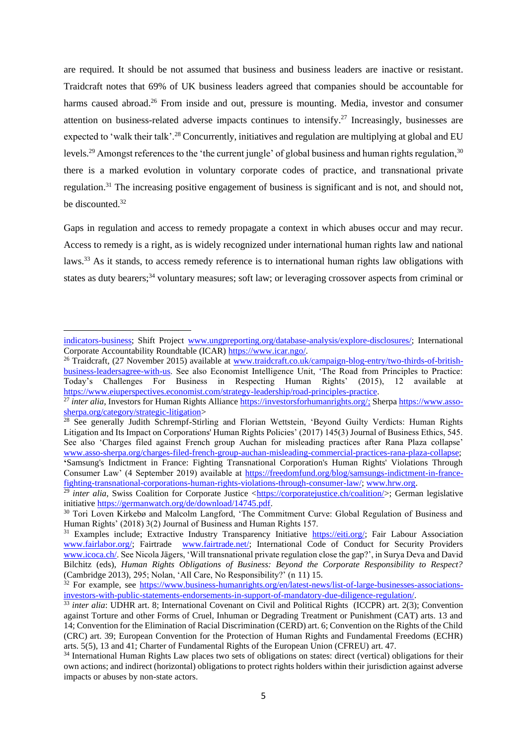are required. It should be not assumed that business and business leaders are inactive or resistant. Traidcraft notes that 69% of UK business leaders agreed that companies should be accountable for harms caused abroad.[26] From inside and out, pressure is mounting. Media, investor and consumer attention on business-related adverse impacts continues to intensify.[27] Increasingly, businesses are expected to 'walk their talk'.[28] Concurrently, initiatives and regulation are multiplying at global and EU levels.[29] Amongst references to the 'the current jungle' of global business and human rights regulation,[30] there is a marked evolution in voluntary corporate codes of practice, and transnational private regulation.[31] The increasing positive engagement of business is significant and is not, and should not, be discounted.[32]

Gaps in regulation and access to remedy propagate a context in which abuses occur and may recur. Access to remedy is a right, as is widely recognized under international human rights law and national laws.[33] As it stands, to access remedy reference is to international human rights law obligations with states as duty bearers;[34] voluntary measures; soft law; or leveraging crossover aspects from criminal or

---

indicators-business; Shift Project www.ungpreporting.org/database-analysis/explore-disclosures/; International Corporate Accountability Roundtable (ICAR) https://www.icar.ngo/.

[26] Traidcraft, (27 November 2015) available at www.traidcraft.co.uk/campaign-blog-entry/two-thirds-of-british-business-leadersagree-with-us. See also Economist Intelligence Unit, 'The Road from Principles to Practice: Today's Challenges For Business in Respecting Human Rights' (2015), 12 available at https://www.eiuperspectives.economist.com/strategy-leadership/road-principles-practice.

[27] *inter alia*, Investors for Human Rights Alliance https://investorsforhumanrights.org/; Sherpa https://www.asso-sherpa.org/category/strategic-litigation>

[28] See generally Judith Schrempf-Stirling and Florian Wettstein, 'Beyond Guilty Verdicts: Human Rights Litigation and Its Impact on Corporations' Human Rights Policies' (2017) 145(3) Journal of Business Ethics, 545. See also 'Charges filed against French group Auchan for misleading practices after Rana Plaza collapse' www.asso-sherpa.org/charges-filed-french-group-auchan-misleading-commercial-practices-rana-plaza-collapse; 'Samsung's Indictment in France: Fighting Transnational Corporation's Human Rights' Violations Through Consumer Law' (4 September 2019) available at https://freedomfund.org/blog/samsungs-indictment-in-france-fighting-transnational-corporations-human-rights-violations-through-consumer-law/; www.hrw.org.

[29] *inter alia*, Swiss Coalition for Corporate Justice <https://corporatejustice.ch/coalition/>; German legislative initiative https://germanwatch.org/de/download/14745.pdf.

[30] Tori Loven Kirkebø and Malcolm Langford, 'The Commitment Curve: Global Regulation of Business and Human Rights' (2018) 3(2) Journal of Business and Human Rights 157.

[31] Examples include; Extractive Industry Transparency Initiative https://eiti.org/; Fair Labour Association www.fairlabor.org/; Fairtrade www.fairtrade.net/; International Code of Conduct for Security Providers www.icoca.ch/. See Nicola Jägers, 'Will transnational private regulation close the gap?', in Surya Deva and David Bilchitz (eds), *Human Rights Obligations of Business: Beyond the Corporate Responsibility to Respect?* (Cambridge 2013), 295; Nolan, 'All Care, No Responsibility?' (n 11) 15.

[32] For example, see https://www.business-humanrights.org/en/latest-news/list-of-large-businesses-associations-investors-with-public-statements-endorsements-in-support-of-mandatory-due-diligence-regulation/.

[33] *inter alia*: UDHR art. 8; International Covenant on Civil and Political Rights (ICCPR) art. 2(3); Convention against Torture and other Forms of Cruel, Inhuman or Degrading Treatment or Punishment (CAT) arts. 13 and 14; Convention for the Elimination of Racial Discrimination (CERD) art. 6; Convention on the Rights of the Child (CRC) art. 39; European Convention for the Protection of Human Rights and Fundamental Freedoms (ECHR) arts. 5(5), 13 and 41; Charter of Fundamental Rights of the European Union (CFREU) art. 47.

[34] International Human Rights Law places two sets of obligations on states: direct (vertical) obligations for their own actions; and indirect (horizontal) obligations to protect rights holders within their jurisdiction against adverse impacts or abuses by non-state actors.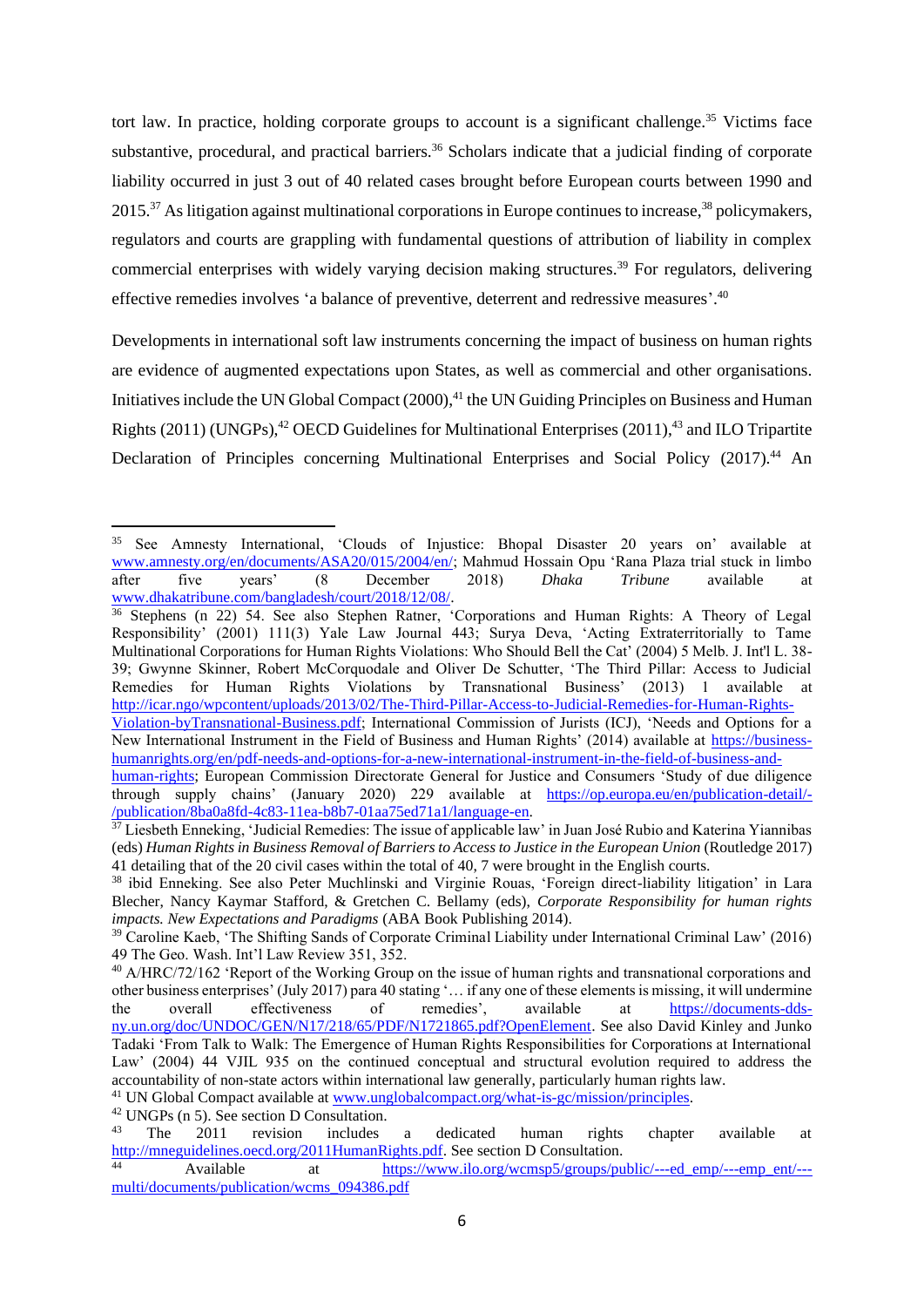tort law. In practice, holding corporate groups to account is a significant challenge.[35] Victims face substantive, procedural, and practical barriers.[36] Scholars indicate that a judicial finding of corporate liability occurred in just 3 out of 40 related cases brought before European courts between 1990 and 2015.[37] As litigation against multinational corporations in Europe continues to increase,[38] policymakers, regulators and courts are grappling with fundamental questions of attribution of liability in complex commercial enterprises with widely varying decision making structures.[39] For regulators, delivering effective remedies involves 'a balance of preventive, deterrent and redressive measures'.[40]

Developments in international soft law instruments concerning the impact of business on human rights are evidence of augmented expectations upon States, as well as commercial and other organisations. Initiatives include the UN Global Compact (2000),[41] the UN Guiding Principles on Business and Human Rights (2011) (UNGPs),[42] OECD Guidelines for Multinational Enterprises (2011),[43] and ILO Tripartite Declaration of Principles concerning Multinational Enterprises and Social Policy (2017).[44] An

---

[35] See Amnesty International, 'Clouds of Injustice: Bhopal Disaster 20 years on' available at www.amnesty.org/en/documents/ASA20/015/2004/en/; Mahmud Hossain Opu 'Rana Plaza trial stuck in limbo after five years' (8 December 2018) *Dhaka Tribune* available at www.dhakatribune.com/bangladesh/court/2018/12/08/.

[36] Stephens (n 22) 54. See also Stephen Ratner, 'Corporations and Human Rights: A Theory of Legal Responsibility' (2001) 111(3) Yale Law Journal 443; Surya Deva, 'Acting Extraterritorially to Tame Multinational Corporations for Human Rights Violations: Who Should Bell the Cat' (2004) 5 Melb. J. Int'l L. 38-39; Gwynne Skinner, Robert McCorquodale and Oliver De Schutter, 'The Third Pillar: Access to Judicial Remedies for Human Rights Violations by Transnational Business' (2013) 1 available at http://icar.ngo/wpcontent/uploads/2013/02/The-Third-Pillar-Access-to-Judicial-Remedies-for-Human-Rights-Violation-byTransnational-Business.pdf; International Commission of Jurists (ICJ), 'Needs and Options for a New International Instrument in the Field of Business and Human Rights' (2014) available at https://business-humanrights.org/en/pdf-needs-and-options-for-a-new-international-instrument-in-the-field-of-business-and-human-rights; European Commission Directorate General for Justice and Consumers 'Study of due diligence through supply chains' (January 2020) 229 available at https://op.europa.eu/en/publication-detail/-/publication/8ba0a8fd-4c83-11ea-b8b7-01aa75ed71a1/language-en.

[37] Liesbeth Enneking, 'Judicial Remedies: The issue of applicable law' in Juan José Rubio and Katerina Yiannibas (eds) *Human Rights in Business Removal of Barriers to Access to Justice in the European Union* (Routledge 2017) 41 detailing that of the 20 civil cases within the total of 40, 7 were brought in the English courts.

[38] ibid Enneking. See also Peter Muchlinski and Virginie Rouas, 'Foreign direct-liability litigation' in Lara Blecher, Nancy Kaymar Stafford, & Gretchen C. Bellamy (eds), *Corporate Responsibility for human rights impacts. New Expectations and Paradigms* (ABA Book Publishing 2014).

[39] Caroline Kaeb, 'The Shifting Sands of Corporate Criminal Liability under International Criminal Law' (2016) 49 The Geo. Wash. Int'l Law Review 351, 352.

[40] A/HRC/72/162 'Report of the Working Group on the issue of human rights and transnational corporations and other business enterprises' (July 2017) para 40 stating '… if any one of these elements is missing, it will undermine the overall effectiveness of remedies', available at https://documents-dds-ny.un.org/doc/UNDOC/GEN/N17/218/65/PDF/N1721865.pdf?OpenElement. See also David Kinley and Junko Tadaki 'From Talk to Walk: The Emergence of Human Rights Responsibilities for Corporations at International Law' (2004) 44 VJIL 935 on the continued conceptual and structural evolution required to address the accountability of non-state actors within international law generally, particularly human rights law.

[41] UN Global Compact available at www.unglobalcompact.org/what-is-gc/mission/principles.

[42] UNGPs (n 5). See section D Consultation.

[43] The 2011 revision includes a dedicated human rights chapter available at http://mneguidelines.oecd.org/2011HumanRights.pdf. See section D Consultation.

[44] Available at https://www.ilo.org/wcmsp5/groups/public/---ed_emp/---emp_ent/---multi/documents/publication/wcms_094386.pdf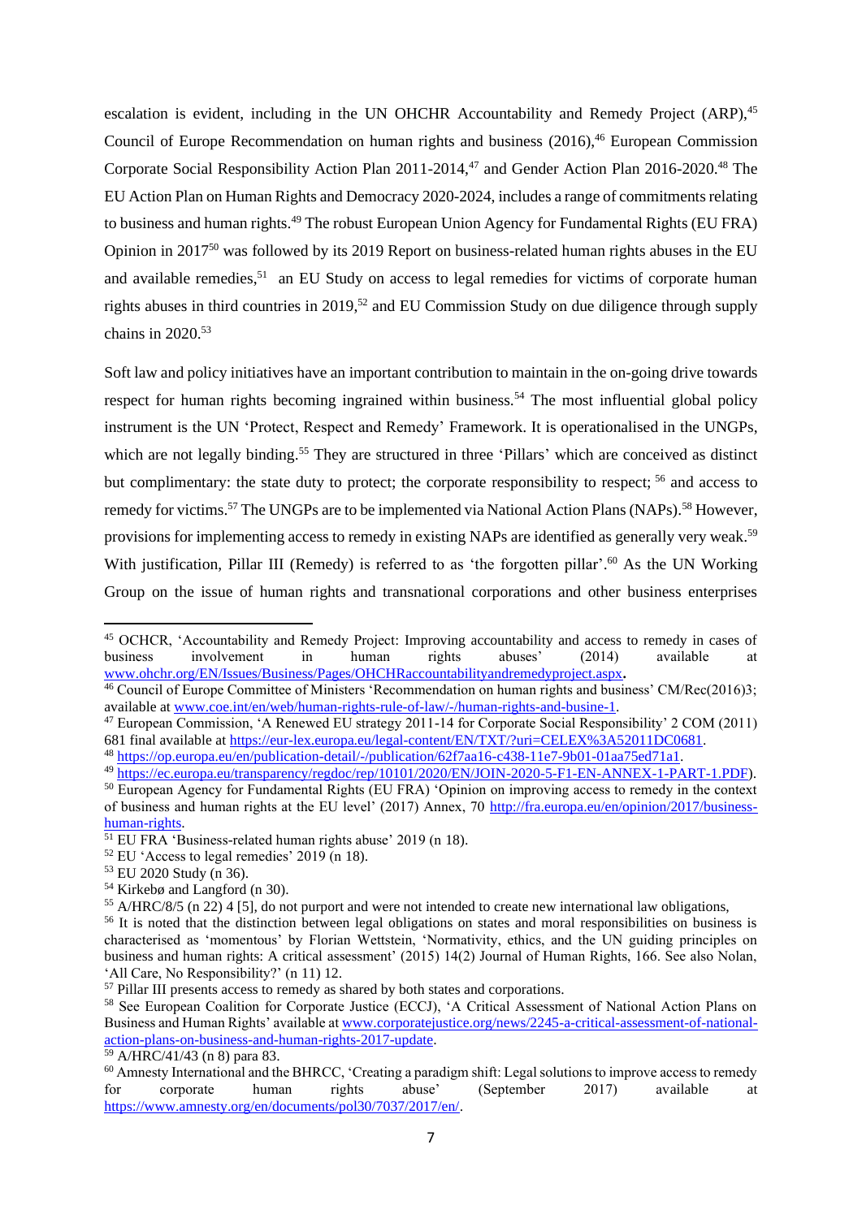escalation is evident, including in the UN OHCHR Accountability and Remedy Project (ARP),[45] Council of Europe Recommendation on human rights and business (2016),[46] European Commission Corporate Social Responsibility Action Plan 2011-2014,[47] and Gender Action Plan 2016-2020.[48] The EU Action Plan on Human Rights and Democracy 2020-2024, includes a range of commitments relating to business and human rights.[49] The robust European Union Agency for Fundamental Rights (EU FRA) Opinion in 2017[50] was followed by its 2019 Report on business-related human rights abuses in the EU and available remedies,[51] an EU Study on access to legal remedies for victims of corporate human rights abuses in third countries in 2019,[52] and EU Commission Study on due diligence through supply chains in 2020.[53]

Soft law and policy initiatives have an important contribution to maintain in the on-going drive towards respect for human rights becoming ingrained within business.[54] The most influential global policy instrument is the UN 'Protect, Respect and Remedy' Framework. It is operationalised in the UNGPs, which are not legally binding.[55] They are structured in three 'Pillars' which are conceived as distinct but complimentary: the state duty to protect; the corporate responsibility to respect; [56] and access to remedy for victims.[57] The UNGPs are to be implemented via National Action Plans (NAPs).[58] However, provisions for implementing access to remedy in existing NAPs are identified as generally very weak.[59] With justification, Pillar III (Remedy) is referred to as 'the forgotten pillar'.[60] As the UN Working Group on the issue of human rights and transnational corporations and other business enterprises

---

[45] OCHCR, 'Accountability and Remedy Project: Improving accountability and access to remedy in cases of business involvement in human rights abuses' (2014) available at www.ohchr.org/EN/Issues/Business/Pages/OHCHRaccountabilityandremedyproject.aspx.

[46] Council of Europe Committee of Ministers 'Recommendation on human rights and business' CM/Rec(2016)3; available at www.coe.int/en/web/human-rights-rule-of-law/-/human-rights-and-busine-1.

[47] European Commission, 'A Renewed EU strategy 2011-14 for Corporate Social Responsibility' 2 COM (2011) 681 final available at https://eur-lex.europa.eu/legal-content/EN/TXT/?uri=CELEX%3A52011DC0681.

[48] https://op.europa.eu/en/publication-detail/-/publication/62f7aa16-c438-11e7-9b01-01aa75ed71a1.

[49] https://ec.europa.eu/transparency/regdoc/rep/10101/2020/EN/JOIN-2020-5-F1-EN-ANNEX-1-PART-1.PDF).

[50] European Agency for Fundamental Rights (EU FRA) 'Opinion on improving access to remedy in the context of business and human rights at the EU level' (2017) Annex, 70 http://fra.europa.eu/en/opinion/2017/business-human-rights.

[51] EU FRA 'Business-related human rights abuse' 2019 (n 18).

[52] EU 'Access to legal remedies' 2019 (n 18).

[53] EU 2020 Study (n 36).

[54] Kirkebø and Langford (n 30).

[55] A/HRC/8/5 (n 22) 4 [5], do not purport and were not intended to create new international law obligations,

[56] It is noted that the distinction between legal obligations on states and moral responsibilities on business is characterised as 'momentous' by Florian Wettstein, 'Normativity, ethics, and the UN guiding principles on business and human rights: A critical assessment' (2015) 14(2) Journal of Human Rights, 166. See also Nolan, 'All Care, No Responsibility?' (n 11) 12.

[57] Pillar III presents access to remedy as shared by both states and corporations.

[58] See European Coalition for Corporate Justice (ECCJ), 'A Critical Assessment of National Action Plans on Business and Human Rights' available at www.corporatejustice.org/news/2245-a-critical-assessment-of-national-action-plans-on-business-and-human-rights-2017-update.

[59] A/HRC/41/43 (n 8) para 83.

[60] Amnesty International and the BHRCC, 'Creating a paradigm shift: Legal solutions to improve access to remedy for corporate human rights abuse' (September 2017) available at https://www.amnesty.org/en/documents/pol30/7037/2017/en/.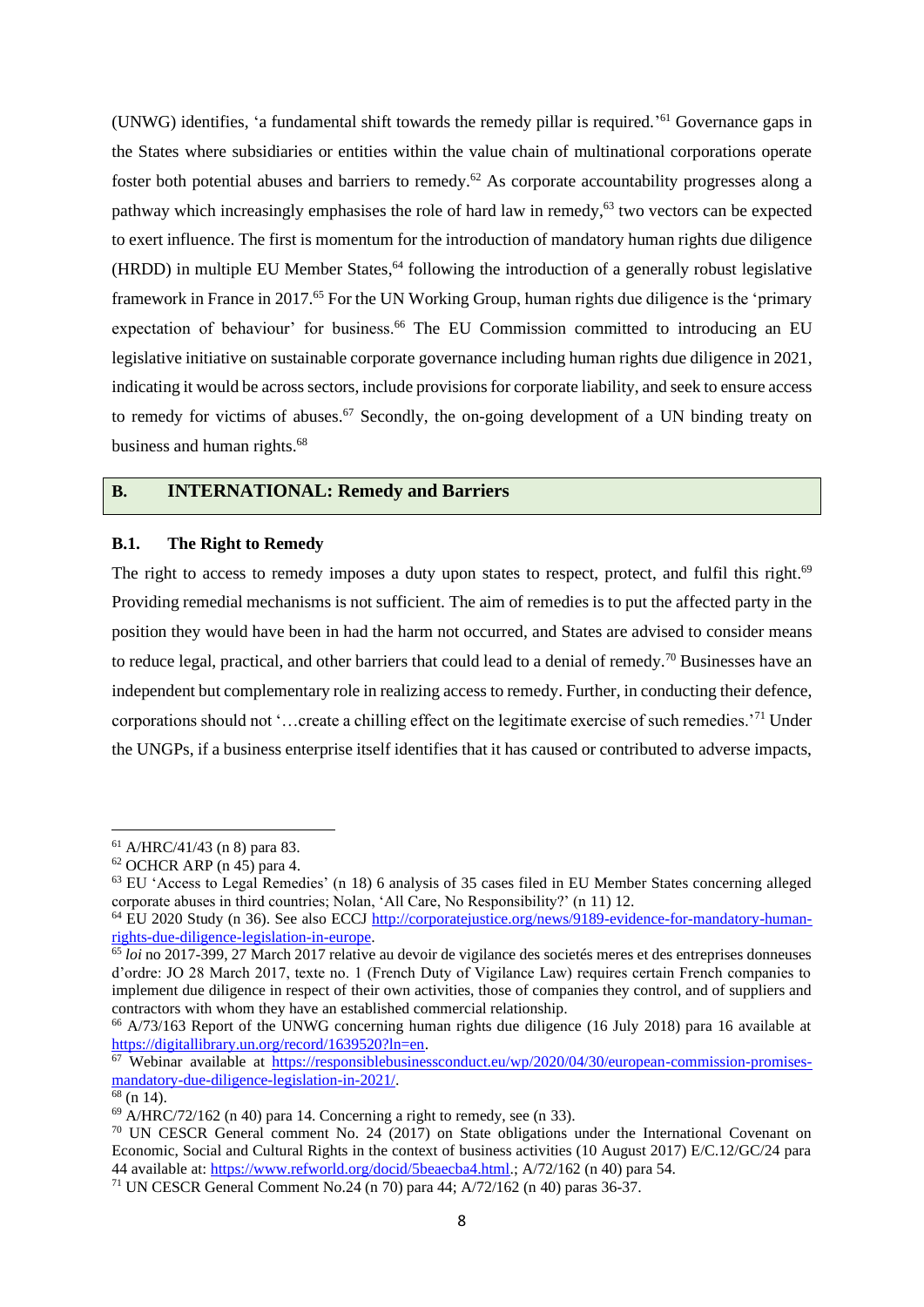(UNWG) identifies, 'a fundamental shift towards the remedy pillar is required.'[61] Governance gaps in the States where subsidiaries or entities within the value chain of multinational corporations operate foster both potential abuses and barriers to remedy.[62] As corporate accountability progresses along a pathway which increasingly emphasises the role of hard law in remedy,[63] two vectors can be expected to exert influence. The first is momentum for the introduction of mandatory human rights due diligence (HRDD) in multiple EU Member States,[64] following the introduction of a generally robust legislative framework in France in 2017.[65] For the UN Working Group, human rights due diligence is the 'primary expectation of behaviour' for business.[66] The EU Commission committed to introducing an EU legislative initiative on sustainable corporate governance including human rights due diligence in 2021, indicating it would be across sectors, include provisions for corporate liability, and seek to ensure access to remedy for victims of abuses.[67] Secondly, the on-going development of a UN binding treaty on business and human rights.[68]

## B. INTERNATIONAL: Remedy and Barriers

### B.1. The Right to Remedy

The right to access to remedy imposes a duty upon states to respect, protect, and fulfil this right.[69] Providing remedial mechanisms is not sufficient. The aim of remedies is to put the affected party in the position they would have been in had the harm not occurred, and States are advised to consider means to reduce legal, practical, and other barriers that could lead to a denial of remedy.[70] Businesses have an independent but complementary role in realizing access to remedy. Further, in conducting their defence, corporations should not '…create a chilling effect on the legitimate exercise of such remedies.'[71] Under the UNGPs, if a business enterprise itself identifies that it has caused or contributed to adverse impacts,

---

[61] A/HRC/41/43 (n 8) para 83.

[62] OCHCR ARP (n 45) para 4.

[63] EU 'Access to Legal Remedies' (n 18) 6 analysis of 35 cases filed in EU Member States concerning alleged corporate abuses in third countries; Nolan, 'All Care, No Responsibility?' (n 11) 12.

[64] EU 2020 Study (n 36). See also ECCJ http://corporatejustice.org/news/9189-evidence-for-mandatory-human-rights-due-diligence-legislation-in-europe.

[65] *loi* no 2017-399, 27 March 2017 relative au devoir de vigilance des societés meres et des entreprises donneuses d'ordre: JO 28 March 2017, texte no. 1 (French Duty of Vigilance Law) requires certain French companies to implement due diligence in respect of their own activities, those of companies they control, and of suppliers and contractors with whom they have an established commercial relationship.

[66] A/73/163 Report of the UNWG concerning human rights due diligence (16 July 2018) para 16 available at https://digitallibrary.un.org/record/1639520?ln=en.

[67] Webinar available at https://responsiblebusinessconduct.eu/wp/2020/04/30/european-commission-promises-mandatory-due-diligence-legislation-in-2021/.

[68] (n 14).

[69] A/HRC/72/162 (n 40) para 14. Concerning a right to remedy, see (n 33).

[70] UN CESCR General comment No. 24 (2017) on State obligations under the International Covenant on Economic, Social and Cultural Rights in the context of business activities (10 August 2017) E/C.12/GC/24 para 44 available at: https://www.refworld.org/docid/5beaecba4.html.; A/72/162 (n 40) para 54.

[71] UN CESCR General Comment No.24 (n 70) para 44; A/72/162 (n 40) paras 36-37.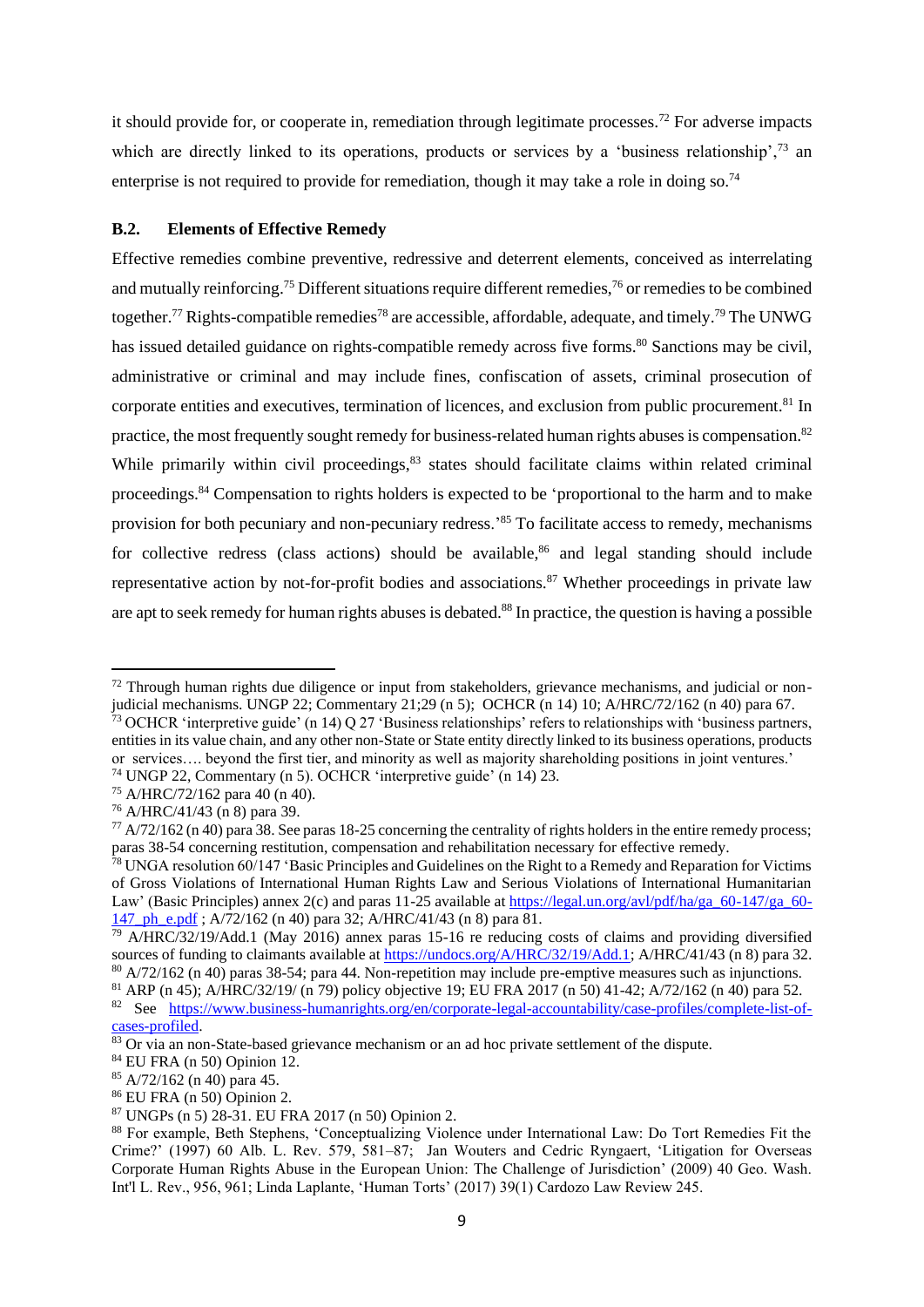it should provide for, or cooperate in, remediation through legitimate processes.[72] For adverse impacts which are directly linked to its operations, products or services by a 'business relationship',[73] an enterprise is not required to provide for remediation, though it may take a role in doing so.[74]

### B.2. Elements of Effective Remedy

Effective remedies combine preventive, redressive and deterrent elements, conceived as interrelating and mutually reinforcing.[75] Different situations require different remedies,[76] or remedies to be combined together.[77] Rights-compatible remedies[78] are accessible, affordable, adequate, and timely.[79] The UNWG has issued detailed guidance on rights-compatible remedy across five forms.[80] Sanctions may be civil, administrative or criminal and may include fines, confiscation of assets, criminal prosecution of corporate entities and executives, termination of licences, and exclusion from public procurement.[81] In practice, the most frequently sought remedy for business-related human rights abuses is compensation.[82] While primarily within civil proceedings,[83] states should facilitate claims within related criminal proceedings.[84] Compensation to rights holders is expected to be 'proportional to the harm and to make provision for both pecuniary and non-pecuniary redress.'[85] To facilitate access to remedy, mechanisms for collective redress (class actions) should be available,[86] and legal standing should include representative action by not-for-profit bodies and associations.[87] Whether proceedings in private law are apt to seek remedy for human rights abuses is debated.[88] In practice, the question is having a possible

---

[72] Through human rights due diligence or input from stakeholders, grievance mechanisms, and judicial or non-judicial mechanisms. UNGP 22; Commentary 21;29 (n 5); OCHCR (n 14) 10; A/HRC/72/162 (n 40) para 67.

[73] OCHCR 'interpretive guide' (n 14) Q 27 'Business relationships' refers to relationships with 'business partners, entities in its value chain, and any other non-State or State entity directly linked to its business operations, products or services…. beyond the first tier, and minority as well as majority shareholding positions in joint ventures.'

[74] UNGP 22, Commentary (n 5). OCHCR 'interpretive guide' (n 14) 23.

[75] A/HRC/72/162 para 40 (n 40).

[76] A/HRC/41/43 (n 8) para 39.

[77] A/72/162 (n 40) para 38. See paras 18-25 concerning the centrality of rights holders in the entire remedy process; paras 38-54 concerning restitution, compensation and rehabilitation necessary for effective remedy.

[78] UNGA resolution 60/147 'Basic Principles and Guidelines on the Right to a Remedy and Reparation for Victims of Gross Violations of International Human Rights Law and Serious Violations of International Humanitarian Law' (Basic Principles) annex 2(c) and paras 11-25 available at https://legal.un.org/avl/pdf/ha/ga_60-147/ga_60-147_ph_e.pdf ; A/72/162 (n 40) para 32; A/HRC/41/43 (n 8) para 81.

[79] A/HRC/32/19/Add.1 (May 2016) annex paras 15-16 re reducing costs of claims and providing diversified sources of funding to claimants available at https://undocs.org/A/HRC/32/19/Add.1; A/HRC/41/43 (n 8) para 32.

[80] A/72/162 (n 40) paras 38-54; para 44. Non-repetition may include pre-emptive measures such as injunctions.

[81] ARP (n 45); A/HRC/32/19/ (n 79) policy objective 19; EU FRA 2017 (n 50) 41-42; A/72/162 (n 40) para 52.

[82] See https://www.business-humanrights.org/en/corporate-legal-accountability/case-profiles/complete-list-of-cases-profiled.

[83] Or via an non-State-based grievance mechanism or an ad hoc private settlement of the dispute.

[84] EU FRA (n 50) Opinion 12.

[85] A/72/162 (n 40) para 45.

[86] EU FRA (n 50) Opinion 2.

[87] UNGPs (n 5) 28-31. EU FRA 2017 (n 50) Opinion 2.

[88] For example, Beth Stephens, 'Conceptualizing Violence under International Law: Do Tort Remedies Fit the Crime?' (1997) 60 Alb. L. Rev. 579, 581–87; Jan Wouters and Cedric Ryngaert, 'Litigation for Overseas Corporate Human Rights Abuse in the European Union: The Challenge of Jurisdiction' (2009) 40 Geo. Wash. Int'l L. Rev., 956, 961; Linda Laplante, 'Human Torts' (2017) 39(1) Cardozo Law Review 245.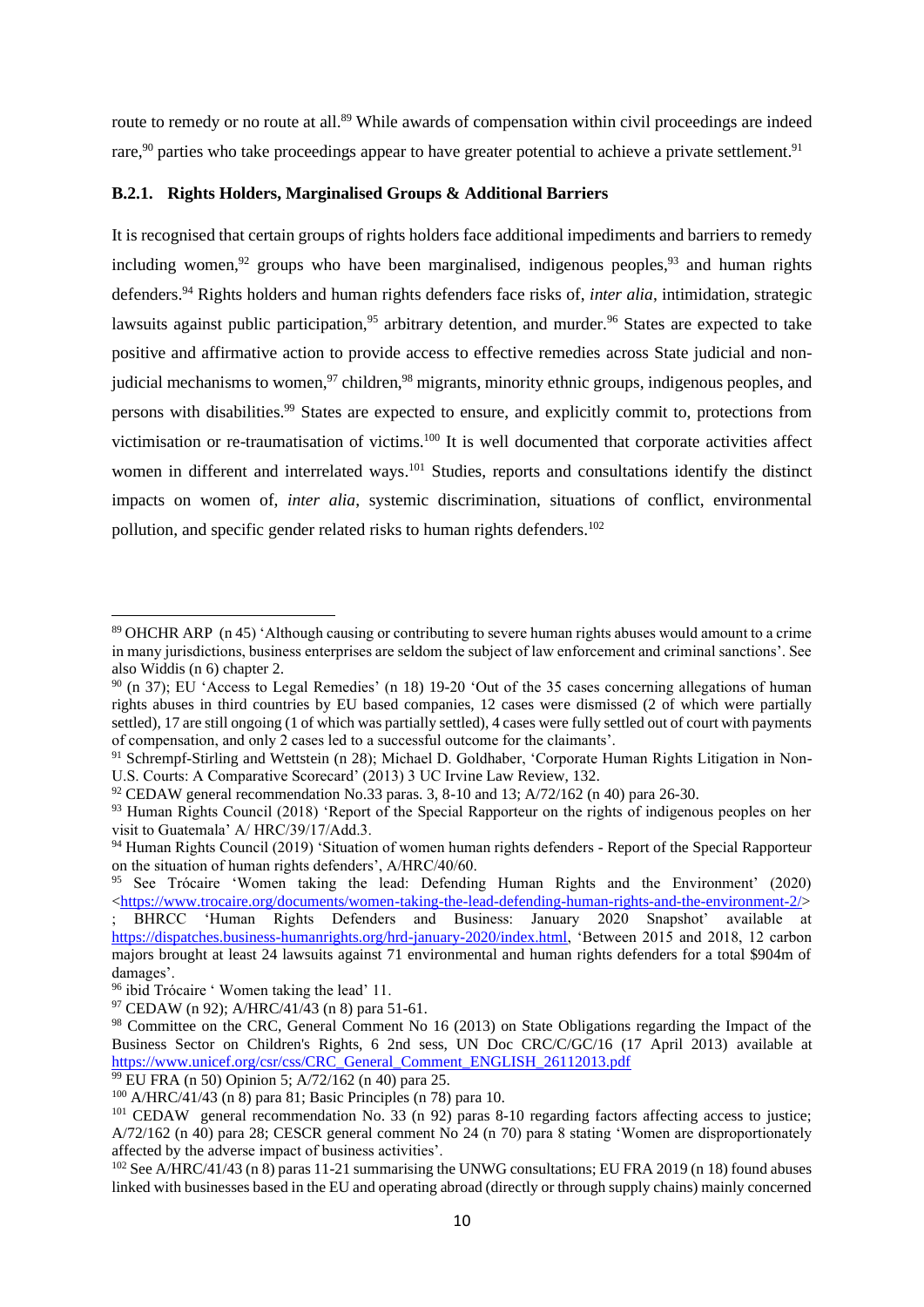route to remedy or no route at all.[89] While awards of compensation within civil proceedings are indeed rare,[90] parties who take proceedings appear to have greater potential to achieve a private settlement.[91]

### B.2.1. Rights Holders, Marginalised Groups & Additional Barriers

It is recognised that certain groups of rights holders face additional impediments and barriers to remedy including women,[92] groups who have been marginalised, indigenous peoples,[93] and human rights defenders.[94] Rights holders and human rights defenders face risks of, *inter alia*, intimidation, strategic lawsuits against public participation,[95] arbitrary detention, and murder.[96] States are expected to take positive and affirmative action to provide access to effective remedies across State judicial and non-judicial mechanisms to women,[97] children,[98] migrants, minority ethnic groups, indigenous peoples, and persons with disabilities.[99] States are expected to ensure, and explicitly commit to, protections from victimisation or re-traumatisation of victims.[100] It is well documented that corporate activities affect women in different and interrelated ways.[101] Studies, reports and consultations identify the distinct impacts on women of, *inter alia*, systemic discrimination, situations of conflict, environmental pollution, and specific gender related risks to human rights defenders.[102]

---

[89] OHCHR ARP (n 45) 'Although causing or contributing to severe human rights abuses would amount to a crime in many jurisdictions, business enterprises are seldom the subject of law enforcement and criminal sanctions'. See also Widdis (n 6) chapter 2.

[90] (n 37); EU 'Access to Legal Remedies' (n 18) 19-20 'Out of the 35 cases concerning allegations of human rights abuses in third countries by EU based companies, 12 cases were dismissed (2 of which were partially settled), 17 are still ongoing (1 of which was partially settled), 4 cases were fully settled out of court with payments of compensation, and only 2 cases led to a successful outcome for the claimants'.

[91] Schrempf-Stirling and Wettstein (n 28); Michael D. Goldhaber, 'Corporate Human Rights Litigation in Non-U.S. Courts: A Comparative Scorecard' (2013) 3 UC Irvine Law Review, 132.

[92] CEDAW general recommendation No.33 paras. 3, 8-10 and 13; A/72/162 (n 40) para 26-30.

[93] Human Rights Council (2018) 'Report of the Special Rapporteur on the rights of indigenous peoples on her visit to Guatemala' A/ HRC/39/17/Add.3.

[94] Human Rights Council (2019) 'Situation of women human rights defenders - Report of the Special Rapporteur on the situation of human rights defenders', A/HRC/40/60.

[95] See Trócaire 'Women taking the lead: Defending Human Rights and the Environment' (2020) <https://www.trocaire.org/documents/women-taking-the-lead-defending-human-rights-and-the-environment-2/> ; BHRCC 'Human Rights Defenders and Business: January 2020 Snapshot' available at https://dispatches.business-humanrights.org/hrd-january-2020/index.html, 'Between 2015 and 2018, 12 carbon majors brought at least 24 lawsuits against 71 environmental and human rights defenders for a total $904m of damages'.

[96] ibid Trócaire ' Women taking the lead' 11.

[97] CEDAW (n 92); A/HRC/41/43 (n 8) para 51-61.

[98] Committee on the CRC, General Comment No 16 (2013) on State Obligations regarding the Impact of the Business Sector on Children's Rights, 6 2nd sess, UN Doc CRC/C/GC/16 (17 April 2013) available at https://www.unicef.org/csr/css/CRC_General_Comment_ENGLISH_26112013.pdf

[99] EU FRA (n 50) Opinion 5; A/72/162 (n 40) para 25.

[100] A/HRC/41/43 (n 8) para 81; Basic Principles (n 78) para 10.

[101] CEDAW general recommendation No. 33 (n 92) paras 8-10 regarding factors affecting access to justice; A/72/162 (n 40) para 28; CESCR general comment No 24 (n 70) para 8 stating 'Women are disproportionately affected by the adverse impact of business activities'.

[102] See A/HRC/41/43 (n 8) paras 11-21 summarising the UNWG consultations; EU FRA 2019 (n 18) found abuses linked with businesses based in the EU and operating abroad (directly or through supply chains) mainly concerned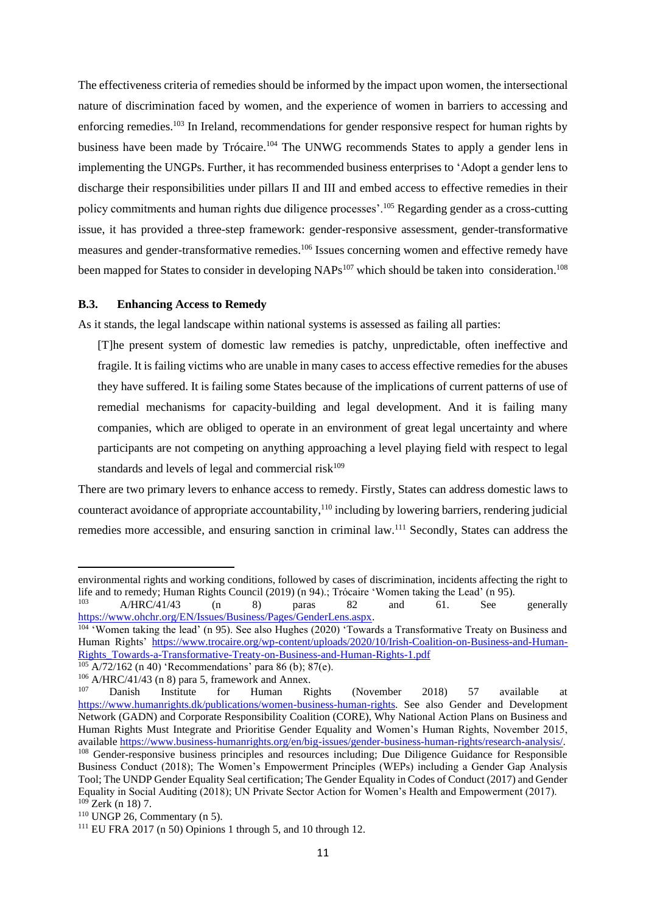The effectiveness criteria of remedies should be informed by the impact upon women, the intersectional nature of discrimination faced by women, and the experience of women in barriers to accessing and enforcing remedies.[103] In Ireland, recommendations for gender responsive respect for human rights by business have been made by Trócaire.[104] The UNWG recommends States to apply a gender lens in implementing the UNGPs. Further, it has recommended business enterprises to 'Adopt a gender lens to discharge their responsibilities under pillars II and III and embed access to effective remedies in their policy commitments and human rights due diligence processes'.[105] Regarding gender as a cross-cutting issue, it has provided a three-step framework: gender-responsive assessment, gender-transformative measures and gender-transformative remedies.[106] Issues concerning women and effective remedy have been mapped for States to consider in developing NAPs[107] which should be taken into consideration.[108]

### B.3. Enhancing Access to Remedy

As it stands, the legal landscape within national systems is assessed as failing all parties:

> [T]he present system of domestic law remedies is patchy, unpredictable, often ineffective and fragile. It is failing victims who are unable in many cases to access effective remedies for the abuses they have suffered. It is failing some States because of the implications of current patterns of use of remedial mechanisms for capacity-building and legal development. And it is failing many companies, which are obliged to operate in an environment of great legal uncertainty and where participants are not competing on anything approaching a level playing field with respect to legal standards and levels of legal and commercial risk[109]

There are two primary levers to enhance access to remedy. Firstly, States can address domestic laws to counteract avoidance of appropriate accountability,[110] including by lowering barriers, rendering judicial remedies more accessible, and ensuring sanction in criminal law.[111] Secondly, States can address the

---

environmental rights and working conditions, followed by cases of discrimination, incidents affecting the right to life and to remedy; Human Rights Council (2019) (n 94).; Trócaire 'Women taking the Lead' (n 95).

[103] A/HRC/41/43 (n 8) paras 82 and 61. See generally https://www.ohchr.org/EN/Issues/Business/Pages/GenderLens.aspx.

[104] 'Women taking the lead' (n 95). See also Hughes (2020) 'Towards a Transformative Treaty on Business and Human Rights' https://www.trocaire.org/wp-content/uploads/2020/10/Irish-Coalition-on-Business-and-Human-Rights_Towards-a-Transformative-Treaty-on-Business-and-Human-Rights-1.pdf

[105] A/72/162 (n 40) 'Recommendations' para 86 (b); 87(e).

[106] A/HRC/41/43 (n 8) para 5, framework and Annex.

[107] Danish Institute for Human Rights (November 2018) 57 available at https://www.humanrights.dk/publications/women-business-human-rights. See also Gender and Development Network (GADN) and Corporate Responsibility Coalition (CORE), Why National Action Plans on Business and Human Rights Must Integrate and Prioritise Gender Equality and Women's Human Rights, November 2015, available https://www.business-humanrights.org/en/big-issues/gender-business-human-rights/research-analysis/.

[108] Gender-responsive business principles and resources including; Due Diligence Guidance for Responsible Business Conduct (2018); The Women's Empowerment Principles (WEPs) including a Gender Gap Analysis Tool; The UNDP Gender Equality Seal certification; The Gender Equality in Codes of Conduct (2017) and Gender Equality in Social Auditing (2018); UN Private Sector Action for Women's Health and Empowerment (2017).

[109] Zerk (n 18) 7.

[110] UNGP 26, Commentary (n 5).

[111] EU FRA 2017 (n 50) Opinions 1 through 5, and 10 through 12.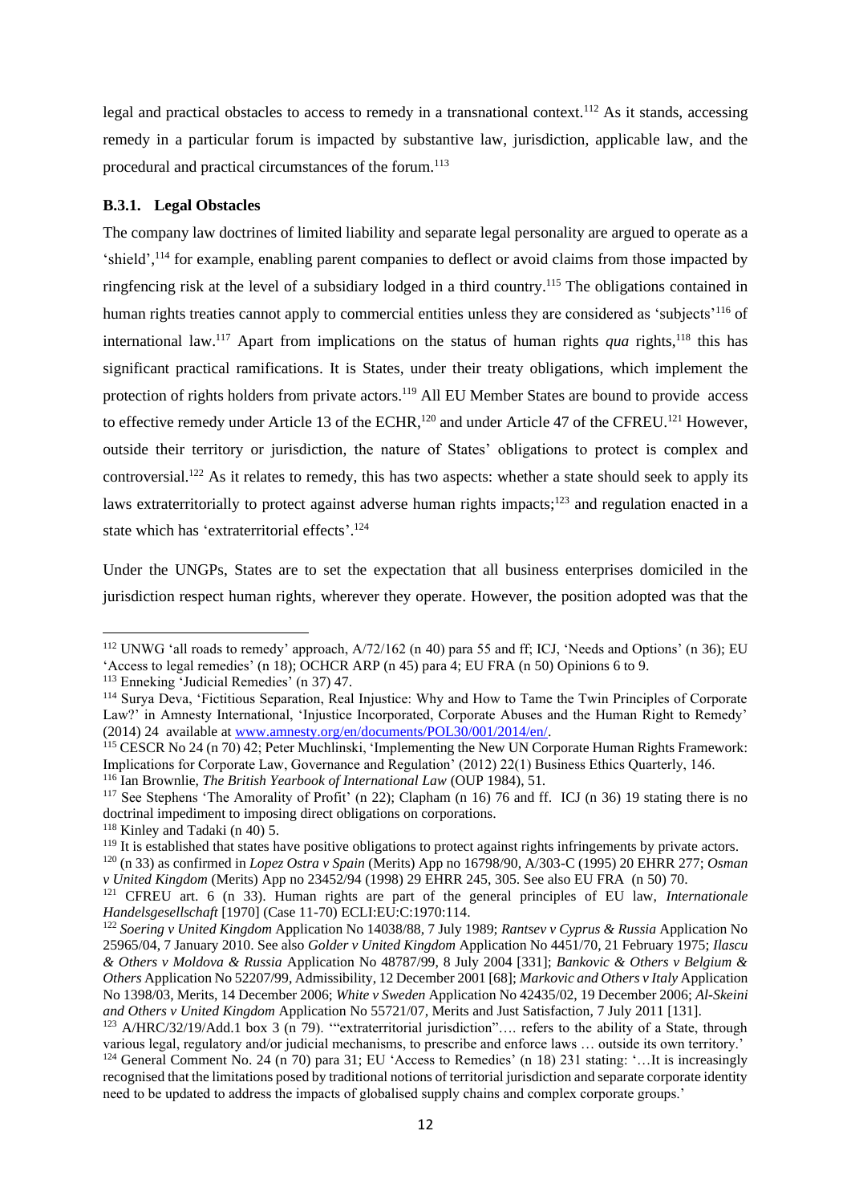legal and practical obstacles to access to remedy in a transnational context.[112] As it stands, accessing remedy in a particular forum is impacted by substantive law, jurisdiction, applicable law, and the procedural and practical circumstances of the forum.[113]

### B.3.1. Legal Obstacles

The company law doctrines of limited liability and separate legal personality are argued to operate as a 'shield',[114] for example, enabling parent companies to deflect or avoid claims from those impacted by ringfencing risk at the level of a subsidiary lodged in a third country.[115] The obligations contained in human rights treaties cannot apply to commercial entities unless they are considered as 'subjects'[116] of international law.[117] Apart from implications on the status of human rights *qua* rights,[118] this has significant practical ramifications. It is States, under their treaty obligations, which implement the protection of rights holders from private actors.[119] All EU Member States are bound to provide access to effective remedy under Article 13 of the ECHR,[120] and under Article 47 of the CFREU.[121] However, outside their territory or jurisdiction, the nature of States' obligations to protect is complex and controversial.[122] As it relates to remedy, this has two aspects: whether a state should seek to apply its laws extraterritorially to protect against adverse human rights impacts;[123] and regulation enacted in a state which has 'extraterritorial effects'.[124]

Under the UNGPs, States are to set the expectation that all business enterprises domiciled in the jurisdiction respect human rights, wherever they operate. However, the position adopted was that the

---

[112] UNWG 'all roads to remedy' approach, A/72/162 (n 40) para 55 and ff; ICJ, 'Needs and Options' (n 36); EU 'Access to legal remedies' (n 18); OCHCR ARP (n 45) para 4; EU FRA (n 50) Opinions 6 to 9.

[113] Enneking 'Judicial Remedies' (n 37) 47.

[114] Surya Deva, 'Fictitious Separation, Real Injustice: Why and How to Tame the Twin Principles of Corporate Law?' in Amnesty International, 'Injustice Incorporated, Corporate Abuses and the Human Right to Remedy' (2014) 24 available at www.amnesty.org/en/documents/POL30/001/2014/en/.

[115] CESCR No 24 (n 70) 42; Peter Muchlinski, 'Implementing the New UN Corporate Human Rights Framework: Implications for Corporate Law, Governance and Regulation' (2012) 22(1) Business Ethics Quarterly, 146.

[116] Ian Brownlie, *The British Yearbook of International Law* (OUP 1984), 51.

[117] See Stephens 'The Amorality of Profit' (n 22); Clapham (n 16) 76 and ff. ICJ (n 36) 19 stating there is no doctrinal impediment to imposing direct obligations on corporations.

[118] Kinley and Tadaki (n 40) 5.

[119] It is established that states have positive obligations to protect against rights infringements by private actors.

[120] (n 33) as confirmed in *Lopez Ostra v Spain* (Merits) App no 16798/90, A/303-C (1995) 20 EHRR 277; *Osman v United Kingdom* (Merits) App no 23452/94 (1998) 29 EHRR 245, 305. See also EU FRA (n 50) 70.

[121] CFREU art. 6 (n 33). Human rights are part of the general principles of EU law, *Internationale Handelsgesellschaft* [1970] (Case 11-70) ECLI:EU:C:1970:114.

[122] *Soering v United Kingdom* Application No 14038/88, 7 July 1989; *Rantsev v Cyprus & Russia* Application No 25965/04, 7 January 2010. See also *Golder v United Kingdom* Application No 4451/70, 21 February 1975; *Ilascu & Others v Moldova & Russia* Application No 48787/99, 8 July 2004 [331]; *Bankovic & Others v Belgium & Others* Application No 52207/99, Admissibility, 12 December 2001 [68]; *Markovic and Others v Italy* Application No 1398/03, Merits, 14 December 2006; *White v Sweden* Application No 42435/02, 19 December 2006; *Al-Skeini and Others v United Kingdom* Application No 55721/07, Merits and Just Satisfaction, 7 July 2011 [131].

[123] A/HRC/32/19/Add.1 box 3 (n 79). '"extraterritorial jurisdiction"…. refers to the ability of a State, through various legal, regulatory and/or judicial mechanisms, to prescribe and enforce laws … outside its own territory.'

[124] General Comment No. 24 (n 70) para 31; EU 'Access to Remedies' (n 18) 231 stating: '…It is increasingly recognised that the limitations posed by traditional notions of territorial jurisdiction and separate corporate identity need to be updated to address the impacts of globalised supply chains and complex corporate groups.'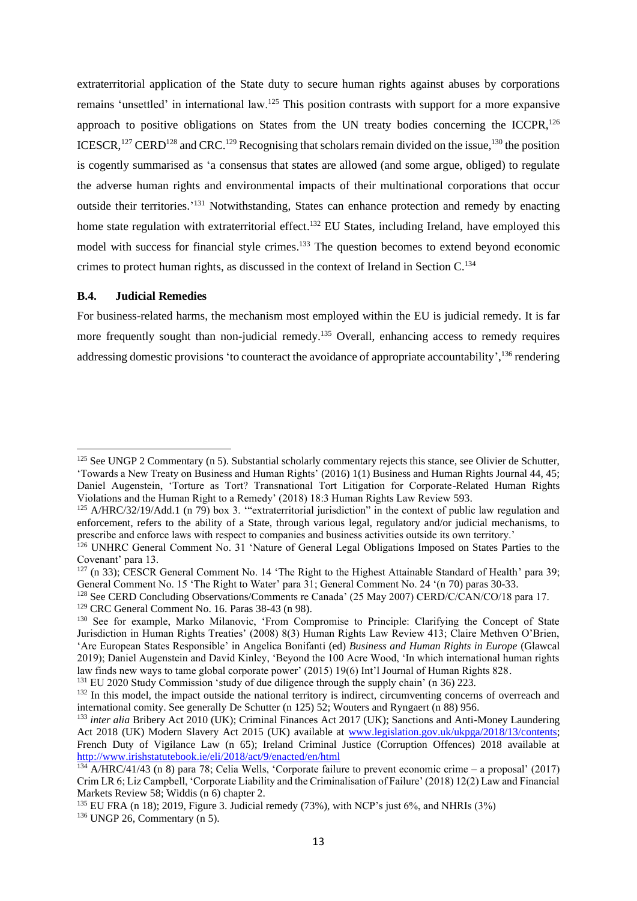extraterritorial application of the State duty to secure human rights against abuses by corporations remains 'unsettled' in international law.[125] This position contrasts with support for a more expansive approach to positive obligations on States from the UN treaty bodies concerning the ICCPR,[126] ICESCR,[127] CERD[128] and CRC.[129] Recognising that scholars remain divided on the issue,[130] the position is cogently summarised as 'a consensus that states are allowed (and some argue, obliged) to regulate the adverse human rights and environmental impacts of their multinational corporations that occur outside their territories.'[131] Notwithstanding, States can enhance protection and remedy by enacting home state regulation with extraterritorial effect.[132] EU States, including Ireland, have employed this model with success for financial style crimes.[133] The question becomes to extend beyond economic crimes to protect human rights, as discussed in the context of Ireland in Section C.[134]

### B.4. Judicial Remedies

For business-related harms, the mechanism most employed within the EU is judicial remedy. It is far more frequently sought than non-judicial remedy.[135] Overall, enhancing access to remedy requires addressing domestic provisions 'to counteract the avoidance of appropriate accountability',[136] rendering

---

[125] See UNGP 2 Commentary (n 5). Substantial scholarly commentary rejects this stance, see Olivier de Schutter, 'Towards a New Treaty on Business and Human Rights' (2016) 1(1) Business and Human Rights Journal 44, 45; Daniel Augenstein, 'Torture as Tort? Transnational Tort Litigation for Corporate-Related Human Rights Violations and the Human Right to a Remedy' (2018) 18:3 Human Rights Law Review 593.

[125] A/HRC/32/19/Add.1 (n 79) box 3. '"extraterritorial jurisdiction" in the context of public law regulation and enforcement, refers to the ability of a State, through various legal, regulatory and/or judicial mechanisms, to prescribe and enforce laws with respect to companies and business activities outside its own territory.'

[126] UNHRC General Comment No. 31 'Nature of General Legal Obligations Imposed on States Parties to the Covenant' para 13.

[127] (n 33); CESCR General Comment No. 14 'The Right to the Highest Attainable Standard of Health' para 39; General Comment No. 15 'The Right to Water' para 31; General Comment No. 24 '(n 70) paras 30-33.

[128] See CERD Concluding Observations/Comments re Canada' (25 May 2007) CERD/C/CAN/CO/18 para 17.

[129] CRC General Comment No. 16. Paras 38-43 (n 98).

[130] See for example, Marko Milanovic, 'From Compromise to Principle: Clarifying the Concept of State Jurisdiction in Human Rights Treaties' (2008) 8(3) Human Rights Law Review 413; Claire Methven O'Brien, 'Are European States Responsible' in Angelica Bonifanti (ed) *Business and Human Rights in Europe* (Glawcal 2019); Daniel Augenstein and David Kinley, 'Beyond the 100 Acre Wood, 'In which international human rights law finds new ways to tame global corporate power' (2015) 19(6) Int'l Journal of Human Rights 828.

[131] EU 2020 Study Commission 'study of due diligence through the supply chain' (n 36) 223.

[132] In this model, the impact outside the national territory is indirect, circumventing concerns of overreach and international comity. See generally De Schutter (n 125) 52; Wouters and Ryngaert (n 88) 956.

[133] *inter alia* Bribery Act 2010 (UK); Criminal Finances Act 2017 (UK); Sanctions and Anti-Money Laundering Act 2018 (UK) Modern Slavery Act 2015 (UK) available at www.legislation.gov.uk/ukpga/2018/13/contents; French Duty of Vigilance Law (n 65); Ireland Criminal Justice (Corruption Offences) 2018 available at http://www.irishstatutebook.ie/eli/2018/act/9/enacted/en/html

[134] A/HRC/41/43 (n 8) para 78; Celia Wells, 'Corporate failure to prevent economic crime – a proposal' (2017) Crim LR 6; Liz Campbell, 'Corporate Liability and the Criminalisation of Failure' (2018) 12(2) Law and Financial Markets Review 58; Widdis (n 6) chapter 2.

[135] EU FRA (n 18); 2019, Figure 3. Judicial remedy (73%), with NCP's just 6%, and NHRIs (3%)

[136] UNGP 26, Commentary (n 5).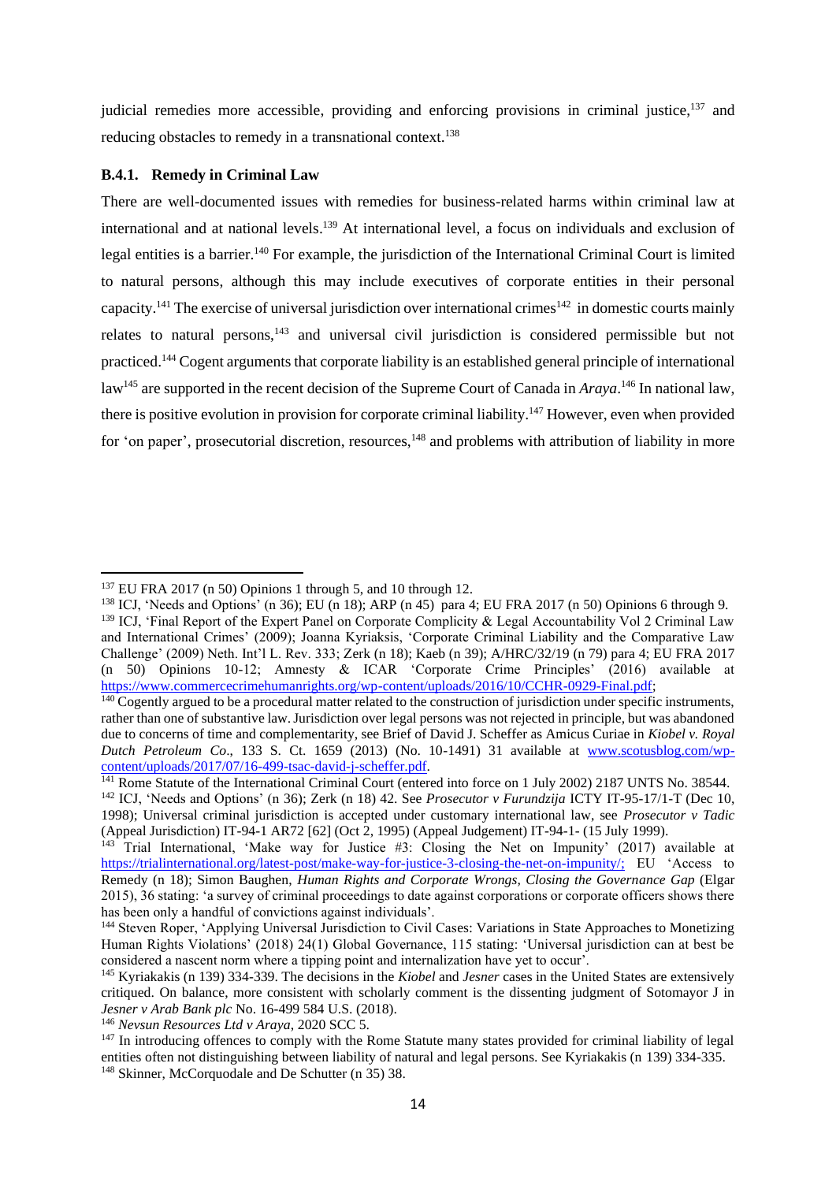judicial remedies more accessible, providing and enforcing provisions in criminal justice,[137] and reducing obstacles to remedy in a transnational context.[138]

### B.4.1. Remedy in Criminal Law

There are well-documented issues with remedies for business-related harms within criminal law at international and at national levels.[139] At international level, a focus on individuals and exclusion of legal entities is a barrier.[140] For example, the jurisdiction of the International Criminal Court is limited to natural persons, although this may include executives of corporate entities in their personal capacity.[141] The exercise of universal jurisdiction over international crimes[142] in domestic courts mainly relates to natural persons,[143] and universal civil jurisdiction is considered permissible but not practiced.[144] Cogent arguments that corporate liability is an established general principle of international law[145] are supported in the recent decision of the Supreme Court of Canada in *Araya*.[146] In national law, there is positive evolution in provision for corporate criminal liability.[147] However, even when provided for 'on paper', prosecutorial discretion, resources,[148] and problems with attribution of liability in more

---

[137] EU FRA 2017 (n 50) Opinions 1 through 5, and 10 through 12.

[138] ICJ, 'Needs and Options' (n 36); EU (n 18); ARP (n 45) para 4; EU FRA 2017 (n 50) Opinions 6 through 9.

[139] ICJ, 'Final Report of the Expert Panel on Corporate Complicity & Legal Accountability Vol 2 Criminal Law and International Crimes' (2009); Joanna Kyriaksis, 'Corporate Criminal Liability and the Comparative Law Challenge' (2009) Neth. Int'l L. Rev. 333; Zerk (n 18); Kaeb (n 39); A/HRC/32/19 (n 79) para 4; EU FRA 2017 (n 50) Opinions 10-12; Amnesty & ICAR 'Corporate Crime Principles' (2016) available at https://www.commercecrimehumanrights.org/wp-content/uploads/2016/10/CCHR-0929-Final.pdf;

[140] Cogently argued to be a procedural matter related to the construction of jurisdiction under specific instruments, rather than one of substantive law. Jurisdiction over legal persons was not rejected in principle, but was abandoned due to concerns of time and complementarity, see Brief of David J. Scheffer as Amicus Curiae in *Kiobel v. Royal Dutch Petroleum Co*., 133 S. Ct. 1659 (2013) (No. 10-1491) 31 available at www.scotusblog.com/wp-content/uploads/2017/07/16-499-tsac-david-j-scheffer.pdf.

[141] Rome Statute of the International Criminal Court (entered into force on 1 July 2002) 2187 UNTS No. 38544.

[142] ICJ, 'Needs and Options' (n 36); Zerk (n 18) 42. See *Prosecutor v Furundzija* ICTY IT-95-17/1-T (Dec 10, 1998); Universal criminal jurisdiction is accepted under customary international law, see *Prosecutor v Tadic* (Appeal Jurisdiction) IT-94-1 AR72 [62] (Oct 2, 1995) (Appeal Judgement) IT-94-1- (15 July 1999).

[143] Trial International, 'Make way for Justice #3: Closing the Net on Impunity' (2017) available at https://trialinternational.org/latest-post/make-way-for-justice-3-closing-the-net-on-impunity/; EU 'Access to Remedy (n 18); Simon Baughen, *Human Rights and Corporate Wrongs, Closing the Governance Gap* (Elgar 2015), 36 stating: 'a survey of criminal proceedings to date against corporations or corporate officers shows there has been only a handful of convictions against individuals'.

[144] Steven Roper, 'Applying Universal Jurisdiction to Civil Cases: Variations in State Approaches to Monetizing Human Rights Violations' (2018) 24(1) Global Governance, 115 stating: 'Universal jurisdiction can at best be considered a nascent norm where a tipping point and internalization have yet to occur'.

[145] Kyriakakis (n 139) 334-339. The decisions in the *Kiobel* and *Jesner* cases in the United States are extensively critiqued. On balance, more consistent with scholarly comment is the dissenting judgment of Sotomayor J in *Jesner v Arab Bank plc* No. 16-499 584 U.S. (2018).

[146] *Nevsun Resources Ltd v Araya*, 2020 SCC 5.

[147] In introducing offences to comply with the Rome Statute many states provided for criminal liability of legal entities often not distinguishing between liability of natural and legal persons. See Kyriakakis (n 139) 334-335.

[148] Skinner, McCorquodale and De Schutter (n 35) 38.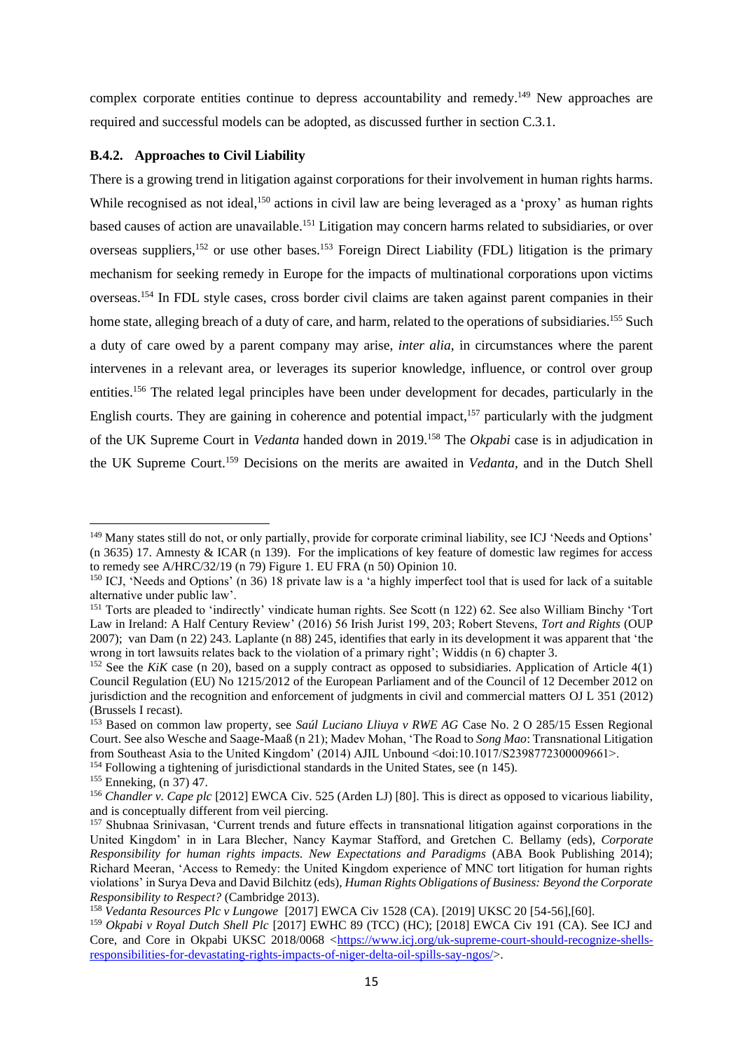complex corporate entities continue to depress accountability and remedy.[149] New approaches are required and successful models can be adopted, as discussed further in section C.3.1.

### B.4.2. Approaches to Civil Liability

There is a growing trend in litigation against corporations for their involvement in human rights harms. While recognised as not ideal,[150] actions in civil law are being leveraged as a 'proxy' as human rights based causes of action are unavailable.[151] Litigation may concern harms related to subsidiaries, or over overseas suppliers,[152] or use other bases.[153] Foreign Direct Liability (FDL) litigation is the primary mechanism for seeking remedy in Europe for the impacts of multinational corporations upon victims overseas.[154] In FDL style cases, cross border civil claims are taken against parent companies in their home state, alleging breach of a duty of care, and harm, related to the operations of subsidiaries.[155] Such a duty of care owed by a parent company may arise, *inter alia*, in circumstances where the parent intervenes in a relevant area, or leverages its superior knowledge, influence, or control over group entities.[156] The related legal principles have been under development for decades, particularly in the English courts. They are gaining in coherence and potential impact,[157] particularly with the judgment of the UK Supreme Court in *Vedanta* handed down in 2019.[158] The *Okpabi* case is in adjudication in the UK Supreme Court.[159] Decisions on the merits are awaited in *Vedanta,* and in the Dutch Shell

---

[149] Many states still do not, or only partially, provide for corporate criminal liability, see ICJ 'Needs and Options' (n 3635) 17. Amnesty & ICAR (n 139). For the implications of key feature of domestic law regimes for access to remedy see A/HRC/32/19 (n 79) Figure 1. EU FRA (n 50) Opinion 10.

[150] ICJ, 'Needs and Options' (n 36) 18 private law is a 'a highly imperfect tool that is used for lack of a suitable alternative under public law'.

[151] Torts are pleaded to 'indirectly' vindicate human rights. See Scott (n 122) 62. See also William Binchy 'Tort Law in Ireland: A Half Century Review' (2016) 56 Irish Jurist 199, 203; Robert Stevens, *Tort and Rights* (OUP 2007); van Dam (n 22) 243. Laplante (n 88) 245, identifies that early in its development it was apparent that 'the wrong in tort lawsuits relates back to the violation of a primary right'; Widdis (n 6) chapter 3.

[152] See the *KiK* case (n 20), based on a supply contract as opposed to subsidiaries. Application of Article 4(1) Council Regulation (EU) No 1215/2012 of the European Parliament and of the Council of 12 December 2012 on jurisdiction and the recognition and enforcement of judgments in civil and commercial matters OJ L 351 (2012) (Brussels I recast).

[153] Based on common law property, see *Saúl Luciano Lliuya v RWE AG* Case No. 2 O 285/15 Essen Regional Court. See also Wesche and Saage-Maaß (n 21); Madev Mohan, 'The Road to *Song Mao*: Transnational Litigation from Southeast Asia to the United Kingdom' (2014) AJIL Unbound <doi:10.1017/S2398772300009661>.

[154] Following a tightening of jurisdictional standards in the United States, see (n 145).

[155] Enneking, (n 37) 47.

[156] *Chandler v. Cape plc* [2012] EWCA Civ. 525 (Arden LJ) [80]. This is direct as opposed to vicarious liability, and is conceptually different from veil piercing.

[157] Shubnaa Srinivasan, 'Current trends and future effects in transnational litigation against corporations in the United Kingdom' in in Lara Blecher, Nancy Kaymar Stafford, and Gretchen C. Bellamy (eds), *Corporate Responsibility for human rights impacts. New Expectations and Paradigms* (ABA Book Publishing 2014); Richard Meeran, 'Access to Remedy: the United Kingdom experience of MNC tort litigation for human rights violations' in Surya Deva and David Bilchitz (eds), *Human Rights Obligations of Business: Beyond the Corporate Responsibility to Respect?* (Cambridge 2013).

[158] *Vedanta Resources Plc v Lungowe* [2017] EWCA Civ 1528 (CA). [2019] UKSC 20 [54-56],[60].

[159] *Okpabi v Royal Dutch Shell Plc* [2017] EWHC 89 (TCC) (HC); [2018] EWCA Civ 191 (CA). See ICJ and Core, and Core in Okpabi UKSC 2018/0068 <https://www.icj.org/uk-supreme-court-should-recognize-shells-responsibilities-for-devastating-rights-impacts-of-niger-delta-oil-spills-say-ngos/>.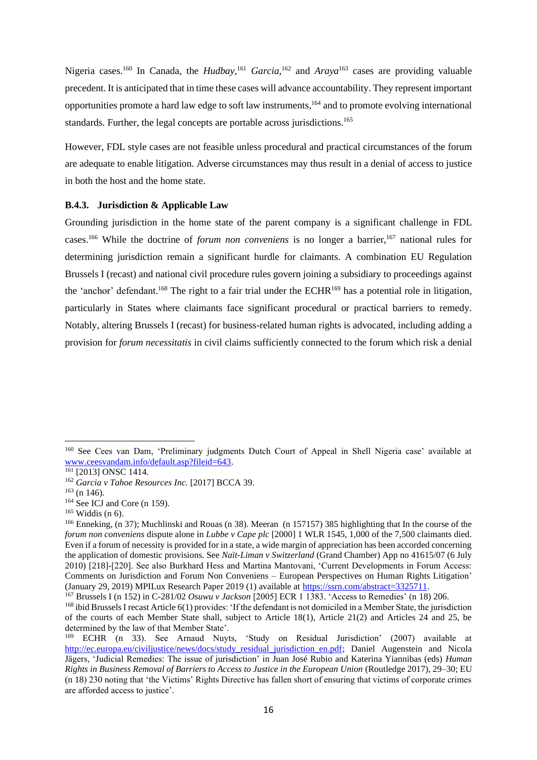Nigeria cases.[160] In Canada, the *Hudbay*,[161] *Garcia*,[162] and *Araya*[163] cases are providing valuable precedent. It is anticipated that in time these cases will advance accountability. They represent important opportunities promote a hard law edge to soft law instruments,[164] and to promote evolving international standards. Further, the legal concepts are portable across jurisdictions.[165]

However, FDL style cases are not feasible unless procedural and practical circumstances of the forum are adequate to enable litigation. Adverse circumstances may thus result in a denial of access to justice in both the host and the home state.

### B.4.3. Jurisdiction & Applicable Law

Grounding jurisdiction in the home state of the parent company is a significant challenge in FDL cases.[166] While the doctrine of *forum non conveniens* is no longer a barrier,[167] national rules for determining jurisdiction remain a significant hurdle for claimants. A combination EU Regulation Brussels I (recast) and national civil procedure rules govern joining a subsidiary to proceedings against the 'anchor' defendant.[168] The right to a fair trial under the ECHR[169] has a potential role in litigation, particularly in States where claimants face significant procedural or practical barriers to remedy. Notably, altering Brussels I (recast) for business-related human rights is advocated, including adding a provision for *forum necessitatis* in civil claims sufficiently connected to the forum which risk a denial

---

[160] See Cees van Dam, 'Preliminary judgments Dutch Court of Appeal in Shell Nigeria case' available at www.ceesvandam.info/default.asp?fileid=643.

[161] [2013] ONSC 1414.

[162] *Garcia v Tahoe Resources Inc.* [2017] BCCA 39.

[163] (n 146).

[164] See ICJ and Core (n 159).

[165] Widdis (n 6).

[166] Enneking, (n 37); Muchlinski and Rouas (n 38). Meeran (n 157157) 385 highlighting that In the course of the *forum non conveniens* dispute alone in *Lubbe v Cape plc* [2000] 1 WLR 1545, 1,000 of the 7,500 claimants died. Even if a forum of necessity is provided for in a state, a wide margin of appreciation has been accorded concerning the application of domestic provisions. See *Naït-Liman v Switzerland* (Grand Chamber) App no 41615/07 (6 July 2010) [218]-[220]. See also Burkhard Hess and Martina Mantovani, 'Current Developments in Forum Access: Comments on Jurisdiction and Forum Non Conveniens – European Perspectives on Human Rights Litigation' (January 29, 2019) MPILux Research Paper 2019 (1) available at https://ssrn.com/abstract=3325711.

[167] Brussels I (n 152) in C-281/02 *Osuwu v Jackson* [2005] ECR 1 1383. 'Access to Remedies' (n 18) 206.

[168] ibid Brussels I recast Article 6(1) provides: 'If the defendant is not domiciled in a Member State, the jurisdiction of the courts of each Member State shall, subject to Article 18(1), Article 21(2) and Articles 24 and 25, be determined by the law of that Member State'.

[169] ECHR (n 33). See Arnaud Nuyts, 'Study on Residual Jurisdiction' (2007) available at http://ec.europa.eu/civiljustice/news/docs/study_residual_jurisdiction_en.pdf; Daniel Augenstein and Nicola Jägers, 'Judicial Remedies: The issue of jurisdiction' in Juan José Rubio and Katerina Yiannibas (eds) *Human Rights in Business Removal of Barriers to Access to Justice in the European Union* (Routledge 2017), 29–30; EU (n 18) 230 noting that 'the Victims' Rights Directive has fallen short of ensuring that victims of corporate crimes are afforded access to justice'.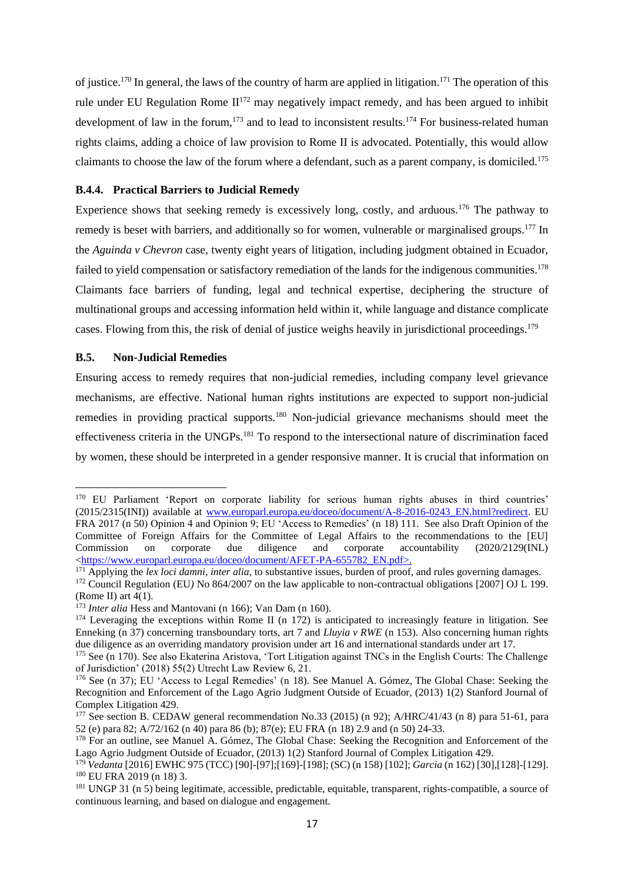of justice.[170] In general, the laws of the country of harm are applied in litigation.[171] The operation of this rule under EU Regulation Rome II[172] may negatively impact remedy, and has been argued to inhibit development of law in the forum,[173] and to lead to inconsistent results.[174] For business-related human rights claims, adding a choice of law provision to Rome II is advocated. Potentially, this would allow claimants to choose the law of the forum where a defendant, such as a parent company, is domiciled.[175]

### B.4.4. Practical Barriers to Judicial Remedy

Experience shows that seeking remedy is excessively long, costly, and arduous.[176] The pathway to remedy is beset with barriers, and additionally so for women, vulnerable or marginalised groups.[177] In the *Aguinda v Chevron* case, twenty eight years of litigation, including judgment obtained in Ecuador, failed to yield compensation or satisfactory remediation of the lands for the indigenous communities.[178] Claimants face barriers of funding, legal and technical expertise, deciphering the structure of multinational groups and accessing information held within it, while language and distance complicate cases. Flowing from this, the risk of denial of justice weighs heavily in jurisdictional proceedings.[179]

### B.5. Non-Judicial Remedies

Ensuring access to remedy requires that non-judicial remedies, including company level grievance mechanisms, are effective. National human rights institutions are expected to support non-judicial remedies in providing practical supports.[180] Non-judicial grievance mechanisms should meet the effectiveness criteria in the UNGPs.[181] To respond to the intersectional nature of discrimination faced by women, these should be interpreted in a gender responsive manner. It is crucial that information on

---

[170] EU Parliament 'Report on corporate liability for serious human rights abuses in third countries' (2015/2315(INI)) available at www.europarl.europa.eu/doceo/document/A-8-2016-0243_EN.html?redirect. EU FRA 2017 (n 50) Opinion 4 and Opinion 9; EU 'Access to Remedies' (n 18) 111. See also Draft Opinion of the Committee of Foreign Affairs for the Committee of Legal Affairs to the recommendations to the [EU] Commission on corporate due diligence and corporate accountability (2020/2129(INL) <https://www.europarl.europa.eu/doceo/document/AFET-PA-655782_EN.pdf>.

[171] Applying the *lex loci damni*, *inter alia*, to substantive issues, burden of proof, and rules governing damages.

[172] Council Regulation (EU) No 864/2007 on the law applicable to non-contractual obligations [2007] OJ L 199. (Rome II) art 4(1).

[173] *Inter alia* Hess and Mantovani (n 166); Van Dam (n 160).

[174] Leveraging the exceptions within Rome II (n 172) is anticipated to increasingly feature in litigation. See Enneking (n 37) concerning transboundary torts, art 7 and *Lluyia v RWE* (n 153). Also concerning human rights due diligence as an overriding mandatory provision under art 16 and international standards under art 17.

[175] See (n 170). See also Ekaterina Aristova, 'Tort Litigation against TNCs in the English Courts: The Challenge of Jurisdiction' (2018) 55(2) Utrecht Law Review 6, 21.

[176] See (n 37); EU 'Access to Legal Remedies' (n 18). See Manuel A. Gómez, The Global Chase: Seeking the Recognition and Enforcement of the Lago Agrio Judgment Outside of Ecuador, (2013) 1(2) Stanford Journal of Complex Litigation 429.

[177] See section B. CEDAW general recommendation No.33 (2015) (n 92); A/HRC/41/43 (n 8) para 51-61, para 52 (e) para 82; A/72/162 (n 40) para 86 (b); 87(e); EU FRA (n 18) 2.9 and (n 50) 24-33.

[178] For an outline, see Manuel A. Gómez, The Global Chase: Seeking the Recognition and Enforcement of the Lago Agrio Judgment Outside of Ecuador, (2013) 1(2) Stanford Journal of Complex Litigation 429.

[179] *Vedanta* [2016] EWHC 975 (TCC) [90]-[97];[169]-[198]; (SC) (n 158) [102]; *Garcia* (n 162) [30],[128]-[129].

[180] EU FRA 2019 (n 18) 3.

[181] UNGP 31 (n 5) being legitimate, accessible, predictable, equitable, transparent, rights-compatible, a source of continuous learning, and based on dialogue and engagement.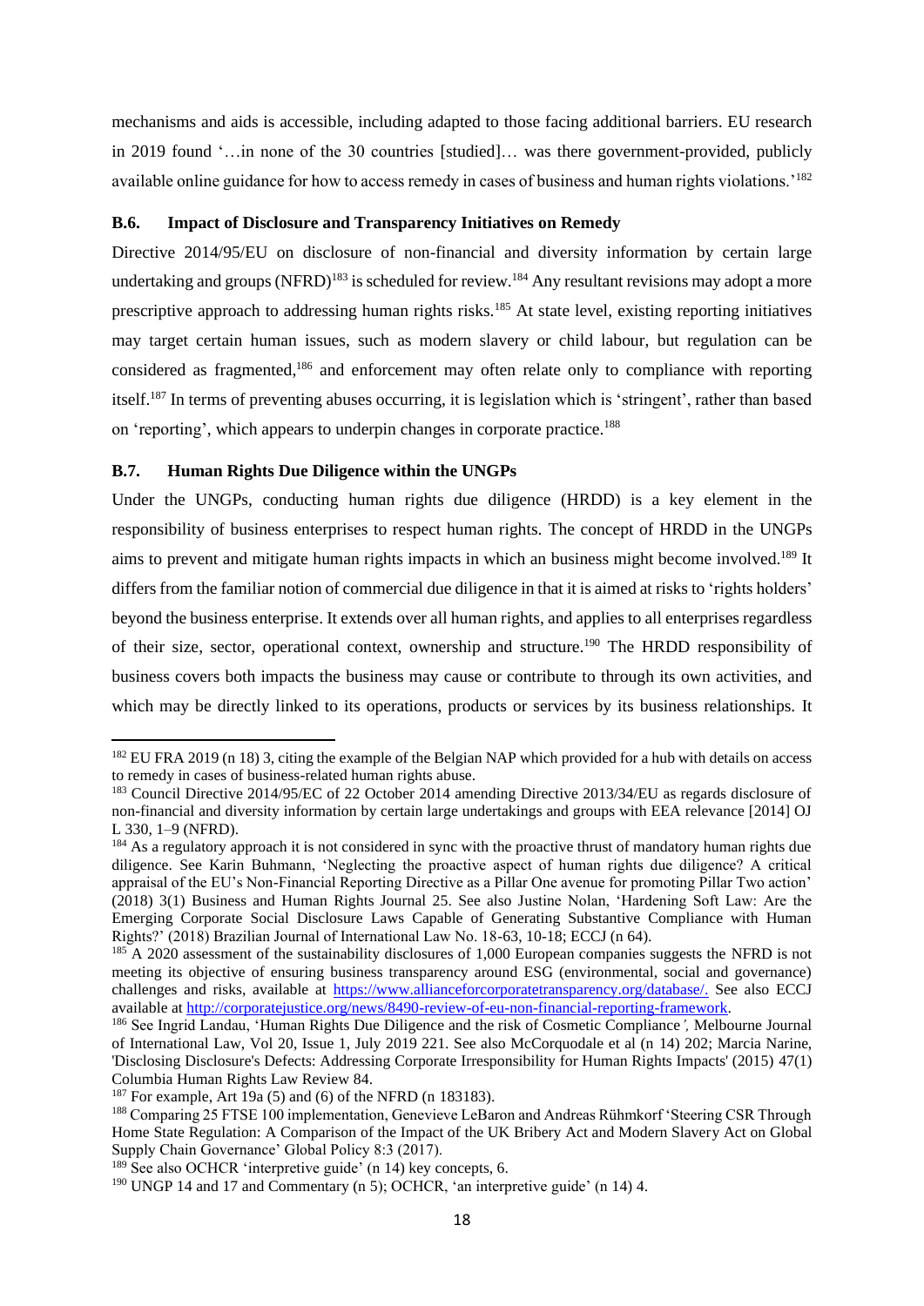mechanisms and aids is accessible, including adapted to those facing additional barriers. EU research in 2019 found '…in none of the 30 countries [studied]… was there government-provided, publicly available online guidance for how to access remedy in cases of business and human rights violations.'[182]

### B.6. Impact of Disclosure and Transparency Initiatives on Remedy

Directive 2014/95/EU on disclosure of non-financial and diversity information by certain large undertaking and groups (NFRD)[183] is scheduled for review.[184] Any resultant revisions may adopt a more prescriptive approach to addressing human rights risks.[185] At state level, existing reporting initiatives may target certain human issues, such as modern slavery or child labour, but regulation can be considered as fragmented,[186] and enforcement may often relate only to compliance with reporting itself.[187] In terms of preventing abuses occurring, it is legislation which is 'stringent', rather than based on 'reporting', which appears to underpin changes in corporate practice.[188]

### B.7. Human Rights Due Diligence within the UNGPs

Under the UNGPs, conducting human rights due diligence (HRDD) is a key element in the responsibility of business enterprises to respect human rights. The concept of HRDD in the UNGPs aims to prevent and mitigate human rights impacts in which an business might become involved.[189] It differs from the familiar notion of commercial due diligence in that it is aimed at risks to 'rights holders' beyond the business enterprise. It extends over all human rights, and applies to all enterprises regardless of their size, sector, operational context, ownership and structure.[190] The HRDD responsibility of business covers both impacts the business may cause or contribute to through its own activities, and which may be directly linked to its operations, products or services by its business relationships. It

---

[182] EU FRA 2019 (n 18) 3, citing the example of the Belgian NAP which provided for a hub with details on access to remedy in cases of business-related human rights abuse.

[183] Council Directive 2014/95/EC of 22 October 2014 amending Directive 2013/34/EU as regards disclosure of non-financial and diversity information by certain large undertakings and groups with EEA relevance [2014] OJ L 330, 1–9 (NFRD).

[184] As a regulatory approach it is not considered in sync with the proactive thrust of mandatory human rights due diligence. See Karin Buhmann, 'Neglecting the proactive aspect of human rights due diligence? A critical appraisal of the EU's Non-Financial Reporting Directive as a Pillar One avenue for promoting Pillar Two action' (2018) 3(1) Business and Human Rights Journal 25. See also Justine Nolan, 'Hardening Soft Law: Are the Emerging Corporate Social Disclosure Laws Capable of Generating Substantive Compliance with Human Rights?' (2018) Brazilian Journal of International Law No. 18-63, 10-18; ECCJ (n 64).

[185] A 2020 assessment of the sustainability disclosures of 1,000 European companies suggests the NFRD is not meeting its objective of ensuring business transparency around ESG (environmental, social and governance) challenges and risks, available at https://www.allianceforcorporatetransparency.org/database/. See also ECCJ available at http://corporatejustice.org/news/8490-review-of-eu-non-financial-reporting-framework.

[186] See Ingrid Landau, 'Human Rights Due Diligence and the risk of Cosmetic Compliance', Melbourne Journal of International Law, Vol 20, Issue 1, July 2019 221. See also McCorquodale et al (n 14) 202; Marcia Narine, 'Disclosing Disclosure's Defects: Addressing Corporate Irresponsibility for Human Rights Impacts' (2015) 47(1) Columbia Human Rights Law Review 84.

[187] For example, Art 19a (5) and (6) of the NFRD (n 183183).

[188] Comparing 25 FTSE 100 implementation, Genevieve LeBaron and Andreas Rühmkorf 'Steering CSR Through Home State Regulation: A Comparison of the Impact of the UK Bribery Act and Modern Slavery Act on Global Supply Chain Governance' Global Policy 8:3 (2017).

[189] See also OCHCR 'interpretive guide' (n 14) key concepts, 6.

[190] UNGP 14 and 17 and Commentary (n 5); OCHCR, 'an interpretive guide' (n 14) 4.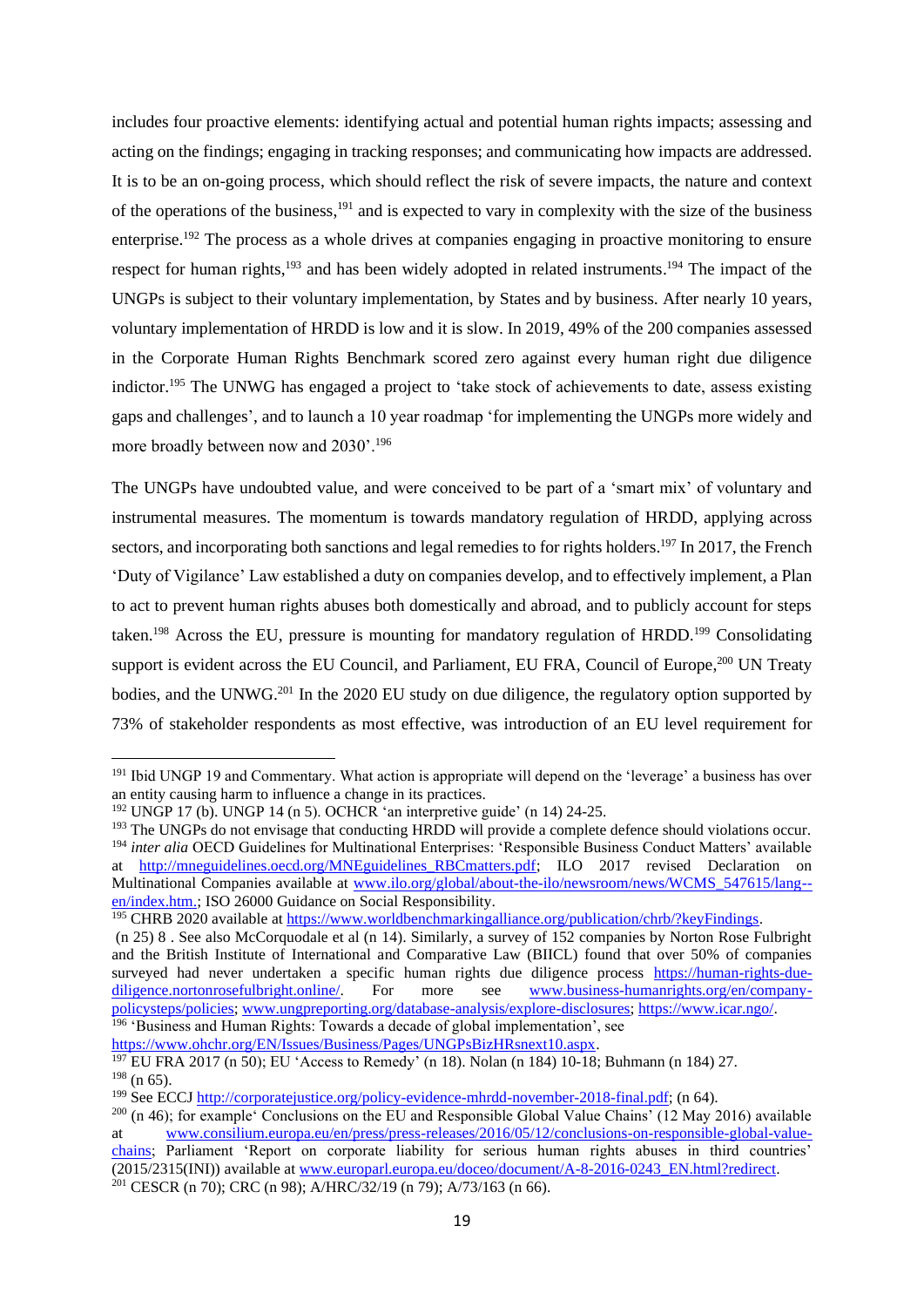includes four proactive elements: identifying actual and potential human rights impacts; assessing and acting on the findings; engaging in tracking responses; and communicating how impacts are addressed. It is to be an on-going process, which should reflect the risk of severe impacts, the nature and context of the operations of the business,[191] and is expected to vary in complexity with the size of the business enterprise.[192] The process as a whole drives at companies engaging in proactive monitoring to ensure respect for human rights,[193] and has been widely adopted in related instruments.[194] The impact of the UNGPs is subject to their voluntary implementation, by States and by business. After nearly 10 years, voluntary implementation of HRDD is low and it is slow. In 2019, 49% of the 200 companies assessed in the Corporate Human Rights Benchmark scored zero against every human right due diligence indictor.[195] The UNWG has engaged a project to 'take stock of achievements to date, assess existing gaps and challenges', and to launch a 10 year roadmap 'for implementing the UNGPs more widely and more broadly between now and 2030'.[196]

The UNGPs have undoubted value, and were conceived to be part of a 'smart mix' of voluntary and instrumental measures. The momentum is towards mandatory regulation of HRDD, applying across sectors, and incorporating both sanctions and legal remedies to for rights holders.[197] In 2017, the French 'Duty of Vigilance' Law established a duty on companies develop, and to effectively implement, a Plan to act to prevent human rights abuses both domestically and abroad, and to publicly account for steps taken.[198] Across the EU, pressure is mounting for mandatory regulation of HRDD.[199] Consolidating support is evident across the EU Council, and Parliament, EU FRA, Council of Europe,[200] UN Treaty bodies, and the UNWG.[201] In the 2020 EU study on due diligence, the regulatory option supported by 73% of stakeholder respondents as most effective, was introduction of an EU level requirement for

---

[191] Ibid UNGP 19 and Commentary. What action is appropriate will depend on the 'leverage' a business has over an entity causing harm to influence a change in its practices.

[192] UNGP 17 (b). UNGP 14 (n 5). OCHCR 'an interpretive guide' (n 14) 24-25.

[193] The UNGPs do not envisage that conducting HRDD will provide a complete defence should violations occur.

[194] *inter alia* OECD Guidelines for Multinational Enterprises: 'Responsible Business Conduct Matters' available at http://mneguidelines.oecd.org/MNEguidelines_RBCmatters.pdf; ILO 2017 revised Declaration on Multinational Companies available at www.ilo.org/global/about-the-ilo/newsroom/news/WCMS_547615/lang--en/index.htm.; ISO 26000 Guidance on Social Responsibility.

[195] CHRB 2020 available at https://www.worldbenchmarkingalliance.org/publication/chrb/?keyFindings. (n 25) 8 . See also McCorquodale et al (n 14). Similarly, a survey of 152 companies by Norton Rose Fulbright and the British Institute of International and Comparative Law (BIICL) found that over 50% of companies surveyed had never undertaken a specific human rights due diligence process https://human-rights-due-diligence.nortonrosefulbright.online/. For more see www.business-humanrights.org/en/company-policysteps/policies; www.ungpreporting.org/database-analysis/explore-disclosures; https://www.icar.ngo/.

[196] 'Business and Human Rights: Towards a decade of global implementation', see https://www.ohchr.org/EN/Issues/Business/Pages/UNGPsBizHRsnext10.aspx.

[197] EU FRA 2017 (n 50); EU 'Access to Remedy' (n 18). Nolan (n 184) 10-18; Buhmann (n 184) 27.

[198] (n 65).

[199] See ECCJ http://corporatejustice.org/policy-evidence-mhrdd-november-2018-final.pdf; (n 64).

[200] (n 46); for example' Conclusions on the EU and Responsible Global Value Chains' (12 May 2016) available at www.consilium.europa.eu/en/press/press-releases/2016/05/12/conclusions-on-responsible-global-value-chains; Parliament 'Report on corporate liability for serious human rights abuses in third countries' (2015/2315(INI)) available at www.europarl.europa.eu/doceo/document/A-8-2016-0243_EN.html?redirect.

[201] CESCR (n 70); CRC (n 98); A/HRC/32/19 (n 79); A/73/163 (n 66).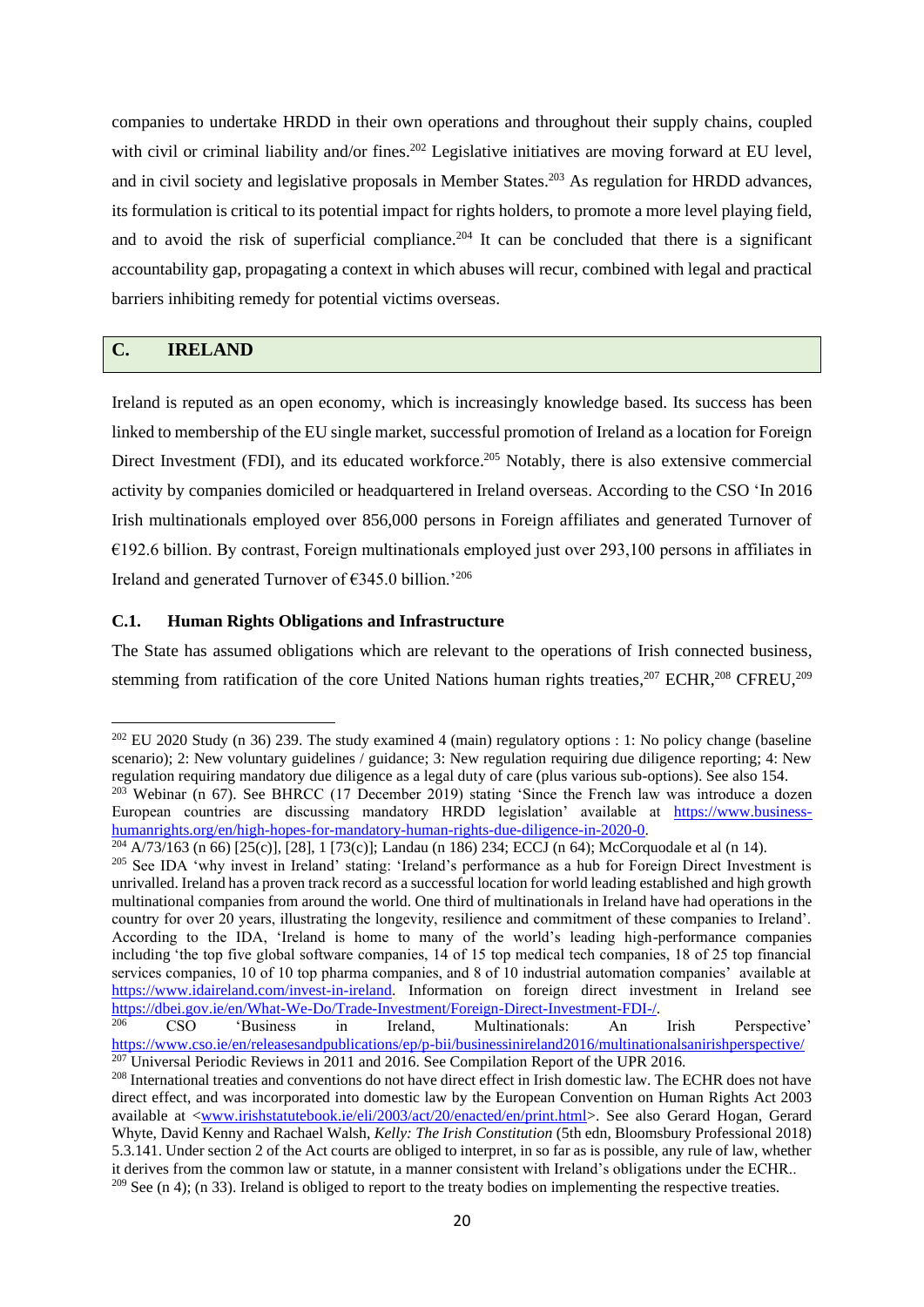companies to undertake HRDD in their own operations and throughout their supply chains, coupled with civil or criminal liability and/or fines.[202] Legislative initiatives are moving forward at EU level, and in civil society and legislative proposals in Member States.[203] As regulation for HRDD advances, its formulation is critical to its potential impact for rights holders, to promote a more level playing field, and to avoid the risk of superficial compliance.[204] It can be concluded that there is a significant accountability gap, propagating a context in which abuses will recur, combined with legal and practical barriers inhibiting remedy for potential victims overseas.

## C. IRELAND

Ireland is reputed as an open economy, which is increasingly knowledge based. Its success has been linked to membership of the EU single market, successful promotion of Ireland as a location for Foreign Direct Investment (FDI), and its educated workforce.[205] Notably, there is also extensive commercial activity by companies domiciled or headquartered in Ireland overseas. According to the CSO 'In 2016 Irish multinationals employed over 856,000 persons in Foreign affiliates and generated Turnover of €192.6 billion. By contrast, Foreign multinationals employed just over 293,100 persons in affiliates in Ireland and generated Turnover of €345.0 billion.'[206]

### C.1. Human Rights Obligations and Infrastructure

The State has assumed obligations which are relevant to the operations of Irish connected business, stemming from ratification of the core United Nations human rights treaties,[207] ECHR,[208] CFREU,[209]

---

[202] EU 2020 Study (n 36) 239. The study examined 4 (main) regulatory options : 1: No policy change (baseline scenario); 2: New voluntary guidelines / guidance; 3: New regulation requiring due diligence reporting; 4: New regulation requiring mandatory due diligence as a legal duty of care (plus various sub-options). See also 154.

[203] Webinar (n 67). See BHRCC (17 December 2019) stating 'Since the French law was introduce a dozen European countries are discussing mandatory HRDD legislation' available at https://www.business-humanrights.org/en/high-hopes-for-mandatory-human-rights-due-diligence-in-2020-0.

[204] A/73/163 (n 66) [25(c)], [28], 1 [73(c)]; Landau (n 186) 234; ECCJ (n 64); McCorquodale et al (n 14).

[205] See IDA 'why invest in Ireland' stating: 'Ireland's performance as a hub for Foreign Direct Investment is unrivalled. Ireland has a proven track record as a successful location for world leading established and high growth multinational companies from around the world. One third of multinationals in Ireland have had operations in the country for over 20 years, illustrating the longevity, resilience and commitment of these companies to Ireland'. According to the IDA, 'Ireland is home to many of the world's leading high-performance companies including 'the top five global software companies, 14 of 15 top medical tech companies, 18 of 25 top financial services companies, 10 of 10 top pharma companies, and 8 of 10 industrial automation companies' available at https://www.idaireland.com/invest-in-ireland. Information on foreign direct investment in Ireland see https://dbei.gov.ie/en/What-We-Do/Trade-Investment/Foreign-Direct-Investment-FDI-/.

[206] CSO 'Business in Ireland, Multinationals: An Irish Perspective' https://www.cso.ie/en/releasesandpublications/ep/p-bii/businessinireland2016/multinationalsanirishperspective/

[207] Universal Periodic Reviews in 2011 and 2016. See Compilation Report of the UPR 2016.

[208] International treaties and conventions do not have direct effect in Irish domestic law. The ECHR does not have direct effect, and was incorporated into domestic law by the European Convention on Human Rights Act 2003 available at <www.irishstatutebook.ie/eli/2003/act/20/enacted/en/print.html>. See also Gerard Hogan, Gerard Whyte, David Kenny and Rachael Walsh, *Kelly: The Irish Constitution* (5th edn, Bloomsbury Professional 2018) 5.3.141. Under section 2 of the Act courts are obliged to interpret, in so far as is possible, any rule of law, whether it derives from the common law or statute, in a manner consistent with Ireland's obligations under the ECHR..

[209] See (n 4); (n 33). Ireland is obliged to report to the treaty bodies on implementing the respective treaties.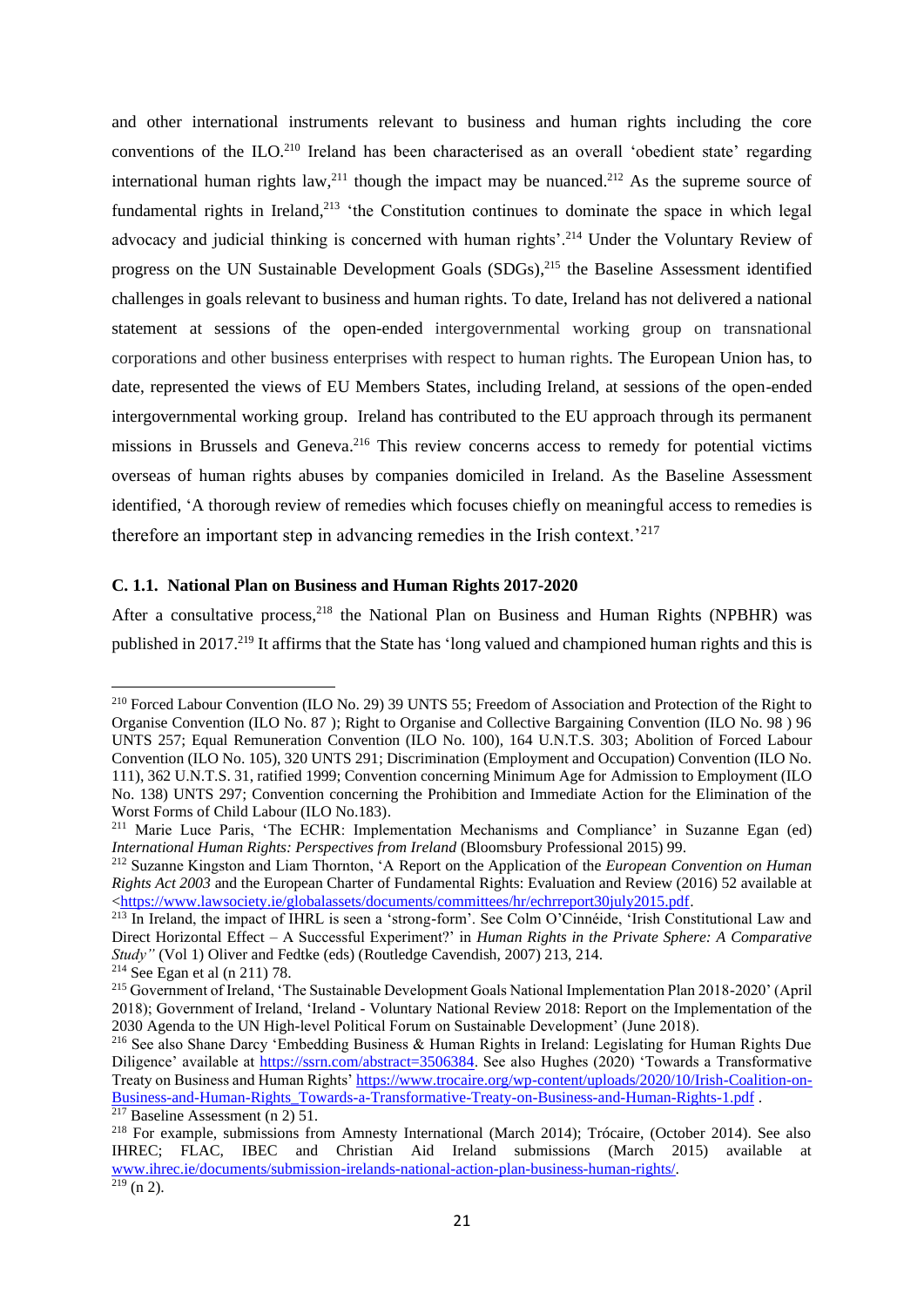and other international instruments relevant to business and human rights including the core conventions of the ILO.[210] Ireland has been characterised as an overall 'obedient state' regarding international human rights law,[211] though the impact may be nuanced.[212] As the supreme source of fundamental rights in Ireland,[213] 'the Constitution continues to dominate the space in which legal advocacy and judicial thinking is concerned with human rights'.[214] Under the Voluntary Review of progress on the UN Sustainable Development Goals (SDGs),[215] the Baseline Assessment identified challenges in goals relevant to business and human rights. To date, Ireland has not delivered a national statement at sessions of the open-ended intergovernmental working group on transnational corporations and other business enterprises with respect to human rights. The European Union has, to date, represented the views of EU Members States, including Ireland, at sessions of the open-ended intergovernmental working group. Ireland has contributed to the EU approach through its permanent missions in Brussels and Geneva.[216] This review concerns access to remedy for potential victims overseas of human rights abuses by companies domiciled in Ireland. As the Baseline Assessment identified, 'A thorough review of remedies which focuses chiefly on meaningful access to remedies is therefore an important step in advancing remedies in the Irish context.'[217]

### C. 1.1. National Plan on Business and Human Rights 2017-2020

After a consultative process,[218] the National Plan on Business and Human Rights (NPBHR) was published in 2017.[219] It affirms that the State has 'long valued and championed human rights and this is

---

[210] Forced Labour Convention (ILO No. 29) 39 UNTS 55; Freedom of Association and Protection of the Right to Organise Convention (ILO No. 87 ); Right to Organise and Collective Bargaining Convention (ILO No. 98 ) 96 UNTS 257; Equal Remuneration Convention (ILO No. 100), 164 U.N.T.S. 303; Abolition of Forced Labour Convention (ILO No. 105), 320 UNTS 291; Discrimination (Employment and Occupation) Convention (ILO No. 111), 362 U.N.T.S. 31, ratified 1999; Convention concerning Minimum Age for Admission to Employment (ILO No. 138) UNTS 297; Convention concerning the Prohibition and Immediate Action for the Elimination of the Worst Forms of Child Labour (ILO No.183).

[211] Marie Luce Paris, 'The ECHR: Implementation Mechanisms and Compliance' in Suzanne Egan (ed) *International Human Rights: Perspectives from Ireland* (Bloomsbury Professional 2015) 99.

[212] Suzanne Kingston and Liam Thornton, 'A Report on the Application of the *European Convention on Human Rights Act 2003* and the European Charter of Fundamental Rights: Evaluation and Review (2016) 52 available at <https://www.lawsociety.ie/globalassets/documents/committees/hr/echrreport30july2015.pdf.

[213] In Ireland, the impact of IHRL is seen a 'strong-form'. See Colm O'Cinnéide, 'Irish Constitutional Law and Direct Horizontal Effect – A Successful Experiment?' in *Human Rights in the Private Sphere: A Comparative Study"* (Vol 1) Oliver and Fedtke (eds) (Routledge Cavendish, 2007) 213, 214.

[214] See Egan et al (n 211) 78.

[215] Government of Ireland, 'The Sustainable Development Goals National Implementation Plan 2018-2020' (April 2018); Government of Ireland, 'Ireland - Voluntary National Review 2018: Report on the Implementation of the 2030 Agenda to the UN High-level Political Forum on Sustainable Development' (June 2018).

[216] See also Shane Darcy 'Embedding Business & Human Rights in Ireland: Legislating for Human Rights Due Diligence' available at https://ssrn.com/abstract=3506384. See also Hughes (2020) 'Towards a Transformative Treaty on Business and Human Rights' https://www.trocaire.org/wp-content/uploads/2020/10/Irish-Coalition-on-Business-and-Human-Rights_Towards-a-Transformative-Treaty-on-Business-and-Human-Rights-1.pdf .

[217] Baseline Assessment (n 2) 51.

[218] For example, submissions from Amnesty International (March 2014); Trócaire, (October 2014). See also IHREC; FLAC, IBEC and Christian Aid Ireland submissions (March 2015) available at www.ihrec.ie/documents/submission-irelands-national-action-plan-business-human-rights/.

[219] (n 2).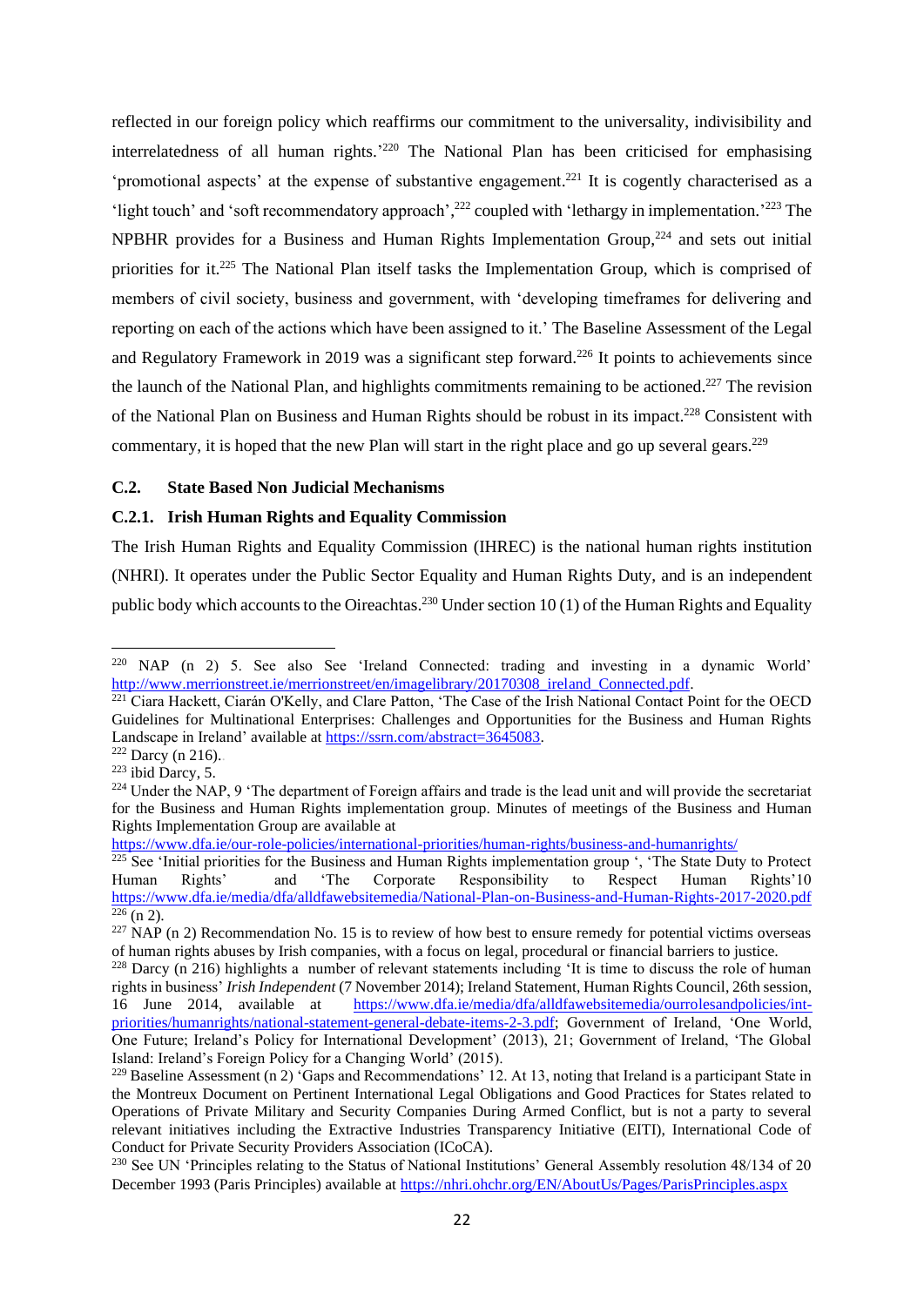reflected in our foreign policy which reaffirms our commitment to the universality, indivisibility and interrelatedness of all human rights.'[220] The National Plan has been criticised for emphasising 'promotional aspects' at the expense of substantive engagement.[221] It is cogently characterised as a 'light touch' and 'soft recommendatory approach',[222] coupled with 'lethargy in implementation.'[223] The NPBHR provides for a Business and Human Rights Implementation Group,[224] and sets out initial priorities for it.[225] The National Plan itself tasks the Implementation Group, which is comprised of members of civil society, business and government, with 'developing timeframes for delivering and reporting on each of the actions which have been assigned to it.' The Baseline Assessment of the Legal and Regulatory Framework in 2019 was a significant step forward.[226] It points to achievements since the launch of the National Plan, and highlights commitments remaining to be actioned.[227] The revision of the National Plan on Business and Human Rights should be robust in its impact.[228] Consistent with commentary, it is hoped that the new Plan will start in the right place and go up several gears.[229]

### C.2. State Based Non Judicial Mechanisms

#### C.2.1. Irish Human Rights and Equality Commission

The Irish Human Rights and Equality Commission (IHREC) is the national human rights institution (NHRI). It operates under the Public Sector Equality and Human Rights Duty, and is an independent public body which accounts to the Oireachtas.[230] Under section 10 (1) of the Human Rights and Equality

---

[220] NAP (n 2) 5. See also See 'Ireland Connected: trading and investing in a dynamic World' http://www.merrionstreet.ie/merrionstreet/en/imagelibrary/20170308_ireland_Connected.pdf.

[221] Ciara Hackett, Ciarán O'Kelly, and Clare Patton, 'The Case of the Irish National Contact Point for the OECD Guidelines for Multinational Enterprises: Challenges and Opportunities for the Business and Human Rights Landscape in Ireland' available at https://ssrn.com/abstract=3645083.

[222] Darcy (n 216).

[223] ibid Darcy, 5.

[224] Under the NAP, 9 'The department of Foreign affairs and trade is the lead unit and will provide the secretariat for the Business and Human Rights implementation group. Minutes of meetings of the Business and Human Rights Implementation Group are available at https://www.dfa.ie/our-role-policies/international-priorities/human-rights/business-and-humanrights/

[225] See 'Initial priorities for the Business and Human Rights implementation group ', 'The State Duty to Protect Human Rights' and 'The Corporate Responsibility to Respect Human Rights'10 https://www.dfa.ie/media/dfa/alldfawebsitemedia/National-Plan-on-Business-and-Human-Rights-2017-2020.pdf

[226] (n 2).

[227] NAP (n 2) Recommendation No. 15 is to review of how best to ensure remedy for potential victims overseas of human rights abuses by Irish companies, with a focus on legal, procedural or financial barriers to justice.

[228] Darcy (n 216) highlights a number of relevant statements including 'It is time to discuss the role of human rights in business' *Irish Independent* (7 November 2014); Ireland Statement, Human Rights Council, 26th session, 16 June 2014, available at https://www.dfa.ie/media/dfa/alldfawebsitemedia/ourrolesandpolicies/int-priorities/humanrights/national-statement-general-debate-items-2-3.pdf; Government of Ireland, 'One World, One Future; Ireland's Policy for International Development' (2013), 21; Government of Ireland, 'The Global Island: Ireland's Foreign Policy for a Changing World' (2015).

[229] Baseline Assessment (n 2) 'Gaps and Recommendations' 12. At 13, noting that Ireland is a participant State in the Montreux Document on Pertinent International Legal Obligations and Good Practices for States related to Operations of Private Military and Security Companies During Armed Conflict, but is not a party to several relevant initiatives including the Extractive Industries Transparency Initiative (EITI), International Code of Conduct for Private Security Providers Association (ICoCA).

[230] See UN 'Principles relating to the Status of National Institutions' General Assembly resolution 48/134 of 20 December 1993 (Paris Principles) available at https://nhri.ohchr.org/EN/AboutUs/Pages/ParisPrinciples.aspx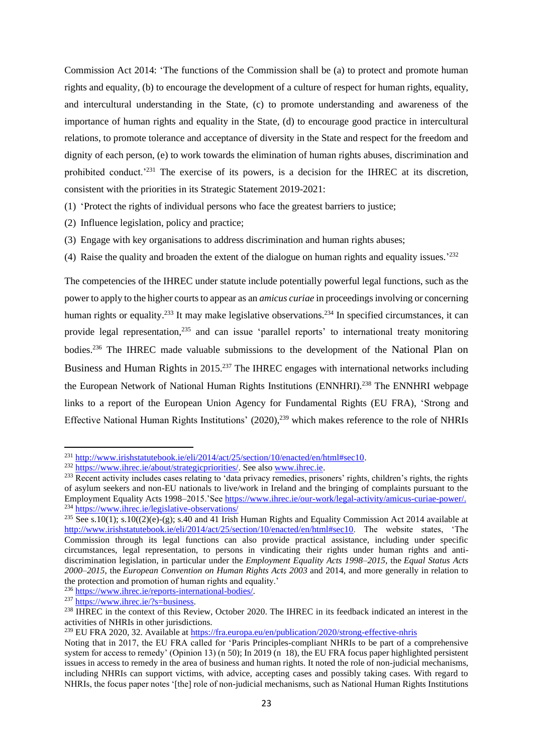Commission Act 2014: 'The functions of the Commission shall be (a) to protect and promote human rights and equality, (b) to encourage the development of a culture of respect for human rights, equality, and intercultural understanding in the State, (c) to promote understanding and awareness of the importance of human rights and equality in the State, (d) to encourage good practice in intercultural relations, to promote tolerance and acceptance of diversity in the State and respect for the freedom and dignity of each person, (e) to work towards the elimination of human rights abuses, discrimination and prohibited conduct.'[231] The exercise of its powers, is a decision for the IHREC at its discretion, consistent with the priorities in its Strategic Statement 2019-2021:

(1) 'Protect the rights of individual persons who face the greatest barriers to justice;
(2) Influence legislation, policy and practice;
(3) Engage with key organisations to address discrimination and human rights abuses;
(4) Raise the quality and broaden the extent of the dialogue on human rights and equality issues.'[232]

The competencies of the IHREC under statute include potentially powerful legal functions, such as the power to apply to the higher courts to appear as an *amicus curiae* in proceedings involving or concerning human rights or equality.[233] It may make legislative observations.[234] In specified circumstances, it can provide legal representation,[235] and can issue 'parallel reports' to international treaty monitoring bodies.[236] The IHREC made valuable submissions to the development of the National Plan on Business and Human Rights in 2015.[237] The IHREC engages with international networks including the European Network of National Human Rights Institutions (ENNHRI).[238] The ENNHRI webpage links to a report of the European Union Agency for Fundamental Rights (EU FRA), 'Strong and Effective National Human Rights Institutions' (2020),[239] which makes reference to the role of NHRIs

---

[231] http://www.irishstatutebook.ie/eli/2014/act/25/section/10/enacted/en/html#sec10.

[232] https://www.ihrec.ie/about/strategicpriorities/. See also www.ihrec.ie.

[233] Recent activity includes cases relating to 'data privacy remedies, prisoners' rights, children's rights, the rights of asylum seekers and non-EU nationals to live/work in Ireland and the bringing of complaints pursuant to the Employment Equality Acts 1998–2015.'See https://www.ihrec.ie/our-work/legal-activity/amicus-curiae-power/.

[234] https://www.ihrec.ie/legislative-observations/

[235] See s.10(1); s.10((2)(e)-(g); s.40 and 41 Irish Human Rights and Equality Commission Act 2014 available at http://www.irishstatutebook.ie/eli/2014/act/25/section/10/enacted/en/html#sec10. The website states, 'The Commission through its legal functions can also provide practical assistance, including under specific circumstances, legal representation, to persons in vindicating their rights under human rights and anti-discrimination legislation, in particular under the *Employment Equality Acts 1998–2015*, the *Equal Status Acts 2000–2015*, the *European Convention on Human Rights Acts 2003* and 2014, and more generally in relation to the protection and promotion of human rights and equality.'

[236] https://www.ihrec.ie/reports-international-bodies/.

[237] https://www.ihrec.ie/?s=business.

[238] IHREC in the context of this Review, October 2020. The IHREC in its feedback indicated an interest in the activities of NHRIs in other jurisdictions.

[239] EU FRA 2020, 32. Available at https://fra.europa.eu/en/publication/2020/strong-effective-nhris

Noting that in 2017, the EU FRA called for 'Paris Principles-compliant NHRIs to be part of a comprehensive system for access to remedy' (Opinion 13) (n 50); In 2019 (n 18), the EU FRA focus paper highlighted persistent issues in access to remedy in the area of business and human rights. It noted the role of non-judicial mechanisms, including NHRIs can support victims, with advice, accepting cases and possibly taking cases. With regard to NHRIs, the focus paper notes '[the] role of non-judicial mechanisms, such as National Human Rights Institutions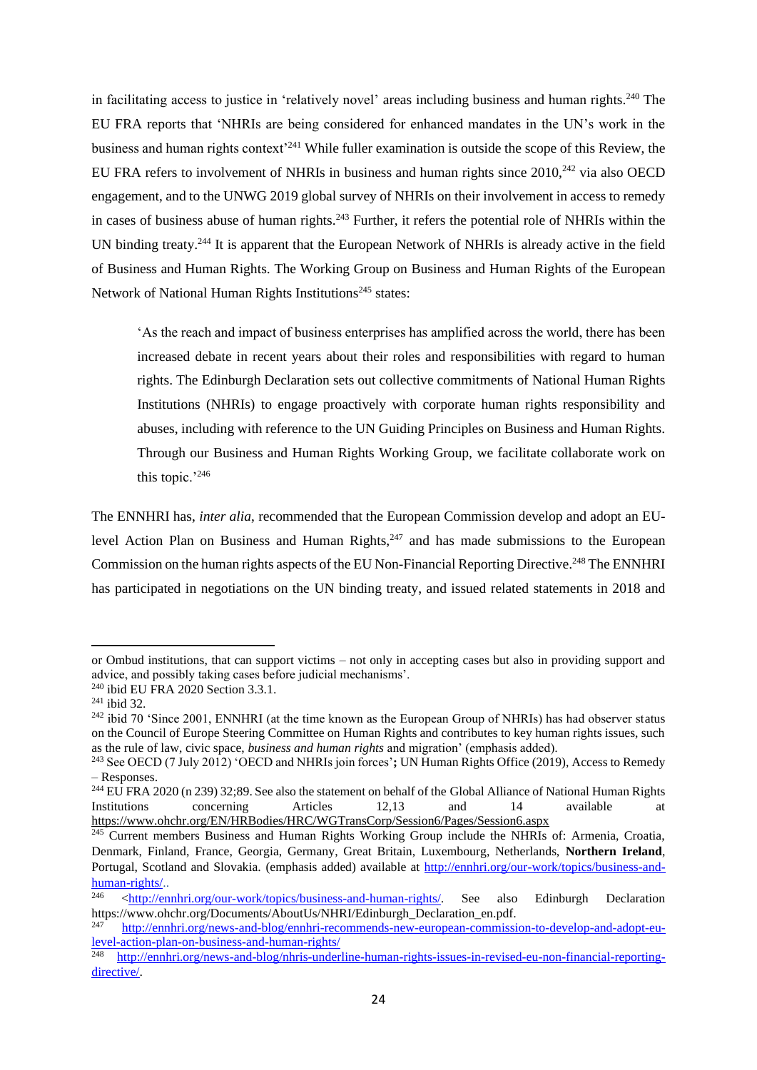in facilitating access to justice in 'relatively novel' areas including business and human rights.[240] The EU FRA reports that 'NHRIs are being considered for enhanced mandates in the UN's work in the business and human rights context'[241] While fuller examination is outside the scope of this Review, the EU FRA refers to involvement of NHRIs in business and human rights since 2010,[242] via also OECD engagement, and to the UNWG 2019 global survey of NHRIs on their involvement in access to remedy in cases of business abuse of human rights.[243] Further, it refers the potential role of NHRIs within the UN binding treaty.[244] It is apparent that the European Network of NHRIs is already active in the field of Business and Human Rights. The Working Group on Business and Human Rights of the European Network of National Human Rights Institutions[245] states:

> 'As the reach and impact of business enterprises has amplified across the world, there has been increased debate in recent years about their roles and responsibilities with regard to human rights. The Edinburgh Declaration sets out collective commitments of National Human Rights Institutions (NHRIs) to engage proactively with corporate human rights responsibility and abuses, including with reference to the UN Guiding Principles on Business and Human Rights. Through our Business and Human Rights Working Group, we facilitate collaborate work on this topic.'[246]

The ENNHRI has, *inter alia*, recommended that the European Commission develop and adopt an EU-level Action Plan on Business and Human Rights,[247] and has made submissions to the European Commission on the human rights aspects of the EU Non-Financial Reporting Directive.[248] The ENNHRI has participated in negotiations on the UN binding treaty, and issued related statements in 2018 and

---

or Ombud institutions, that can support victims – not only in accepting cases but also in providing support and advice, and possibly taking cases before judicial mechanisms'.

[240] ibid EU FRA 2020 Section 3.3.1.

[241] ibid 32.

[242] ibid 70 'Since 2001, ENNHRI (at the time known as the European Group of NHRIs) has had observer status on the Council of Europe Steering Committee on Human Rights and contributes to key human rights issues, such as the rule of law, civic space, *business and human rights* and migration' (emphasis added).

[243] See OECD (7 July 2012) 'OECD and NHRIs join forces'**;** UN Human Rights Office (2019), Access to Remedy – Responses.

[244] EU FRA 2020 (n 239) 32;89. See also the statement on behalf of the Global Alliance of National Human Rights Institutions concerning Articles 12,13 and 14 available at https://www.ohchr.org/EN/HRBodies/HRC/WGTransCorp/Session6/Pages/Session6.aspx

[245] Current members Business and Human Rights Working Group include the NHRIs of: Armenia, Croatia, Denmark, Finland, France, Georgia, Germany, Great Britain, Luxembourg, Netherlands, **Northern Ireland**, Portugal, Scotland and Slovakia. (emphasis added) available at http://ennhri.org/our-work/topics/business-and-human-rights/..

[246] <http://ennhri.org/our-work/topics/business-and-human-rights/. See also Edinburgh Declaration https://www.ohchr.org/Documents/AboutUs/NHRI/Edinburgh_Declaration_en.pdf.

[247] http://ennhri.org/news-and-blog/ennhri-recommends-new-european-commission-to-develop-and-adopt-eu-level-action-plan-on-business-and-human-rights/

[248] http://ennhri.org/news-and-blog/nhris-underline-human-rights-issues-in-revised-eu-non-financial-reporting-directive/.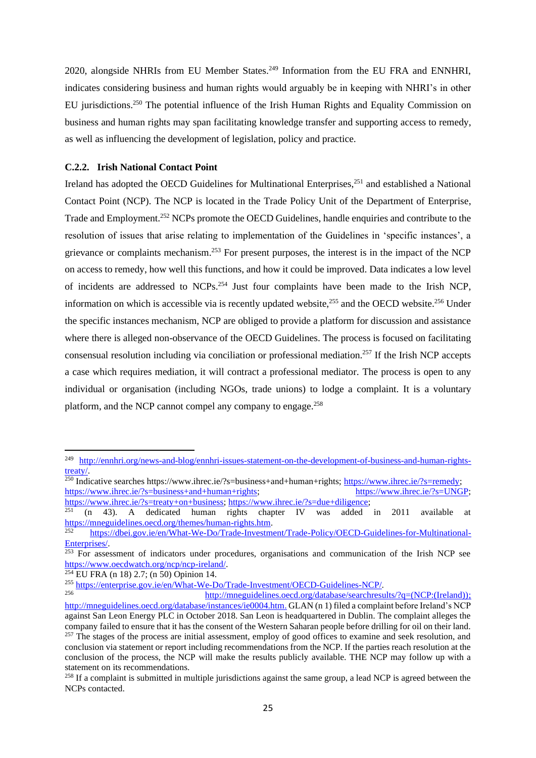2020, alongside NHRIs from EU Member States.[249] Information from the EU FRA and ENNHRI, indicates considering business and human rights would arguably be in keeping with NHRI's in other EU jurisdictions.[250] The potential influence of the Irish Human Rights and Equality Commission on business and human rights may span facilitating knowledge transfer and supporting access to remedy, as well as influencing the development of legislation, policy and practice.

### C.2.2. Irish National Contact Point

Ireland has adopted the OECD Guidelines for Multinational Enterprises,[251] and established a National Contact Point (NCP). The NCP is located in the Trade Policy Unit of the Department of Enterprise, Trade and Employment.[252] NCPs promote the OECD Guidelines, handle enquiries and contribute to the resolution of issues that arise relating to implementation of the Guidelines in 'specific instances', a grievance or complaints mechanism.[253] For present purposes, the interest is in the impact of the NCP on access to remedy, how well this functions, and how it could be improved. Data indicates a low level of incidents are addressed to NCPs.[254] Just four complaints have been made to the Irish NCP, information on which is accessible via is recently updated website,[255] and the OECD website.[256] Under the specific instances mechanism, NCP are obliged to provide a platform for discussion and assistance where there is alleged non-observance of the OECD Guidelines. The process is focused on facilitating consensual resolution including via conciliation or professional mediation.[257] If the Irish NCP accepts a case which requires mediation, it will contract a professional mediator. The process is open to any individual or organisation (including NGOs, trade unions) to lodge a complaint. It is a voluntary platform, and the NCP cannot compel any company to engage.[258]

---

[249] http://ennhri.org/news-and-blog/ennhri-issues-statement-on-the-development-of-business-and-human-rights-treaty/.

[250] Indicative searches https://www.ihrec.ie/?s=business+and+human+rights; https://www.ihrec.ie/?s=remedy; https://www.ihrec.ie/?s=business+and+human+rights; https://www.ihrec.ie/?s=UNGP; https://www.ihrec.ie/?s=treaty+on+business; https://www.ihrec.ie/?s=due+diligence;

[251] (n 43). A dedicated human rights chapter IV was added in 2011 available at https://mneguidelines.oecd.org/themes/human-rights.htm.

[252] https://dbei.gov.ie/en/What-We-Do/Trade-Investment/Trade-Policy/OECD-Guidelines-for-Multinational-Enterprises/.

[253] For assessment of indicators under procedures, organisations and communication of the Irish NCP see https://www.oecdwatch.org/ncp/ncp-ireland/.

[254] EU FRA (n 18) 2.7; (n 50) Opinion 14.

[255] https://enterprise.gov.ie/en/What-We-Do/Trade-Investment/OECD-Guidelines-NCP/.

[256] http://mneguidelines.oecd.org/database/searchresults/?q=(NCP:(Ireland)); http://mneguidelines.oecd.org/database/instances/ie0004.htm. GLAN (n 1) filed a complaint before Ireland's NCP against San Leon Energy PLC in October 2018. San Leon is headquartered in Dublin. The complaint alleges the company failed to ensure that it has the consent of the Western Saharan people before drilling for oil on their land.

[257] The stages of the process are initial assessment, employ of good offices to examine and seek resolution, and conclusion via statement or report including recommendations from the NCP. If the parties reach resolution at the conclusion of the process, the NCP will make the results publicly available. THE NCP may follow up with a statement on its recommendations.

[258] If a complaint is submitted in multiple jurisdictions against the same group, a lead NCP is agreed between the NCPs contacted.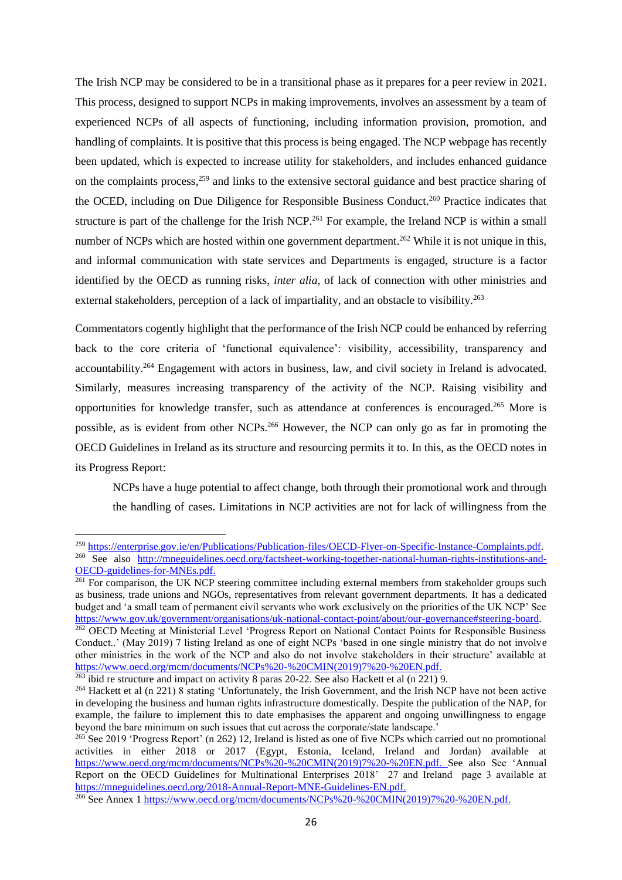The Irish NCP may be considered to be in a transitional phase as it prepares for a peer review in 2021. This process, designed to support NCPs in making improvements, involves an assessment by a team of experienced NCPs of all aspects of functioning, including information provision, promotion, and handling of complaints. It is positive that this process is being engaged. The NCP webpage has recently been updated, which is expected to increase utility for stakeholders, and includes enhanced guidance on the complaints process,[259] and links to the extensive sectoral guidance and best practice sharing of the OCED, including on Due Diligence for Responsible Business Conduct.[260] Practice indicates that structure is part of the challenge for the Irish NCP.[261] For example, the Ireland NCP is within a small number of NCPs which are hosted within one government department.[262] While it is not unique in this, and informal communication with state services and Departments is engaged, structure is a factor identified by the OECD as running risks, *inter alia,* of lack of connection with other ministries and external stakeholders, perception of a lack of impartiality, and an obstacle to visibility.[263]

Commentators cogently highlight that the performance of the Irish NCP could be enhanced by referring back to the core criteria of 'functional equivalence': visibility, accessibility, transparency and accountability.[264] Engagement with actors in business, law, and civil society in Ireland is advocated. Similarly, measures increasing transparency of the activity of the NCP. Raising visibility and opportunities for knowledge transfer, such as attendance at conferences is encouraged.[265] More is possible, as is evident from other NCPs.[266] However, the NCP can only go as far in promoting the OECD Guidelines in Ireland as its structure and resourcing permits it to. In this, as the OECD notes in its Progress Report:

> NCPs have a huge potential to affect change, both through their promotional work and through the handling of cases. Limitations in NCP activities are not for lack of willingness from the

---

[259] https://enterprise.gov.ie/en/Publications/Publication-files/OECD-Flyer-on-Specific-Instance-Complaints.pdf.

[260] See also http://mneguidelines.oecd.org/factsheet-working-together-national-human-rights-institutions-and-OECD-guidelines-for-MNEs.pdf.

[261] For comparison, the UK NCP steering committee including external members from stakeholder groups such as business, trade unions and NGOs, representatives from relevant government departments. It has a dedicated budget and 'a small team of permanent civil servants who work exclusively on the priorities of the UK NCP' See https://www.gov.uk/government/organisations/uk-national-contact-point/about/our-governance#steering-board.

[262] OECD Meeting at Ministerial Level 'Progress Report on National Contact Points for Responsible Business Conduct..' (May 2019) 7 listing Ireland as one of eight NCPs 'based in one single ministry that do not involve other ministries in the work of the NCP and also do not involve stakeholders in their structure' available at https://www.oecd.org/mcm/documents/NCPs%20-%20CMIN(2019)7%20-%20EN.pdf.

[263] ibid re structure and impact on activity 8 paras 20-22. See also Hackett et al (n 221) 9.

[264] Hackett et al (n 221) 8 stating 'Unfortunately, the Irish Government, and the Irish NCP have not been active in developing the business and human rights infrastructure domestically. Despite the publication of the NAP, for example, the failure to implement this to date emphasises the apparent and ongoing unwillingness to engage beyond the bare minimum on such issues that cut across the corporate/state landscape.'

[265] See 2019 'Progress Report' (n 262) 12, Ireland is listed as one of five NCPs which carried out no promotional activities in either 2018 or 2017 (Egypt, Estonia, Iceland, Ireland and Jordan) available at https://www.oecd.org/mcm/documents/NCPs%20-%20CMIN(2019)7%20-%20EN.pdf. See also See 'Annual Report on the OECD Guidelines for Multinational Enterprises 2018' 27 and Ireland page 3 available at https://mneguidelines.oecd.org/2018-Annual-Report-MNE-Guidelines-EN.pdf.

[266] See Annex 1 https://www.oecd.org/mcm/documents/NCPs%20-%20CMIN(2019)7%20-%20EN.pdf.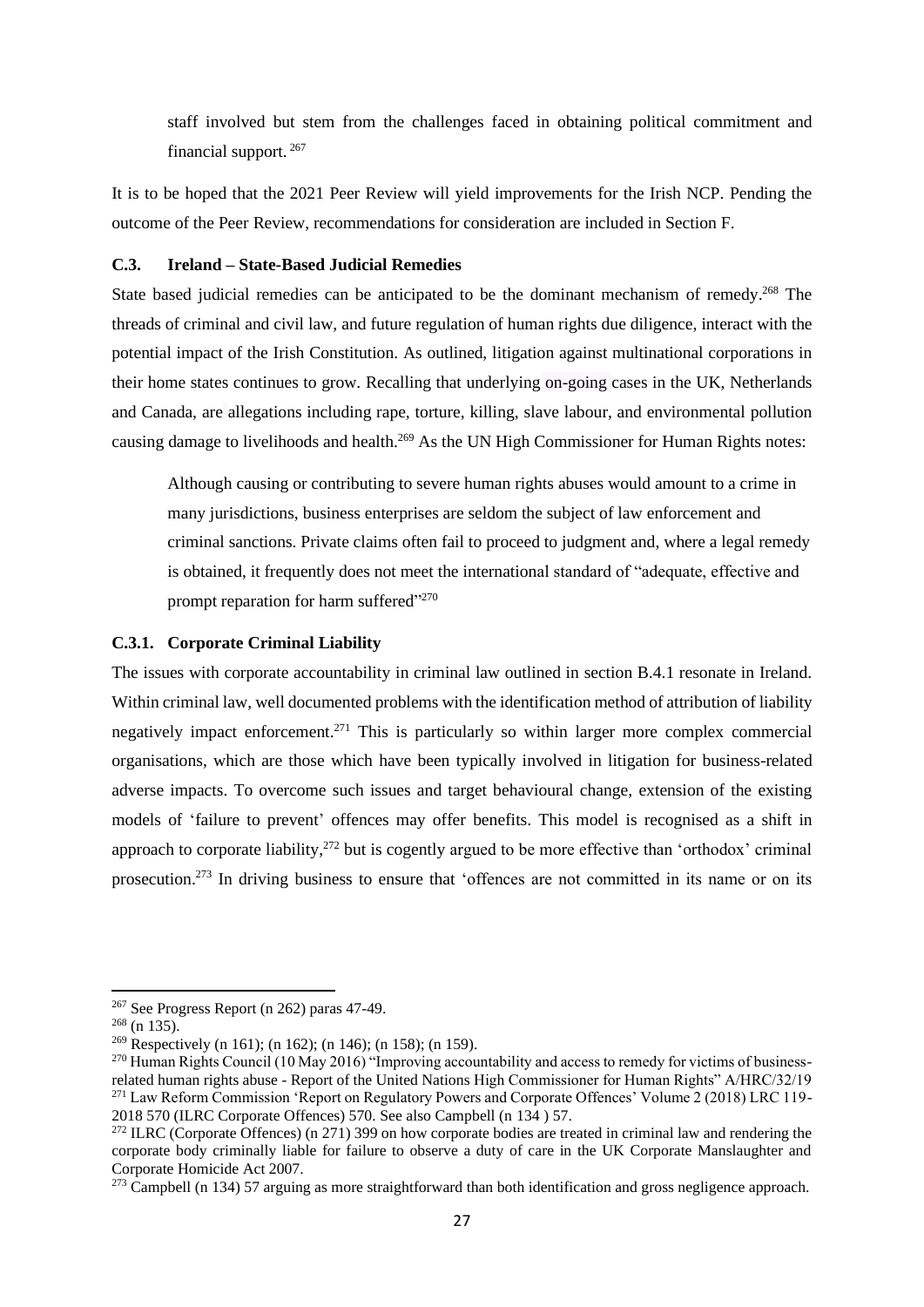> staff involved but stem from the challenges faced in obtaining political commitment and financial support.[267]

It is to be hoped that the 2021 Peer Review will yield improvements for the Irish NCP. Pending the outcome of the Peer Review, recommendations for consideration are included in Section F.

### C.3. Ireland – State-Based Judicial Remedies

State based judicial remedies can be anticipated to be the dominant mechanism of remedy.[268] The threads of criminal and civil law, and future regulation of human rights due diligence, interact with the potential impact of the Irish Constitution. As outlined, litigation against multinational corporations in their home states continues to grow. Recalling that underlying on-going cases in the UK, Netherlands and Canada, are allegations including rape, torture, killing, slave labour, and environmental pollution causing damage to livelihoods and health.[269] As the UN High Commissioner for Human Rights notes:

> Although causing or contributing to severe human rights abuses would amount to a crime in many jurisdictions, business enterprises are seldom the subject of law enforcement and criminal sanctions. Private claims often fail to proceed to judgment and, where a legal remedy is obtained, it frequently does not meet the international standard of "adequate, effective and prompt reparation for harm suffered"[270]

#### C.3.1. Corporate Criminal Liability

The issues with corporate accountability in criminal law outlined in section B.4.1 resonate in Ireland. Within criminal law, well documented problems with the identification method of attribution of liability negatively impact enforcement.[271] This is particularly so within larger more complex commercial organisations, which are those which have been typically involved in litigation for business-related adverse impacts. To overcome such issues and target behavioural change, extension of the existing models of 'failure to prevent' offences may offer benefits. This model is recognised as a shift in approach to corporate liability,[272] but is cogently argued to be more effective than 'orthodox' criminal prosecution.[273] In driving business to ensure that 'offences are not committed in its name or on its

---

[267] See Progress Report (n 262) paras 47-49.

[268] (n 135).

[269] Respectively (n 161); (n 162); (n 146); (n 158); (n 159).

[270] Human Rights Council (10 May 2016) "Improving accountability and access to remedy for victims of business-related human rights abuse - Report of the United Nations High Commissioner for Human Rights" A/HRC/32/19

[271] Law Reform Commission 'Report on Regulatory Powers and Corporate Offences' Volume 2 (2018) LRC 119-2018 570 (ILRC Corporate Offences) 570. See also Campbell (n 134 ) 57.

[272] ILRC (Corporate Offences) (n 271) 399 on how corporate bodies are treated in criminal law and rendering the corporate body criminally liable for failure to observe a duty of care in the UK Corporate Manslaughter and Corporate Homicide Act 2007.

[273] Campbell (n 134) 57 arguing as more straightforward than both identification and gross negligence approach.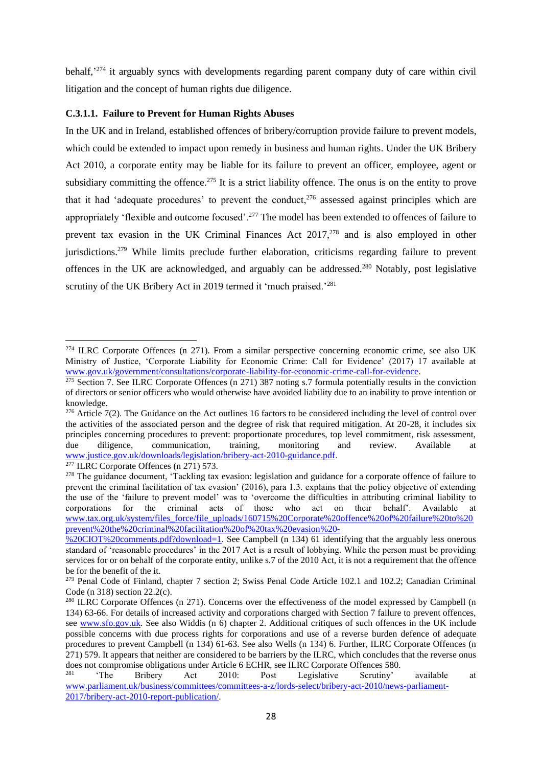behalf,'[274] it arguably syncs with developments regarding parent company duty of care within civil litigation and the concept of human rights due diligence.

#### C.3.1.1. Failure to Prevent for Human Rights Abuses

In the UK and in Ireland, established offences of bribery/corruption provide failure to prevent models, which could be extended to impact upon remedy in business and human rights. Under the UK Bribery Act 2010, a corporate entity may be liable for its failure to prevent an officer, employee, agent or subsidiary committing the offence.[275] It is a strict liability offence. The onus is on the entity to prove that it had 'adequate procedures' to prevent the conduct,[276] assessed against principles which are appropriately 'flexible and outcome focused'.[277] The model has been extended to offences of failure to prevent tax evasion in the UK Criminal Finances Act 2017,[278] and is also employed in other jurisdictions.[279] While limits preclude further elaboration, criticisms regarding failure to prevent offences in the UK are acknowledged, and arguably can be addressed.[280] Notably, post legislative scrutiny of the UK Bribery Act in 2019 termed it 'much praised.'[281]

---

[274] ILRC Corporate Offences (n 271). From a similar perspective concerning economic crime, see also UK Ministry of Justice, 'Corporate Liability for Economic Crime: Call for Evidence' (2017) 17 available at www.gov.uk/government/consultations/corporate-liability-for-economic-crime-call-for-evidence.

[275] Section 7. See ILRC Corporate Offences (n 271) 387 noting s.7 formula potentially results in the conviction of directors or senior officers who would otherwise have avoided liability due to an inability to prove intention or knowledge.

[276] Article 7(2). The Guidance on the Act outlines 16 factors to be considered including the level of control over the activities of the associated person and the degree of risk that required mitigation. At 20-28, it includes six principles concerning procedures to prevent: proportionate procedures, top level commitment, risk assessment, due diligence, communication, training, monitoring and review. Available at www.justice.gov.uk/downloads/legislation/bribery-act-2010-guidance.pdf.

[277] ILRC Corporate Offences (n 271) 573.

[278] The guidance document, 'Tackling tax evasion: legislation and guidance for a corporate offence of failure to prevent the criminal facilitation of tax evasion' (2016), para 1.3. explains that the policy objective of extending the use of the 'failure to prevent model' was to 'overcome the difficulties in attributing criminal liability to corporations for the criminal acts of those who act on their behalf'. Available at www.tax.org.uk/system/files_force/file_uploads/160715%20Corporate%20offence%20of%20failure%20to%20prevent%20the%20criminal%20facilitation%20of%20tax%20evasion%20-%20CIOT%20comments.pdf?download=1. See Campbell (n 134) 61 identifying that the arguably less onerous standard of 'reasonable procedures' in the 2017 Act is a result of lobbying. While the person must be providing services for or on behalf of the corporate entity, unlike s.7 of the 2010 Act, it is not a requirement that the offence be for the benefit of the it.

[279] Penal Code of Finland, chapter 7 section 2; Swiss Penal Code Article 102.1 and 102.2; Canadian Criminal Code (n 318) section 22.2(c).

[280] ILRC Corporate Offences (n 271). Concerns over the effectiveness of the model expressed by Campbell (n 134) 63-66. For details of increased activity and corporations charged with Section 7 failure to prevent offences, see www.sfo.gov.uk. See also Widdis (n 6) chapter 2. Additional critiques of such offences in the UK include possible concerns with due process rights for corporations and use of a reverse burden defence of adequate procedures to prevent Campbell (n 134) 61-63. See also Wells (n 134) 6. Further, ILRC Corporate Offences (n 271) 579. It appears that neither are considered to be barriers by the ILRC, which concludes that the reverse onus does not compromise obligations under Article 6 ECHR, see ILRC Corporate Offences 580.

[281] 'The Bribery Act 2010: Post Legislative Scrutiny' available at www.parliament.uk/business/committees/committees-a-z/lords-select/bribery-act-2010/news-parliament-2017/bribery-act-2010-report-publication/.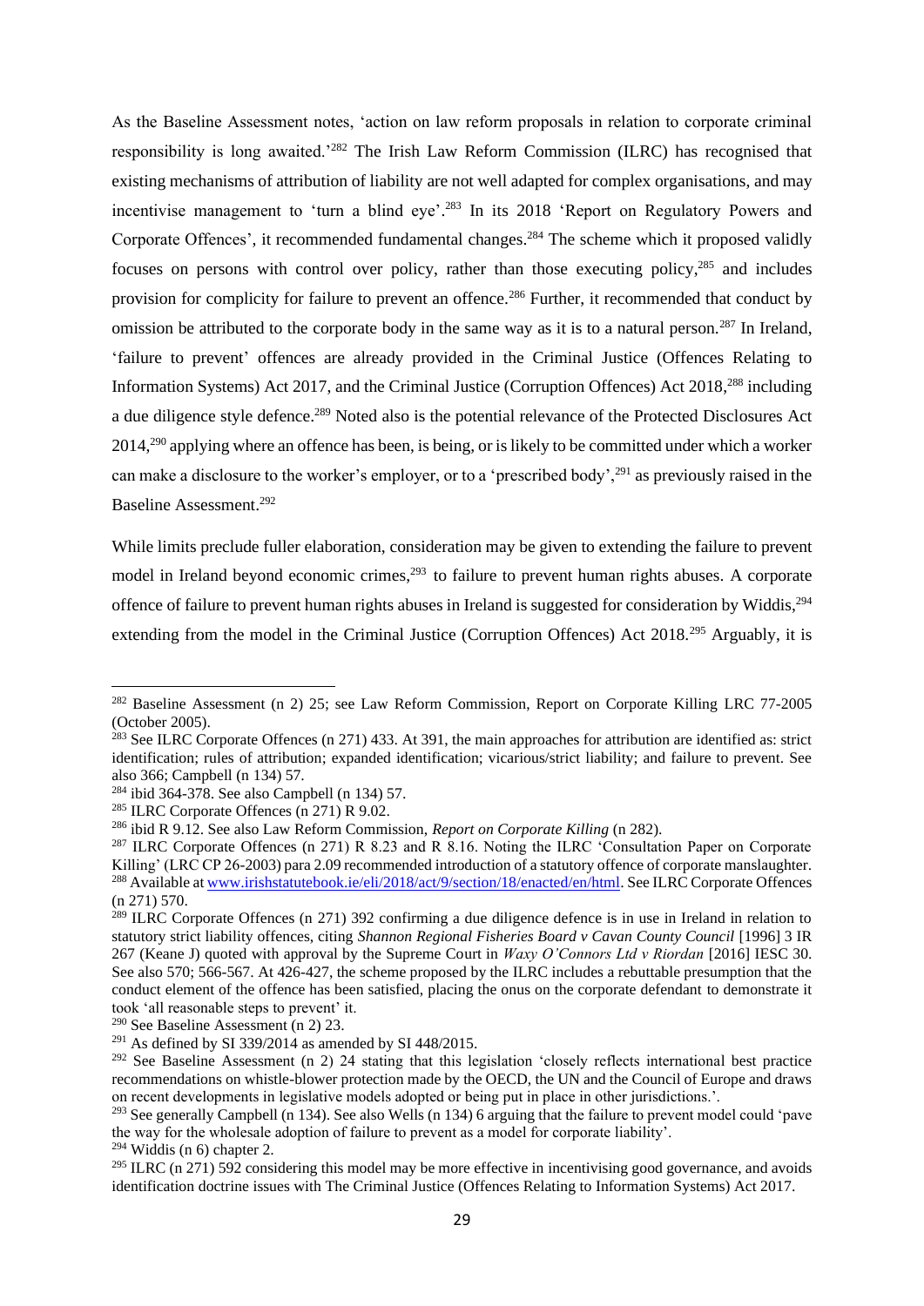As the Baseline Assessment notes, 'action on law reform proposals in relation to corporate criminal responsibility is long awaited.'[282] The Irish Law Reform Commission (ILRC) has recognised that existing mechanisms of attribution of liability are not well adapted for complex organisations, and may incentivise management to 'turn a blind eye'.[283] In its 2018 'Report on Regulatory Powers and Corporate Offences', it recommended fundamental changes.[284] The scheme which it proposed validly focuses on persons with control over policy, rather than those executing policy,[285] and includes provision for complicity for failure to prevent an offence.[286] Further, it recommended that conduct by omission be attributed to the corporate body in the same way as it is to a natural person.[287] In Ireland, 'failure to prevent' offences are already provided in the Criminal Justice (Offences Relating to Information Systems) Act 2017, and the Criminal Justice (Corruption Offences) Act 2018,[288] including a due diligence style defence.[289] Noted also is the potential relevance of the Protected Disclosures Act 2014,[290] applying where an offence has been, is being, or is likely to be committed under which a worker can make a disclosure to the worker's employer, or to a 'prescribed body',[291] as previously raised in the Baseline Assessment.[292]

While limits preclude fuller elaboration, consideration may be given to extending the failure to prevent model in Ireland beyond economic crimes,[293] to failure to prevent human rights abuses. A corporate offence of failure to prevent human rights abuses in Ireland is suggested for consideration by Widdis,[294] extending from the model in the Criminal Justice (Corruption Offences) Act 2018.[295] Arguably, it is

---

[282] Baseline Assessment (n 2) 25; see Law Reform Commission, Report on Corporate Killing LRC 77-2005 (October 2005).

[283] See ILRC Corporate Offences (n 271) 433. At 391, the main approaches for attribution are identified as: strict identification; rules of attribution; expanded identification; vicarious/strict liability; and failure to prevent. See also 366; Campbell (n 134) 57.

[284] ibid 364-378. See also Campbell (n 134) 57.

[285] ILRC Corporate Offences (n 271) R 9.02.

[286] ibid R 9.12. See also Law Reform Commission, *Report on Corporate Killing* (n 282).

[287] ILRC Corporate Offences (n 271) R 8.23 and R 8.16. Noting the ILRC 'Consultation Paper on Corporate Killing' (LRC CP 26-2003) para 2.09 recommended introduction of a statutory offence of corporate manslaughter.

[288] Available at www.irishstatutebook.ie/eli/2018/act/9/section/18/enacted/en/html. See ILRC Corporate Offences (n 271) 570.

[289] ILRC Corporate Offences (n 271) 392 confirming a due diligence defence is in use in Ireland in relation to statutory strict liability offences, citing *Shannon Regional Fisheries Board v Cavan County Council* [1996] 3 IR 267 (Keane J) quoted with approval by the Supreme Court in *Waxy O'Connors Ltd v Riordan* [2016] IESC 30. See also 570; 566-567. At 426-427, the scheme proposed by the ILRC includes a rebuttable presumption that the conduct element of the offence has been satisfied, placing the onus on the corporate defendant to demonstrate it took 'all reasonable steps to prevent' it.

[290] See Baseline Assessment (n 2) 23.

[291] As defined by SI 339/2014 as amended by SI 448/2015.

[292] See Baseline Assessment (n 2) 24 stating that this legislation 'closely reflects international best practice recommendations on whistle-blower protection made by the OECD, the UN and the Council of Europe and draws on recent developments in legislative models adopted or being put in place in other jurisdictions.'.

[293] See generally Campbell (n 134). See also Wells (n 134) 6 arguing that the failure to prevent model could 'pave the way for the wholesale adoption of failure to prevent as a model for corporate liability'.

[294] Widdis (n 6) chapter 2.

[295] ILRC (n 271) 592 considering this model may be more effective in incentivising good governance, and avoids identification doctrine issues with The Criminal Justice (Offences Relating to Information Systems) Act 2017.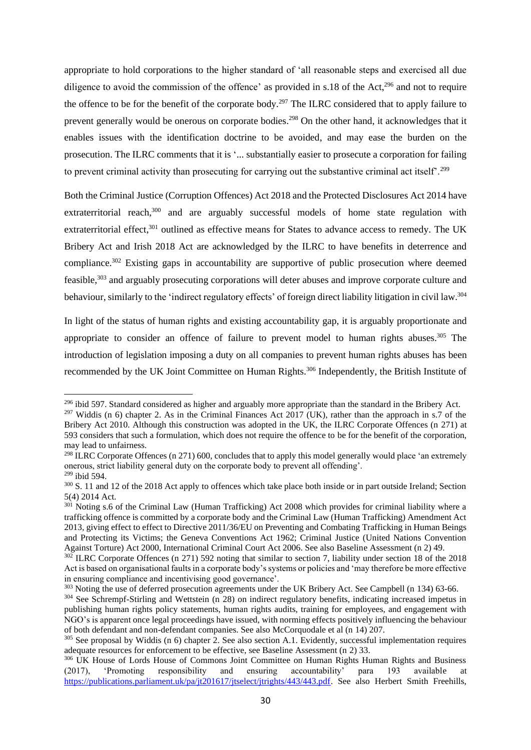appropriate to hold corporations to the higher standard of 'all reasonable steps and exercised all due diligence to avoid the commission of the offence' as provided in s.18 of the Act,[296] and not to require the offence to be for the benefit of the corporate body.[297] The ILRC considered that to apply failure to prevent generally would be onerous on corporate bodies.[298] On the other hand, it acknowledges that it enables issues with the identification doctrine to be avoided, and may ease the burden on the prosecution. The ILRC comments that it is '... substantially easier to prosecute a corporation for failing to prevent criminal activity than prosecuting for carrying out the substantive criminal act itself'.[299]

Both the Criminal Justice (Corruption Offences) Act 2018 and the Protected Disclosures Act 2014 have extraterritorial reach,[300] and are arguably successful models of home state regulation with extraterritorial effect,[301] outlined as effective means for States to advance access to remedy. The UK Bribery Act and Irish 2018 Act are acknowledged by the ILRC to have benefits in deterrence and compliance.[302] Existing gaps in accountability are supportive of public prosecution where deemed feasible,[303] and arguably prosecuting corporations will deter abuses and improve corporate culture and behaviour, similarly to the 'indirect regulatory effects' of foreign direct liability litigation in civil law.[304]

In light of the status of human rights and existing accountability gap, it is arguably proportionate and appropriate to consider an offence of failure to prevent model to human rights abuses.[305] The introduction of legislation imposing a duty on all companies to prevent human rights abuses has been recommended by the UK Joint Committee on Human Rights.[306] Independently, the British Institute of

---

[296] ibid 597. Standard considered as higher and arguably more appropriate than the standard in the Bribery Act.

[297] Widdis (n 6) chapter 2. As in the Criminal Finances Act 2017 (UK), rather than the approach in s.7 of the Bribery Act 2010. Although this construction was adopted in the UK, the ILRC Corporate Offences (n 271) at 593 considers that such a formulation, which does not require the offence to be for the benefit of the corporation, may lead to unfairness.

[298] ILRC Corporate Offences (n 271) 600, concludes that to apply this model generally would place 'an extremely onerous, strict liability general duty on the corporate body to prevent all offending'.

[299] ibid 594.

[300] S. 11 and 12 of the 2018 Act apply to offences which take place both inside or in part outside Ireland; Section 5(4) 2014 Act.

[301] Noting s.6 of the Criminal Law (Human Trafficking) Act 2008 which provides for criminal liability where a trafficking offence is committed by a corporate body and the Criminal Law (Human Trafficking) Amendment Act 2013, giving effect to effect to Directive 2011/36/EU on Preventing and Combating Trafficking in Human Beings and Protecting its Victims; the Geneva Conventions Act 1962; Criminal Justice (United Nations Convention Against Torture) Act 2000, International Criminal Court Act 2006. See also Baseline Assessment (n 2) 49.

[302] ILRC Corporate Offences (n 271) 592 noting that similar to section 7, liability under section 18 of the 2018 Act is based on organisational faults in a corporate body's systems or policies and 'may therefore be more effective in ensuring compliance and incentivising good governance'.

[303] Noting the use of deferred prosecution agreements under the UK Bribery Act. See Campbell (n 134) 63-66.

[304] See Schrempf-Stirling and Wettstein (n 28) on indirect regulatory benefits, indicating increased impetus in publishing human rights policy statements, human rights audits, training for employees, and engagement with NGO's is apparent once legal proceedings have issued, with norming effects positively influencing the behaviour of both defendant and non-defendant companies. See also McCorquodale et al (n 14) 207.

[305] See proposal by Widdis (n 6) chapter 2. See also section A.1. Evidently, successful implementation requires adequate resources for enforcement to be effective, see Baseline Assessment (n 2) 33.

[306] UK House of Lords House of Commons Joint Committee on Human Rights Human Rights and Business (2017), 'Promoting responsibility and ensuring accountability' para 193 available at https://publications.parliament.uk/pa/jt201617/jtselect/jtrights/443/443.pdf. See also Herbert Smith Freehills,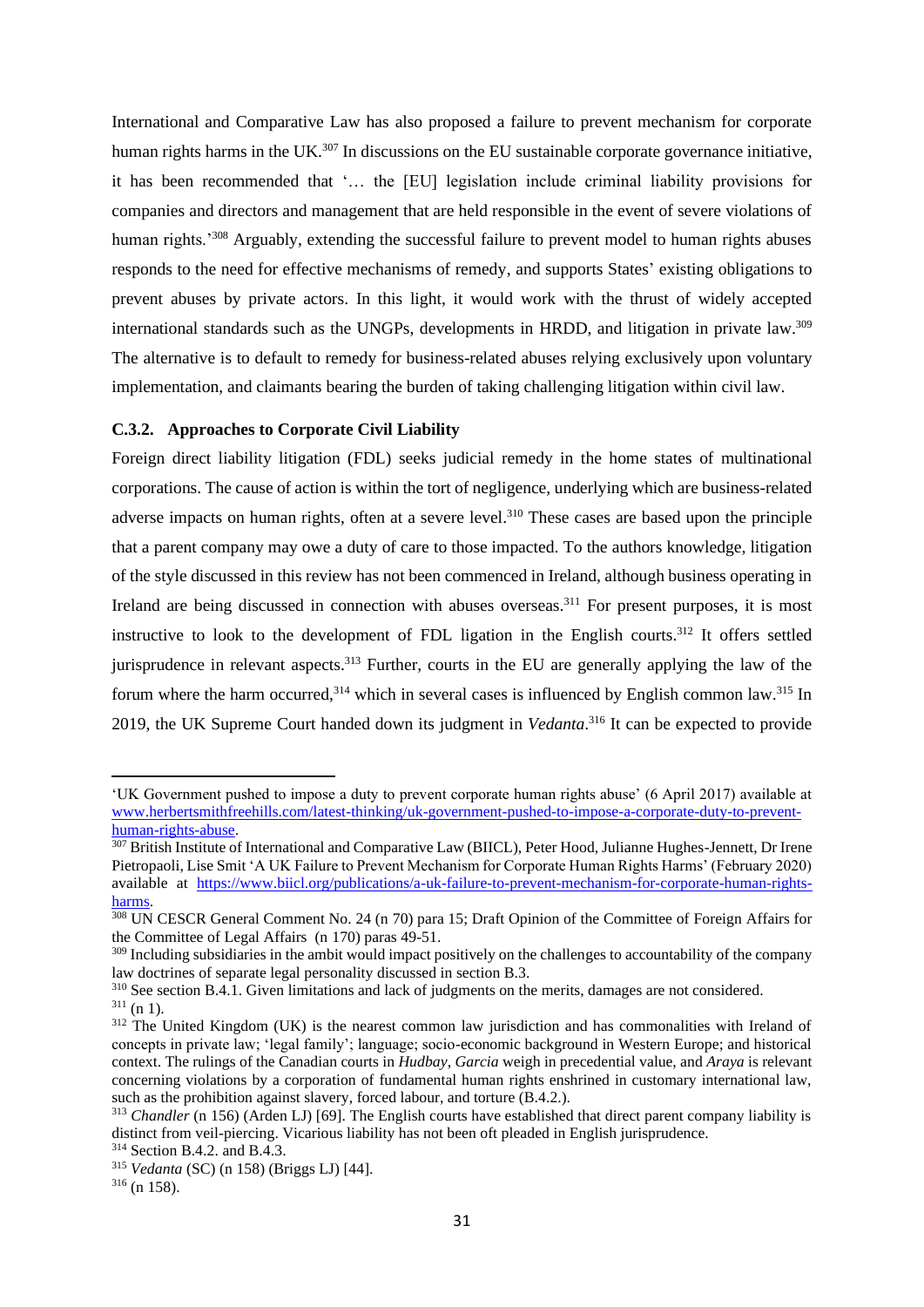International and Comparative Law has also proposed a failure to prevent mechanism for corporate human rights harms in the UK.[307] In discussions on the EU sustainable corporate governance initiative, it has been recommended that '… the [EU] legislation include criminal liability provisions for companies and directors and management that are held responsible in the event of severe violations of human rights.'[308] Arguably, extending the successful failure to prevent model to human rights abuses responds to the need for effective mechanisms of remedy, and supports States' existing obligations to prevent abuses by private actors. In this light, it would work with the thrust of widely accepted international standards such as the UNGPs, developments in HRDD, and litigation in private law.[309] The alternative is to default to remedy for business-related abuses relying exclusively upon voluntary implementation, and claimants bearing the burden of taking challenging litigation within civil law.

#### C.3.2. Approaches to Corporate Civil Liability

Foreign direct liability litigation (FDL) seeks judicial remedy in the home states of multinational corporations. The cause of action is within the tort of negligence, underlying which are business-related adverse impacts on human rights, often at a severe level.[310] These cases are based upon the principle that a parent company may owe a duty of care to those impacted. To the authors knowledge, litigation of the style discussed in this review has not been commenced in Ireland, although business operating in Ireland are being discussed in connection with abuses overseas.[311] For present purposes, it is most instructive to look to the development of FDL ligation in the English courts.[312] It offers settled jurisprudence in relevant aspects.[313] Further, courts in the EU are generally applying the law of the forum where the harm occurred,[314] which in several cases is influenced by English common law.[315] In 2019, the UK Supreme Court handed down its judgment in *Vedanta*.[316] It can be expected to provide

---

'UK Government pushed to impose a duty to prevent corporate human rights abuse' (6 April 2017) available at www.herbertsmithfreehills.com/latest-thinking/uk-government-pushed-to-impose-a-corporate-duty-to-prevent-human-rights-abuse.

[307] British Institute of International and Comparative Law (BIICL), Peter Hood, Julianne Hughes-Jennett, Dr Irene Pietropaoli, Lise Smit 'A UK Failure to Prevent Mechanism for Corporate Human Rights Harms' (February 2020) available at https://www.biicl.org/publications/a-uk-failure-to-prevent-mechanism-for-corporate-human-rights-harms.

[308] UN CESCR General Comment No. 24 (n 70) para 15; Draft Opinion of the Committee of Foreign Affairs for the Committee of Legal Affairs (n 170) paras 49-51.

[309] Including subsidiaries in the ambit would impact positively on the challenges to accountability of the company law doctrines of separate legal personality discussed in section B.3.

[310] See section B.4.1. Given limitations and lack of judgments on the merits, damages are not considered.

[311] (n 1).

[312] The United Kingdom (UK) is the nearest common law jurisdiction and has commonalities with Ireland of concepts in private law; 'legal family'; language; socio-economic background in Western Europe; and historical context. The rulings of the Canadian courts in *Hudbay*, *Garcia* weigh in precedential value, and *Araya* is relevant concerning violations by a corporation of fundamental human rights enshrined in customary international law, such as the prohibition against slavery, forced labour, and torture (B.4.2.).

[313] *Chandler* (n 156) (Arden LJ) [69]. The English courts have established that direct parent company liability is distinct from veil-piercing. Vicarious liability has not been oft pleaded in English jurisprudence.

[314] Section B.4.2. and B.4.3.

[315] *Vedanta* (SC) (n 158) (Briggs LJ) [44].

[316] (n 158).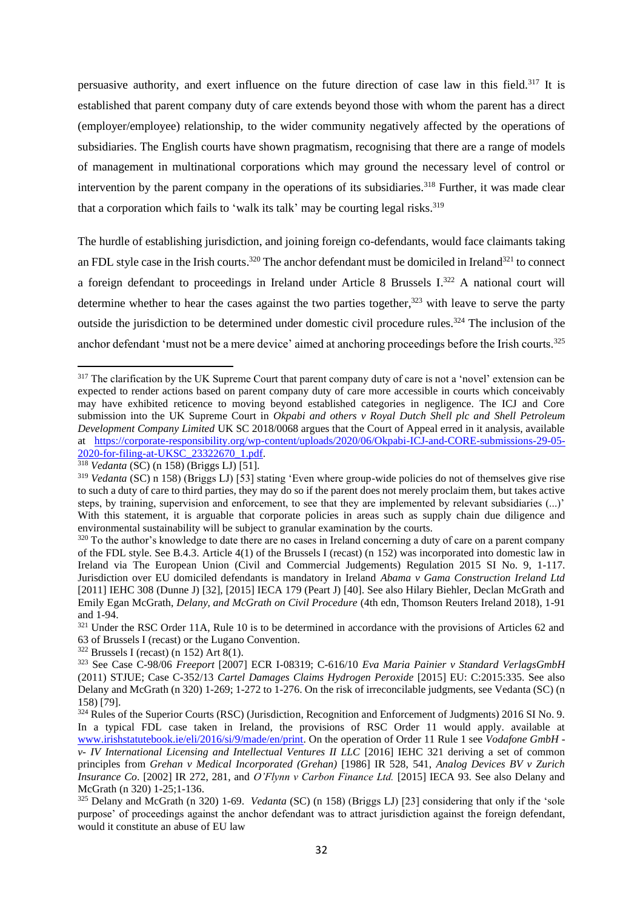persuasive authority, and exert influence on the future direction of case law in this field.[317] It is established that parent company duty of care extends beyond those with whom the parent has a direct (employer/employee) relationship, to the wider community negatively affected by the operations of subsidiaries. The English courts have shown pragmatism, recognising that there are a range of models of management in multinational corporations which may ground the necessary level of control or intervention by the parent company in the operations of its subsidiaries.[318] Further, it was made clear that a corporation which fails to 'walk its talk' may be courting legal risks.[319]

The hurdle of establishing jurisdiction, and joining foreign co-defendants, would face claimants taking an FDL style case in the Irish courts.[320] The anchor defendant must be domiciled in Ireland[321] to connect a foreign defendant to proceedings in Ireland under Article 8 Brussels I.[322] A national court will determine whether to hear the cases against the two parties together,[323] with leave to serve the party outside the jurisdiction to be determined under domestic civil procedure rules.[324] The inclusion of the anchor defendant 'must not be a mere device' aimed at anchoring proceedings before the Irish courts.[325]

---

[317] The clarification by the UK Supreme Court that parent company duty of care is not a 'novel' extension can be expected to render actions based on parent company duty of care more accessible in courts which conceivably may have exhibited reticence to moving beyond established categories in negligence. The ICJ and Core submission into the UK Supreme Court in *Okpabi and others v Royal Dutch Shell plc and Shell Petroleum Development Company Limited* UK SC 2018/0068 argues that the Court of Appeal erred in it analysis, available at https://corporate-responsibility.org/wp-content/uploads/2020/06/Okpabi-ICJ-and-CORE-submissions-29-05-2020-for-filing-at-UKSC_23322670_1.pdf.

[318] *Vedanta* (SC) (n 158) (Briggs LJ) [51].

[319] *Vedanta* (SC) n 158) (Briggs LJ) [53] stating 'Even where group-wide policies do not of themselves give rise to such a duty of care to third parties, they may do so if the parent does not merely proclaim them, but takes active steps, by training, supervision and enforcement, to see that they are implemented by relevant subsidiaries (...)' With this statement, it is arguable that corporate policies in areas such as supply chain due diligence and environmental sustainability will be subject to granular examination by the courts.

[320] To the author's knowledge to date there are no cases in Ireland concerning a duty of care on a parent company of the FDL style. See B.4.3. Article 4(1) of the Brussels I (recast) (n 152) was incorporated into domestic law in Ireland via The European Union (Civil and Commercial Judgements) Regulation 2015 SI No. 9, 1-117. Jurisdiction over EU domiciled defendants is mandatory in Ireland *Abama v Gama Construction Ireland Ltd* [2011] IEHC 308 (Dunne J) [32], [2015] IECA 179 (Peart J) [40]. See also Hilary Biehler, Declan McGrath and Emily Egan McGrath, *Delany, and McGrath on Civil Procedure* (4th edn, Thomson Reuters Ireland 2018), 1-91 and 1-94.

[321] Under the RSC Order 11A, Rule 10 is to be determined in accordance with the provisions of Articles 62 and 63 of Brussels I (recast) or the Lugano Convention.

[322] Brussels I (recast) (n 152) Art 8(1).

[323] See Case C-98/06 *Freeport* [2007] ECR I-08319; C-616/10 *Eva Maria Painier v Standard VerlagsGmbH* (2011) STJUE; Case C-352/13 *Cartel Damages Claims Hydrogen Peroxide* [2015] EU: C:2015:335. See also Delany and McGrath (n 320) 1-269; 1-272 to 1-276. On the risk of irreconcilable judgments, see Vedanta (SC) (n 158) [79].

[324] Rules of the Superior Courts (RSC) (Jurisdiction, Recognition and Enforcement of Judgments) 2016 SI No. 9. In a typical FDL case taken in Ireland, the provisions of RSC Order 11 would apply. available at www.irishstatutebook.ie/eli/2016/si/9/made/en/print. On the operation of Order 11 Rule 1 see *Vodafone GmbH -v- IV International Licensing and Intellectual Ventures II LLC* [2016] IEHC 321 deriving a set of common principles from *Grehan v Medical Incorporated (Grehan)* [1986] IR 528, 541, *Analog Devices BV v Zurich Insurance Co.* [2002] IR 272, 281, and *O'Flynn v Carbon Finance Ltd.* [2015] IECA 93. See also Delany and McGrath (n 320) 1-25;1-136.

[325] Delany and McGrath (n 320) 1-69. *Vedanta* (SC) (n 158) (Briggs LJ) [23] considering that only if the 'sole purpose' of proceedings against the anchor defendant was to attract jurisdiction against the foreign defendant, would it constitute an abuse of EU law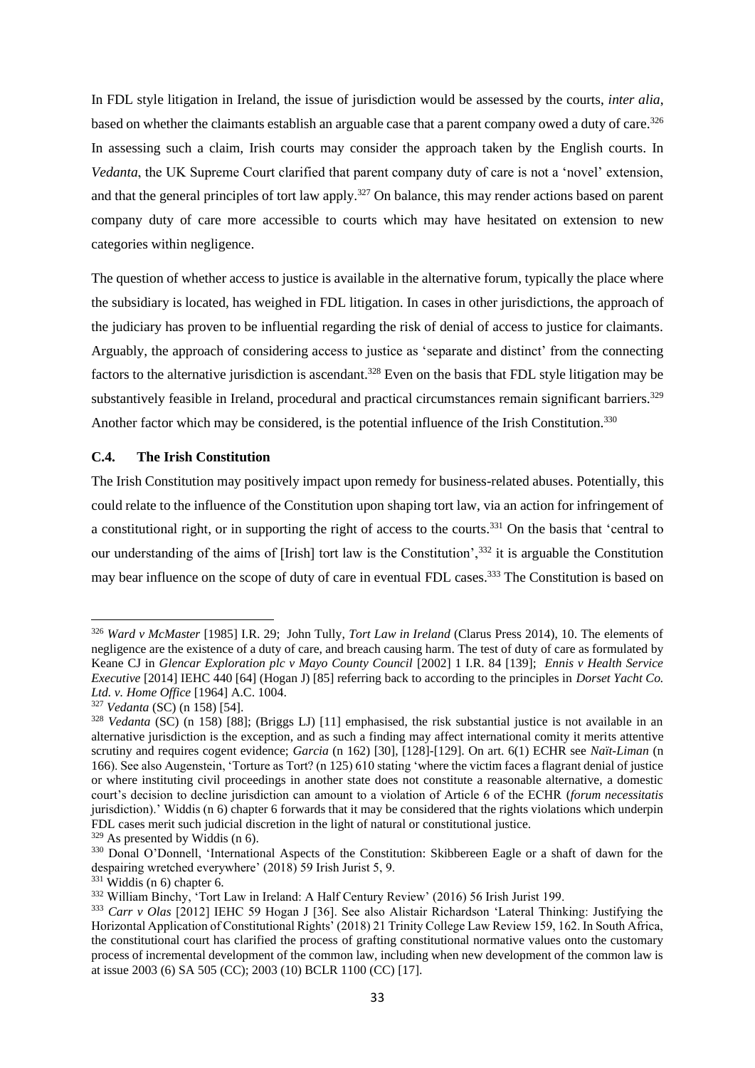In FDL style litigation in Ireland, the issue of jurisdiction would be assessed by the courts, *inter alia*, based on whether the claimants establish an arguable case that a parent company owed a duty of care.[326] In assessing such a claim, Irish courts may consider the approach taken by the English courts. In *Vedanta*, the UK Supreme Court clarified that parent company duty of care is not a 'novel' extension, and that the general principles of tort law apply.[327] On balance, this may render actions based on parent company duty of care more accessible to courts which may have hesitated on extension to new categories within negligence.

The question of whether access to justice is available in the alternative forum, typically the place where the subsidiary is located, has weighed in FDL litigation. In cases in other jurisdictions, the approach of the judiciary has proven to be influential regarding the risk of denial of access to justice for claimants. Arguably, the approach of considering access to justice as 'separate and distinct' from the connecting factors to the alternative jurisdiction is ascendant.[328] Even on the basis that FDL style litigation may be substantively feasible in Ireland, procedural and practical circumstances remain significant barriers.[329] Another factor which may be considered, is the potential influence of the Irish Constitution.[330]

### C.4. The Irish Constitution

The Irish Constitution may positively impact upon remedy for business-related abuses. Potentially, this could relate to the influence of the Constitution upon shaping tort law, via an action for infringement of a constitutional right, or in supporting the right of access to the courts.[331] On the basis that 'central to our understanding of the aims of [Irish] tort law is the Constitution',[332] it is arguable the Constitution may bear influence on the scope of duty of care in eventual FDL cases.[333] The Constitution is based on

---

[326] *Ward v McMaster* [1985] I.R. 29; John Tully, *Tort Law in Ireland* (Clarus Press 2014), 10. The elements of negligence are the existence of a duty of care, and breach causing harm. The test of duty of care as formulated by Keane CJ in *Glencar Exploration plc v Mayo County Council* [2002] 1 I.R. 84 [139]; *Ennis v Health Service Executive* [2014] IEHC 440 [64] (Hogan J) [85] referring back to according to the principles in *Dorset Yacht Co. Ltd. v. Home Office* [1964] A.C. 1004.

[327] *Vedanta* (SC) (n 158) [54].

[328] *Vedanta* (SC) (n 158) [88]; (Briggs LJ) [11] emphasised, the risk substantial justice is not available in an alternative jurisdiction is the exception, and as such a finding may affect international comity it merits attentive scrutiny and requires cogent evidence; *Garcia* (n 162) [30], [128]-[129]. On art. 6(1) ECHR see *Naït-Liman* (n 166). See also Augenstein, 'Torture as Tort? (n 125) 610 stating 'where the victim faces a flagrant denial of justice or where instituting civil proceedings in another state does not constitute a reasonable alternative, a domestic court's decision to decline jurisdiction can amount to a violation of Article 6 of the ECHR (*forum necessitatis* jurisdiction).' Widdis (n 6) chapter 6 forwards that it may be considered that the rights violations which underpin FDL cases merit such judicial discretion in the light of natural or constitutional justice.

[329] As presented by Widdis (n 6).

[330] Donal O'Donnell, 'International Aspects of the Constitution: Skibbereen Eagle or a shaft of dawn for the despairing wretched everywhere' (2018) 59 Irish Jurist 5, 9.

[331] Widdis (n 6) chapter 6.

[332] William Binchy, 'Tort Law in Ireland: A Half Century Review' (2016) 56 Irish Jurist 199.

[333] *Carr v Olas* [2012] IEHC 59 Hogan J [36]. See also Alistair Richardson 'Lateral Thinking: Justifying the Horizontal Application of Constitutional Rights' (2018) 21 Trinity College Law Review 159, 162. In South Africa, the constitutional court has clarified the process of grafting constitutional normative values onto the customary process of incremental development of the common law, including when new development of the common law is at issue 2003 (6) SA 505 (CC); 2003 (10) BCLR 1100 (CC) [17].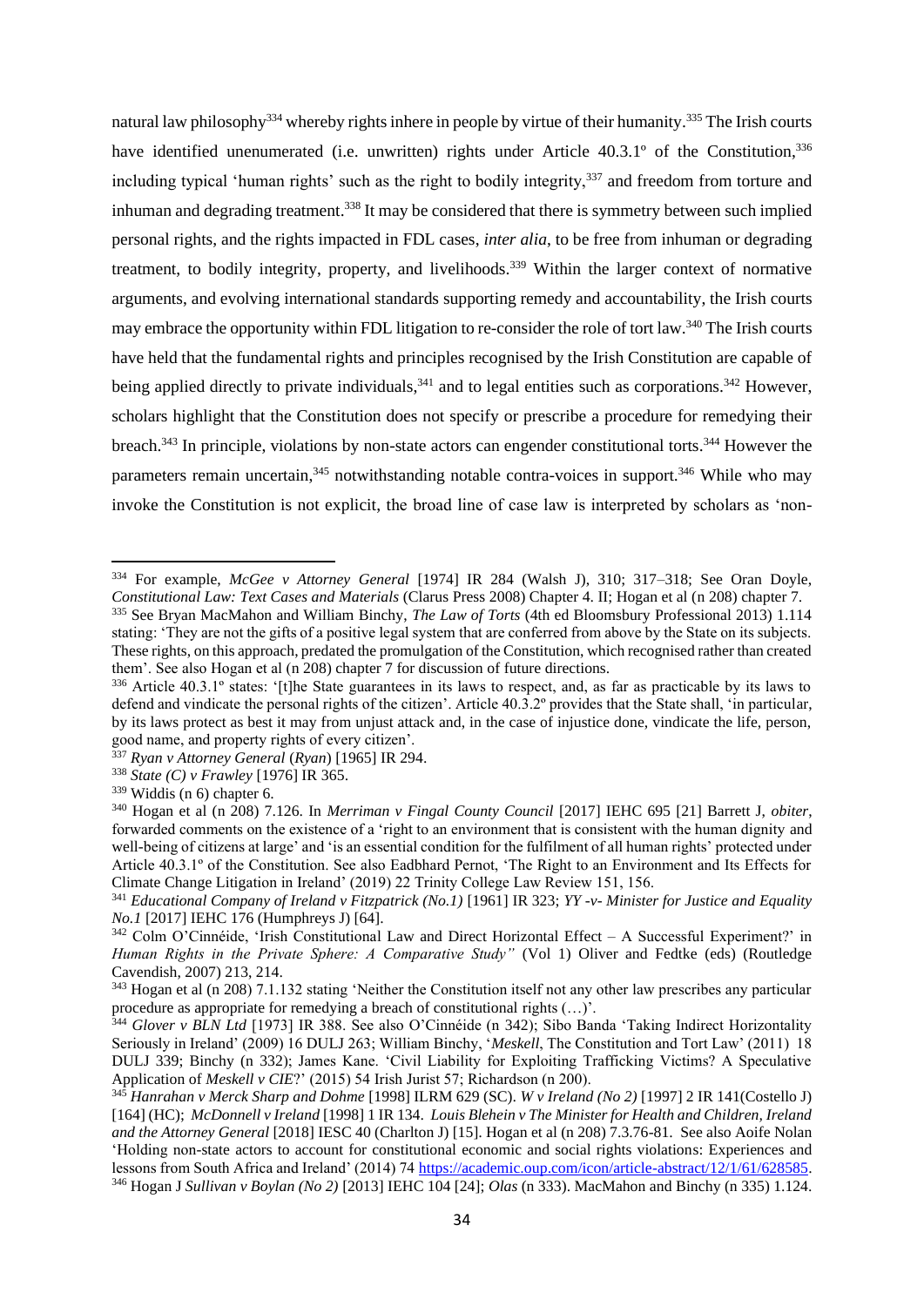natural law philosophy[334] whereby rights inhere in people by virtue of their humanity.[335] The Irish courts have identified unenumerated (i.e. unwritten) rights under Article 40.3.1º of the Constitution,[336] including typical 'human rights' such as the right to bodily integrity,[337] and freedom from torture and inhuman and degrading treatment.[338] It may be considered that there is symmetry between such implied personal rights, and the rights impacted in FDL cases, *inter alia,* to be free from inhuman or degrading treatment, to bodily integrity, property, and livelihoods.[339] Within the larger context of normative arguments, and evolving international standards supporting remedy and accountability, the Irish courts may embrace the opportunity within FDL litigation to re-consider the role of tort law.[340] The Irish courts have held that the fundamental rights and principles recognised by the Irish Constitution are capable of being applied directly to private individuals,[341] and to legal entities such as corporations.[342] However, scholars highlight that the Constitution does not specify or prescribe a procedure for remedying their breach.[343] In principle, violations by non-state actors can engender constitutional torts.[344] However the parameters remain uncertain,[345] notwithstanding notable contra-voices in support.[346] While who may invoke the Constitution is not explicit, the broad line of case law is interpreted by scholars as 'non-

---

[334] For example, *McGee v Attorney General* [1974] IR 284 (Walsh J), 310; 317–318; See Oran Doyle, *Constitutional Law: Text Cases and Materials* (Clarus Press 2008) Chapter 4. II; Hogan et al (n 208) chapter 7.

[335] See Bryan MacMahon and William Binchy, *The Law of Torts* (4th ed Bloomsbury Professional 2013) 1.114 stating: 'They are not the gifts of a positive legal system that are conferred from above by the State on its subjects. These rights, on this approach, predated the promulgation of the Constitution, which recognised rather than created them'. See also Hogan et al (n 208) chapter 7 for discussion of future directions.

[336] Article 40.3.1º states: '[t]he State guarantees in its laws to respect, and, as far as practicable by its laws to defend and vindicate the personal rights of the citizen'. Article 40.3.2º provides that the State shall, 'in particular, by its laws to protect as best it may from unjust attack and, in the case of injustice done, vindicate the life, person, good name, and property rights of every citizen'.

[337] *Ryan v Attorney General* (*Ryan*) [1965] IR 294.

[338] *State (C) v Frawley* [1976] IR 365.

[339] Widdis (n 6) chapter 6.

[340] Hogan et al (n 208) 7.126. In *Merriman v Fingal County Council* [2017] IEHC 695 [21] Barrett J, *obiter*, forwarded comments on the existence of a 'right to an environment that is consistent with the human dignity and well-being of citizens at large' and 'is an essential condition for the fulfilment of all human rights' protected under Article 40.3.1º of the Constitution. See also Eadbhard Pernot, 'The Right to an Environment and Its Effects for Climate Change Litigation in Ireland' (2019) 22 Trinity College Law Review 151, 156.

[341] *Educational Company of Ireland v Fitzpatrick (No.1)* [1961] IR 323; *YY -v- Minister for Justice and Equality No.1* [2017] IEHC 176 (Humphreys J) [64].

[342] Colm O'Cinnéide, 'Irish Constitutional Law and Direct Horizontal Effect – A Successful Experiment?' in *Human Rights in the Private Sphere: A Comparative Study"* (Vol 1) Oliver and Fedtke (eds) (Routledge Cavendish, 2007) 213, 214.

[343] Hogan et al (n 208) 7.1.132 stating 'Neither the Constitution itself not any other law prescribes any particular procedure as appropriate for remedying a breach of constitutional rights (…)'.

[344] *Glover v BLN Ltd* [1973] IR 388. See also O'Cinnéide (n 342); Sibo Banda 'Taking Indirect Horizontality Seriously in Ireland' (2009) 16 DULJ 263; William Binchy, '*Meskell*, The Constitution and Tort Law' (2011) 18 DULJ 339; Binchy (n 332); James Kane. 'Civil Liability for Exploiting Trafficking Victims? A Speculative Application of *Meskell v CIE*?' (2015) 54 Irish Jurist 57; Richardson (n 200).

[345] *Hanrahan v Merck Sharp and Dohme* [1998] ILRM 629 (SC). *W v Ireland (No 2)* [1997] 2 IR 141(Costello J) [164] (HC); *McDonnell v Ireland* [1998] 1 IR 134. *Louis Blehein v The Minister for Health and Children, Ireland and the Attorney General* [2018] IESC 40 (Charlton J) [15]. Hogan et al (n 208) 7.3.76-81. See also Aoife Nolan 'Holding non-state actors to account for constitutional economic and social rights violations: Experiences and lessons from South Africa and Ireland' (2014) 74 https://academic.oup.com/icon/article-abstract/12/1/61/628585.

[346] Hogan J *Sullivan v Boylan (No 2)* [2013] IEHC 104 [24]; *Olas* (n 333). MacMahon and Binchy (n 335) 1.124.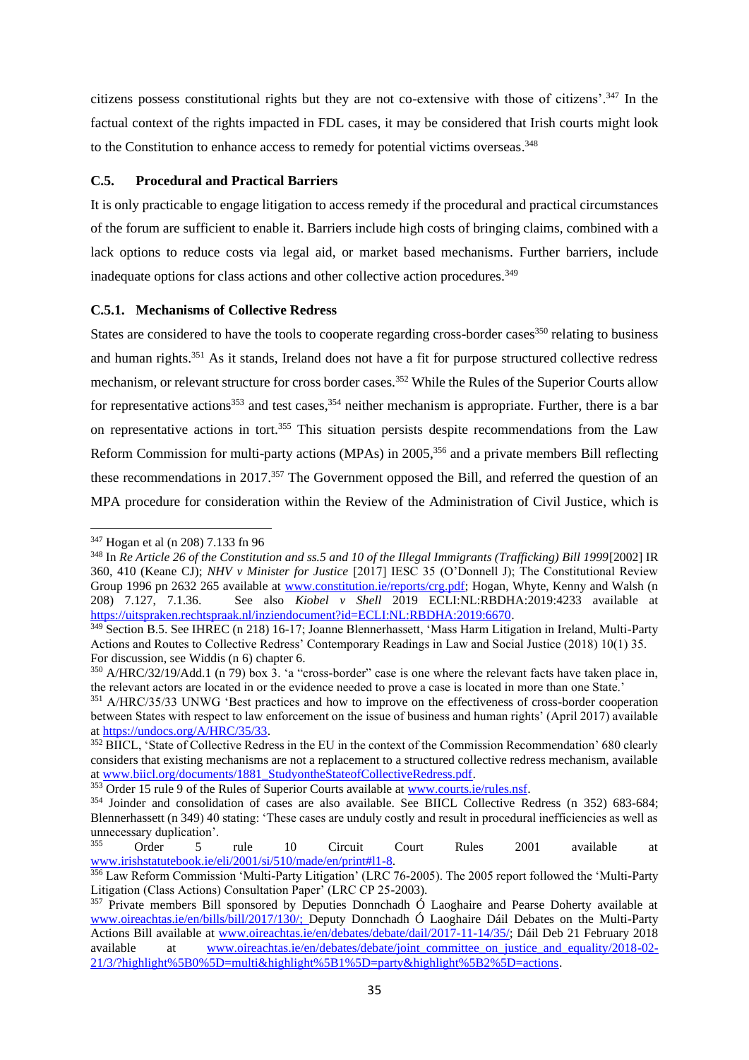citizens possess constitutional rights but they are not co-extensive with those of citizens'.[347] In the factual context of the rights impacted in FDL cases, it may be considered that Irish courts might look to the Constitution to enhance access to remedy for potential victims overseas.[348]

### C.5. Procedural and Practical Barriers

It is only practicable to engage litigation to access remedy if the procedural and practical circumstances of the forum are sufficient to enable it. Barriers include high costs of bringing claims, combined with a lack options to reduce costs via legal aid, or market based mechanisms. Further barriers, include inadequate options for class actions and other collective action procedures.[349]

#### C.5.1. Mechanisms of Collective Redress

States are considered to have the tools to cooperate regarding cross-border cases[350] relating to business and human rights.[351] As it stands, Ireland does not have a fit for purpose structured collective redress mechanism, or relevant structure for cross border cases.[352] While the Rules of the Superior Courts allow for representative actions[353] and test cases,[354] neither mechanism is appropriate. Further, there is a bar on representative actions in tort.[355] This situation persists despite recommendations from the Law Reform Commission for multi-party actions (MPAs) in 2005,[356] and a private members Bill reflecting these recommendations in 2017.[357] The Government opposed the Bill, and referred the question of an MPA procedure for consideration within the Review of the Administration of Civil Justice, which is

---

[347] Hogan et al (n 208) 7.133 fn 96

[348] In *Re Article 26 of the Constitution and ss.5 and 10 of the Illegal Immigrants (Trafficking) Bill 1999*[2002] IR 360, 410 (Keane CJ); *NHV v Minister for Justice* [2017] IESC 35 (O'Donnell J); The Constitutional Review Group 1996 pn 2632 265 available at www.constitution.ie/reports/crg.pdf; Hogan, Whyte, Kenny and Walsh (n 208) 7.127, 7.1.36. See also *Kiobel v Shell* 2019 ECLI:NL:RBDHA:2019:4233 available at https://uitspraken.rechtspraak.nl/inziendocument?id=ECLI:NL:RBDHA:2019:6670.

[349] Section B.5. See IHREC (n 218) 16-17; Joanne Blennerhassett, 'Mass Harm Litigation in Ireland, Multi-Party Actions and Routes to Collective Redress' Contemporary Readings in Law and Social Justice (2018) 10(1) 35. For discussion, see Widdis (n 6) chapter 6.

[350] A/HRC/32/19/Add.1 (n 79) box 3. 'a "cross-border" case is one where the relevant facts have taken place in, the relevant actors are located in or the evidence needed to prove a case is located in more than one State.'

[351] A/HRC/35/33 UNWG 'Best practices and how to improve on the effectiveness of cross-border cooperation between States with respect to law enforcement on the issue of business and human rights' (April 2017) available at https://undocs.org/A/HRC/35/33.

[352] BIICL, 'State of Collective Redress in the EU in the context of the Commission Recommendation' 680 clearly considers that existing mechanisms are not a replacement to a structured collective redress mechanism, available at www.biicl.org/documents/1881_StudyontheStateofCollectiveRedress.pdf.

[353] Order 15 rule 9 of the Rules of Superior Courts available at www.courts.ie/rules.nsf.

[354] Joinder and consolidation of cases are also available. See BIICL Collective Redress (n 352) 683-684; Blennerhassett (n 349) 40 stating: 'These cases are unduly costly and result in procedural inefficiencies as well as unnecessary duplication'.

[355] Order 5 rule 10 Circuit Court Rules 2001 available at www.irishstatutebook.ie/eli/2001/si/510/made/en/print#l1-8.

[356] Law Reform Commission 'Multi-Party Litigation' (LRC 76-2005). The 2005 report followed the 'Multi-Party Litigation (Class Actions) Consultation Paper' (LRC CP 25-2003).

[357] Private members Bill sponsored by Deputies Donnchadh Ó Laoghaire and Pearse Doherty available at www.oireachtas.ie/en/bills/bill/2017/130/; Deputy Donnchadh Ó Laoghaire Dáil Debates on the Multi-Party Actions Bill available at www.oireachtas.ie/en/debates/debate/dail/2017-11-14/35/; Dáil Deb 21 February 2018 available at www.oireachtas.ie/en/debates/debate/joint_committee_on_justice_and_equality/2018-02-21/3/?highlight%5B0%5D=multi&highlight%5B1%5D=party&highlight%5B2%5D=actions.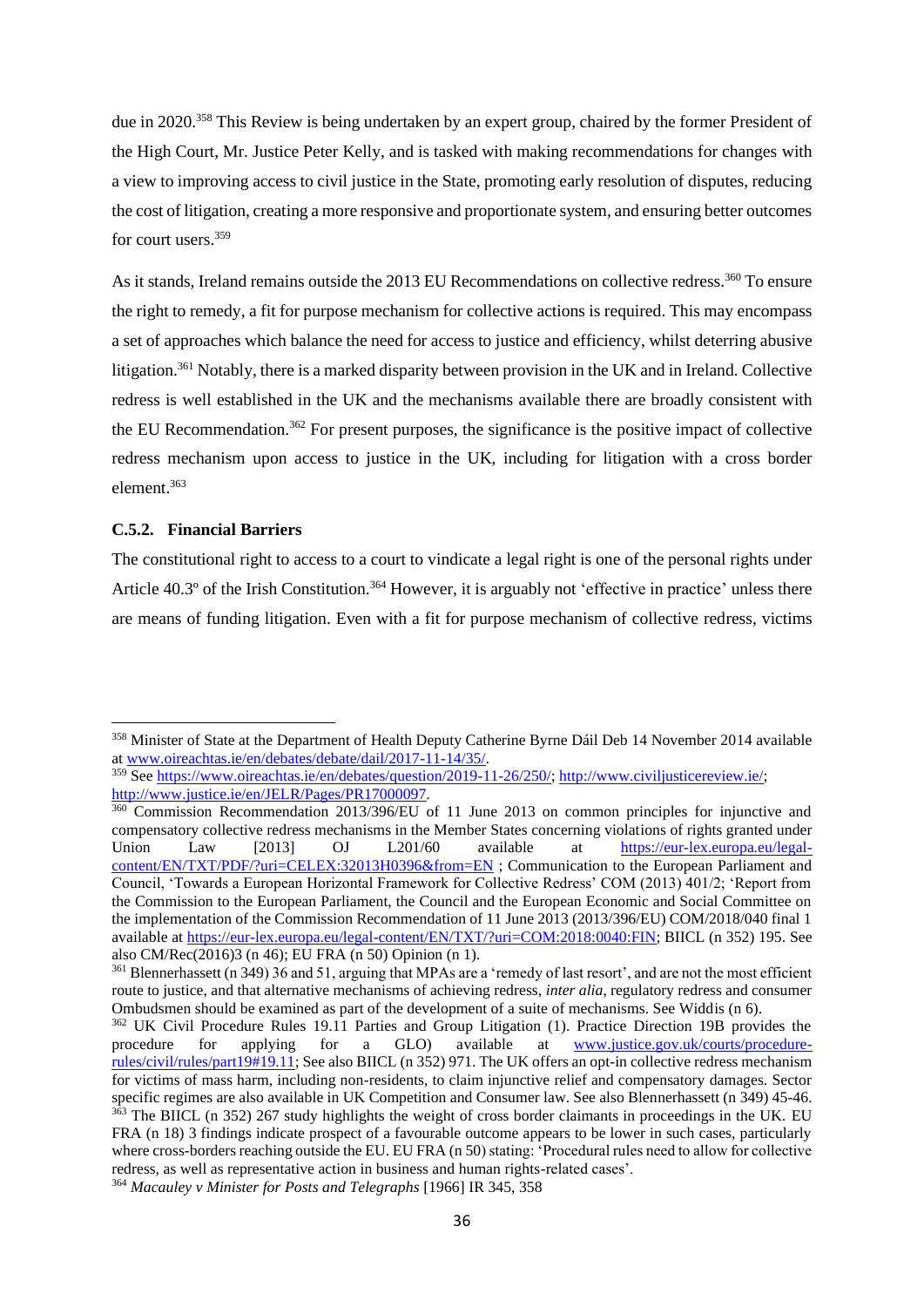due in 2020.[358] This Review is being undertaken by an expert group, chaired by the former President of the High Court, Mr. Justice Peter Kelly, and is tasked with making recommendations for changes with a view to improving access to civil justice in the State, promoting early resolution of disputes, reducing the cost of litigation, creating a more responsive and proportionate system, and ensuring better outcomes for court users.[359]

As it stands, Ireland remains outside the 2013 EU Recommendations on collective redress.[360] To ensure the right to remedy, a fit for purpose mechanism for collective actions is required. This may encompass a set of approaches which balance the need for access to justice and efficiency, whilst deterring abusive litigation.[361] Notably, there is a marked disparity between provision in the UK and in Ireland. Collective redress is well established in the UK and the mechanisms available there are broadly consistent with the EU Recommendation.[362] For present purposes, the significance is the positive impact of collective redress mechanism upon access to justice in the UK, including for litigation with a cross border element.[363]

### C.5.2. Financial Barriers

The constitutional right to access to a court to vindicate a legal right is one of the personal rights under Article 40.3º of the Irish Constitution.[364] However, it is arguably not 'effective in practice' unless there are means of funding litigation. Even with a fit for purpose mechanism of collective redress, victims

---

[358] Minister of State at the Department of Health Deputy Catherine Byrne Dáil Deb 14 November 2014 available at www.oireachtas.ie/en/debates/debate/dail/2017-11-14/35/.

[359] See https://www.oireachtas.ie/en/debates/question/2019-11-26/250/; http://www.civiljusticereview.ie/; http://www.justice.ie/en/JELR/Pages/PR17000097.

[360] Commission Recommendation 2013/396/EU of 11 June 2013 on common principles for injunctive and compensatory collective redress mechanisms in the Member States concerning violations of rights granted under Union Law [2013] OJ L201/60 available at https://eur-lex.europa.eu/legal-content/EN/TXT/PDF/?uri=CELEX:32013H0396&from=EN ; Communication to the European Parliament and Council, 'Towards a European Horizontal Framework for Collective Redress' COM (2013) 401/2; 'Report from the Commission to the European Parliament, the Council and the European Economic and Social Committee on the implementation of the Commission Recommendation of 11 June 2013 (2013/396/EU) COM/2018/040 final 1 available at https://eur-lex.europa.eu/legal-content/EN/TXT/?uri=COM:2018:0040:FIN; BIICL (n 352) 195. See also CM/Rec(2016)3 (n 46); EU FRA (n 50) Opinion (n 1).

[361] Blennerhassett (n 349) 36 and 51, arguing that MPAs are a 'remedy of last resort', and are not the most efficient route to justice, and that alternative mechanisms of achieving redress, *inter alia*, regulatory redress and consumer Ombudsmen should be examined as part of the development of a suite of mechanisms. See Widdis (n 6).

[362] UK Civil Procedure Rules 19.11 Parties and Group Litigation (1). Practice Direction 19B provides the procedure for applying for a GLO) available at www.justice.gov.uk/courts/procedure-rules/civil/rules/part19#19.11; See also BIICL (n 352) 971. The UK offers an opt-in collective redress mechanism for victims of mass harm, including non-residents, to claim injunctive relief and compensatory damages. Sector specific regimes are also available in UK Competition and Consumer law. See also Blennerhassett (n 349) 45-46.

[363] The BIICL (n 352) 267 study highlights the weight of cross border claimants in proceedings in the UK. EU FRA (n 18) 3 findings indicate prospect of a favourable outcome appears to be lower in such cases, particularly where cross-borders reaching outside the EU. EU FRA (n 50) stating: 'Procedural rules need to allow for collective redress, as well as representative action in business and human rights-related cases'.

[364] *Macauley v Minister for Posts and Telegraphs* [1966] IR 345, 358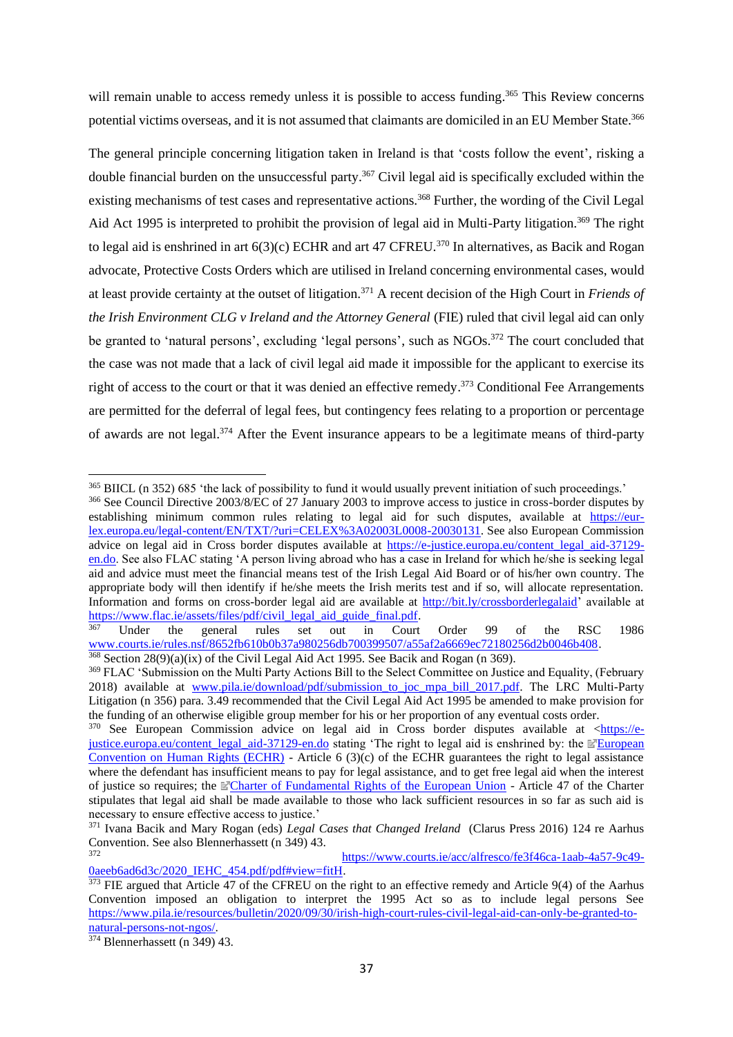will remain unable to access remedy unless it is possible to access funding.[365] This Review concerns potential victims overseas, and it is not assumed that claimants are domiciled in an EU Member State.[366]

The general principle concerning litigation taken in Ireland is that 'costs follow the event', risking a double financial burden on the unsuccessful party.[367] Civil legal aid is specifically excluded within the existing mechanisms of test cases and representative actions.[368] Further, the wording of the Civil Legal Aid Act 1995 is interpreted to prohibit the provision of legal aid in Multi-Party litigation.[369] The right to legal aid is enshrined in art 6(3)(c) ECHR and art 47 CFREU.[370] In alternatives, as Bacik and Rogan advocate, Protective Costs Orders which are utilised in Ireland concerning environmental cases, would at least provide certainty at the outset of litigation.[371] A recent decision of the High Court in *Friends of the Irish Environment CLG v Ireland and the Attorney General* (FIE) ruled that civil legal aid can only be granted to 'natural persons', excluding 'legal persons', such as NGOs.[372] The court concluded that the case was not made that a lack of civil legal aid made it impossible for the applicant to exercise its right of access to the court or that it was denied an effective remedy.[373] Conditional Fee Arrangements are permitted for the deferral of legal fees, but contingency fees relating to a proportion or percentage of awards are not legal.[374] After the Event insurance appears to be a legitimate means of third-party

---

[365] BIICL (n 352) 685 'the lack of possibility to fund it would usually prevent initiation of such proceedings.'

[366] See Council Directive 2003/8/EC of 27 January 2003 to improve access to justice in cross-border disputes by establishing minimum common rules relating to legal aid for such disputes, available at https://eur-lex.europa.eu/legal-content/EN/TXT/?uri=CELEX%3A02003L0008-20030131. See also European Commission advice on legal aid in Cross border disputes available at https://e-justice.europa.eu/content_legal_aid-37129-en.do. See also FLAC stating 'A person living abroad who has a case in Ireland for which he/she is seeking legal aid and advice must meet the financial means test of the Irish Legal Aid Board or of his/her own country. The appropriate body will then identify if he/she meets the Irish merits test and if so, will allocate representation. Information and forms on cross-border legal aid are available at http://bit.ly/crossborderlegalaid' available at https://www.flac.ie/assets/files/pdf/civil_legal_aid_guide_final.pdf.

[367] Under the general rules set out in Court Order 99 of the RSC 1986 www.courts.ie/rules.nsf/8652fb610b0b37a980256db700399507/a55af2a6669ec72180256d2b0046b408.

[368] Section 28(9)(a)(ix) of the Civil Legal Aid Act 1995. See Bacik and Rogan (n 369).

[369] FLAC 'Submission on the Multi Party Actions Bill to the Select Committee on Justice and Equality, (February 2018) available at www.pila.ie/download/pdf/submission_to_joc_mpa_bill_2017.pdf. The LRC Multi-Party Litigation (n 356) para. 3.49 recommended that the Civil Legal Aid Act 1995 be amended to make provision for the funding of an otherwise eligible group member for his or her proportion of any eventual costs order.

[370] See European Commission advice on legal aid in Cross border disputes available at <https://e-justice.europa.eu/content_legal_aid-37129-en.do stating 'The right to legal aid is enshrined by: the European Convention on Human Rights (ECHR) - Article 6 (3)(c) of the ECHR guarantees the right to legal assistance where the defendant has insufficient means to pay for legal assistance, and to get free legal aid when the interest of justice so requires; the Charter of Fundamental Rights of the European Union - Article 47 of the Charter stipulates that legal aid shall be made available to those who lack sufficient resources in so far as such aid is necessary to ensure effective access to justice.'

[371] Ivana Bacik and Mary Rogan (eds) *Legal Cases that Changed Ireland* (Clarus Press 2016) 124 re Aarhus Convention. See also Blennerhassett (n 349) 43.

[372] https://www.courts.ie/acc/alfresco/fe3f46ca-1aab-4a57-9c49-0aeeb6ad6d3c/2020_IEHC_454.pdf/pdf#view=fitH.

[373] FIE argued that Article 47 of the CFREU on the right to an effective remedy and Article 9(4) of the Aarhus Convention imposed an obligation to interpret the 1995 Act so as to include legal persons See https://www.pila.ie/resources/bulletin/2020/09/30/irish-high-court-rules-civil-legal-aid-can-only-be-granted-to-natural-persons-not-ngos/.

[374] Blennerhassett (n 349) 43.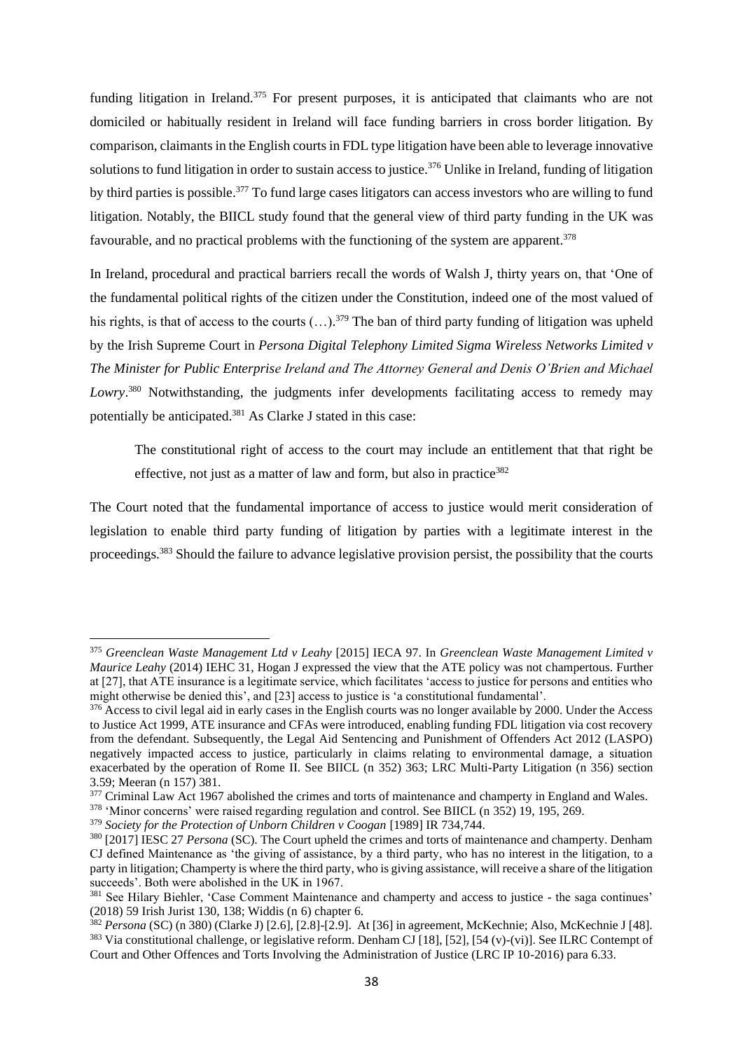funding litigation in Ireland.[375] For present purposes, it is anticipated that claimants who are not domiciled or habitually resident in Ireland will face funding barriers in cross border litigation. By comparison, claimants in the English courts in FDL type litigation have been able to leverage innovative solutions to fund litigation in order to sustain access to justice.[376] Unlike in Ireland, funding of litigation by third parties is possible.[377] To fund large cases litigators can access investors who are willing to fund litigation. Notably, the BIICL study found that the general view of third party funding in the UK was favourable, and no practical problems with the functioning of the system are apparent.[378]

In Ireland, procedural and practical barriers recall the words of Walsh J, thirty years on, that 'One of the fundamental political rights of the citizen under the Constitution, indeed one of the most valued of his rights, is that of access to the courts (…).[379] The ban of third party funding of litigation was upheld by the Irish Supreme Court in *Persona Digital Telephony Limited Sigma Wireless Networks Limited v The Minister for Public Enterprise Ireland and The Attorney General and Denis O'Brien and Michael Lowry*.[380] Notwithstanding, the judgments infer developments facilitating access to remedy may potentially be anticipated.[381] As Clarke J stated in this case:

> The constitutional right of access to the court may include an entitlement that that right be effective, not just as a matter of law and form, but also in practice[382]

The Court noted that the fundamental importance of access to justice would merit consideration of legislation to enable third party funding of litigation by parties with a legitimate interest in the proceedings.[383] Should the failure to advance legislative provision persist, the possibility that the courts

---

[375] *Greenclean Waste Management Ltd v Leahy* [2015] IECA 97. In *Greenclean Waste Management Limited v Maurice Leahy* (2014) IEHC 31, Hogan J expressed the view that the ATE policy was not champertous. Further at [27], that ATE insurance is a legitimate service, which facilitates 'access to justice for persons and entities who might otherwise be denied this', and [23] access to justice is 'a constitutional fundamental'.

[376] Access to civil legal aid in early cases in the English courts was no longer available by 2000. Under the Access to Justice Act 1999, ATE insurance and CFAs were introduced, enabling funding FDL litigation via cost recovery from the defendant. Subsequently, the Legal Aid Sentencing and Punishment of Offenders Act 2012 (LASPO) negatively impacted access to justice, particularly in claims relating to environmental damage, a situation exacerbated by the operation of Rome II. See BIICL (n 352) 363; LRC Multi-Party Litigation (n 356) section 3.59; Meeran (n 157) 381.

[377] Criminal Law Act 1967 abolished the crimes and torts of maintenance and champerty in England and Wales.

[378] 'Minor concerns' were raised regarding regulation and control. See BIICL (n 352) 19, 195, 269.

[379] *Society for the Protection of Unborn Children v Coogan* [1989] IR 734,744.

[380] [2017] IESC 27 *Persona* (SC). The Court upheld the crimes and torts of maintenance and champerty. Denham CJ defined Maintenance as 'the giving of assistance, by a third party, who has no interest in the litigation, to a party in litigation; Champerty is where the third party, who is giving assistance, will receive a share of the litigation succeeds'. Both were abolished in the UK in 1967.

[381] See Hilary Biehler, 'Case Comment Maintenance and champerty and access to justice - the saga continues' (2018) 59 Irish Jurist 130, 138; Widdis (n 6) chapter 6.

[382] *Persona* (SC) (n 380) (Clarke J) [2.6], [2.8]-[2.9]. At [36] in agreement, McKechnie; Also, McKechnie J [48].

[383] Via constitutional challenge, or legislative reform. Denham CJ [18], [52], [54 (v)-(vi)]. See ILRC Contempt of Court and Other Offences and Torts Involving the Administration of Justice (LRC IP 10-2016) para 6.33.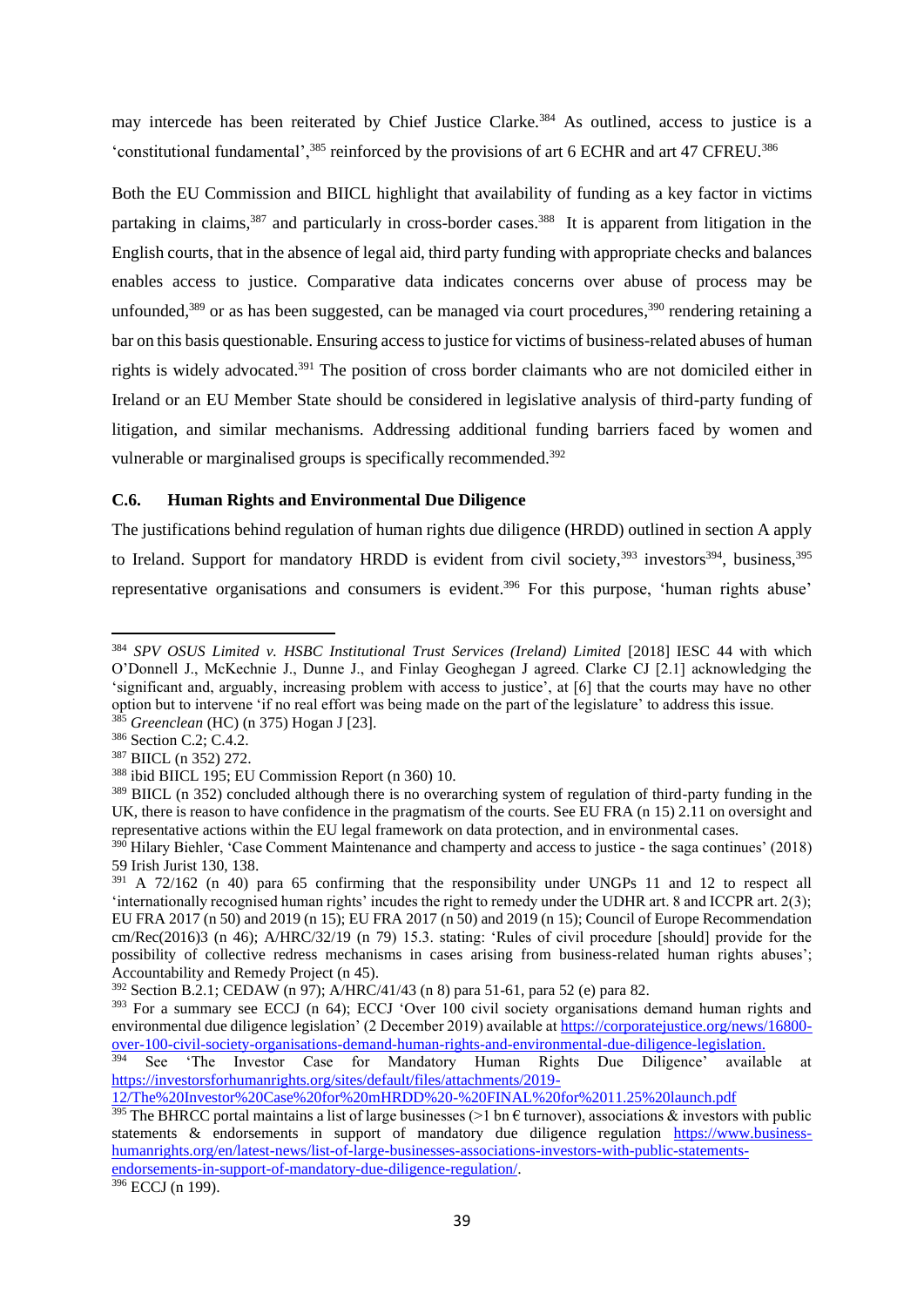may intercede has been reiterated by Chief Justice Clarke.[384] As outlined, access to justice is a 'constitutional fundamental',[385] reinforced by the provisions of art 6 ECHR and art 47 CFREU.[386]

Both the EU Commission and BIICL highlight that availability of funding as a key factor in victims partaking in claims,[387] and particularly in cross-border cases.[388] It is apparent from litigation in the English courts, that in the absence of legal aid, third party funding with appropriate checks and balances enables access to justice. Comparative data indicates concerns over abuse of process may be unfounded,[389] or as has been suggested, can be managed via court procedures,[390] rendering retaining a bar on this basis questionable. Ensuring access to justice for victims of business-related abuses of human rights is widely advocated.[391] The position of cross border claimants who are not domiciled either in Ireland or an EU Member State should be considered in legislative analysis of third-party funding of litigation, and similar mechanisms. Addressing additional funding barriers faced by women and vulnerable or marginalised groups is specifically recommended.[392]

### C.6. Human Rights and Environmental Due Diligence

The justifications behind regulation of human rights due diligence (HRDD) outlined in section A apply to Ireland. Support for mandatory HRDD is evident from civil society,[393] investors[394], business,[395] representative organisations and consumers is evident.[396] For this purpose, 'human rights abuse'

---

[384] *SPV OSUS Limited v. HSBC Institutional Trust Services (Ireland) Limited* [2018] IESC 44 with which O'Donnell J., McKechnie J., Dunne J., and Finlay Geoghegan J agreed. Clarke CJ [2.1] acknowledging the 'significant and, arguably, increasing problem with access to justice', at [6] that the courts may have no other option but to intervene 'if no real effort was being made on the part of the legislature' to address this issue.

[385] *Greenclean* (HC) (n 375) Hogan J [23].

[386] Section C.2; C.4.2.

[387] BIICL (n 352) 272.

[388] ibid BIICL 195; EU Commission Report (n 360) 10.

[389] BIICL (n 352) concluded although there is no overarching system of regulation of third-party funding in the UK, there is reason to have confidence in the pragmatism of the courts. See EU FRA (n 15) 2.11 on oversight and representative actions within the EU legal framework on data protection, and in environmental cases.

[390] Hilary Biehler, 'Case Comment Maintenance and champerty and access to justice - the saga continues' (2018) 59 Irish Jurist 130, 138.

[391] A 72/162 (n 40) para 65 confirming that the responsibility under UNGPs 11 and 12 to respect all 'internationally recognised human rights' incudes the right to remedy under the UDHR art. 8 and ICCPR art. 2(3); EU FRA 2017 (n 50) and 2019 (n 15); EU FRA 2017 (n 50) and 2019 (n 15); Council of Europe Recommendation cm/Rec(2016)3 (n 46); A/HRC/32/19 (n 79) 15.3. stating: 'Rules of civil procedure [should] provide for the possibility of collective redress mechanisms in cases arising from business-related human rights abuses'; Accountability and Remedy Project (n 45).

[392] Section B.2.1; CEDAW (n 97); A/HRC/41/43 (n 8) para 51-61, para 52 (e) para 82.

[393] For a summary see ECCJ (n 64); ECCJ 'Over 100 civil society organisations demand human rights and environmental due diligence legislation' (2 December 2019) available at https://corporatejustice.org/news/16800-over-100-civil-society-organisations-demand-human-rights-and-environmental-due-diligence-legislation.

[394] See 'The Investor Case for Mandatory Human Rights Due Diligence' available at https://investorsforhumanrights.org/sites/default/files/attachments/2019-12/The%20Investor%20Case%20for%20mHRDD%20-%20FINAL%20for%2011.25%20launch.pdf

[395] The BHRCC portal maintains a list of large businesses (>1 bn € turnover), associations & investors with public statements & endorsements in support of mandatory due diligence regulation https://www.business-humanrights.org/en/latest-news/list-of-large-businesses-associations-investors-with-public-statements-endorsements-in-support-of-mandatory-due-diligence-regulation/.

[396] ECCJ (n 199).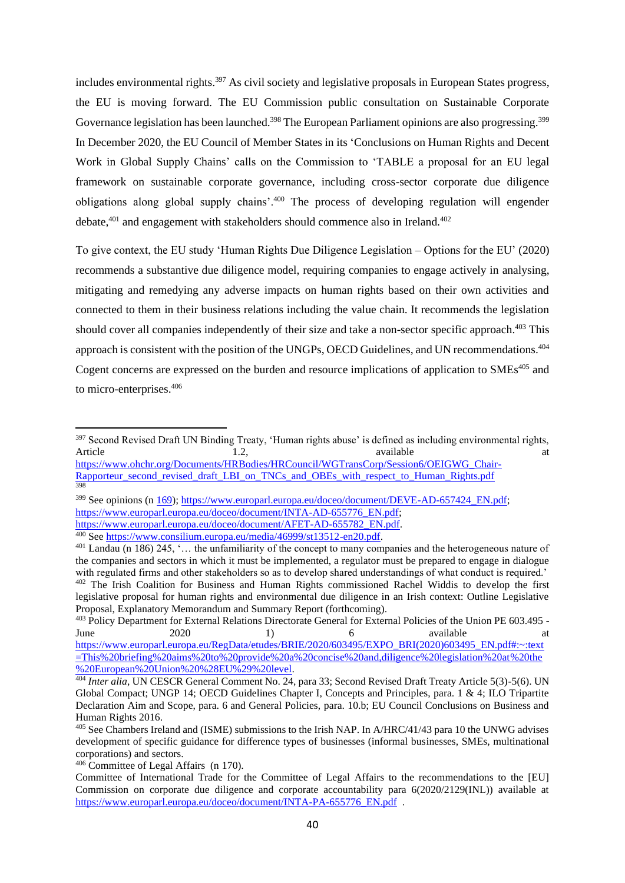includes environmental rights.[397] As civil society and legislative proposals in European States progress, the EU is moving forward. The EU Commission public consultation on Sustainable Corporate Governance legislation has been launched.[398] The European Parliament opinions are also progressing.[399] In December 2020, the EU Council of Member States in its 'Conclusions on Human Rights and Decent Work in Global Supply Chains' calls on the Commission to 'TABLE a proposal for an EU legal framework on sustainable corporate governance, including cross-sector corporate due diligence obligations along global supply chains'.[400] The process of developing regulation will engender debate,[401] and engagement with stakeholders should commence also in Ireland.[402]

To give context, the EU study 'Human Rights Due Diligence Legislation – Options for the EU' (2020) recommends a substantive due diligence model, requiring companies to engage actively in analysing, mitigating and remedying any adverse impacts on human rights based on their own activities and connected to them in their business relations including the value chain. It recommends the legislation should cover all companies independently of their size and take a non-sector specific approach.[403] This approach is consistent with the position of the UNGPs, OECD Guidelines, and UN recommendations.[404] Cogent concerns are expressed on the burden and resource implications of application to SMEs[405] and to micro-enterprises.[406]

---

[397] Second Revised Draft UN Binding Treaty, 'Human rights abuse' is defined as including environmental rights, Article 1.2, available at https://www.ohchr.org/Documents/HRBodies/HRCouncil/WGTransCorp/Session6/OEIGWG_Chair-Rapporteur_second_revised_draft_LBI_on_TNCs_and_OBEs_with_respect_to_Human_Rights.pdf

[398]

[399] See opinions (n 169); https://www.europarl.europa.eu/doceo/document/DEVE-AD-657424_EN.pdf; https://www.europarl.europa.eu/doceo/document/INTA-AD-655776_EN.pdf; https://www.europarl.europa.eu/doceo/document/AFET-AD-655782_EN.pdf.

[400] See https://www.consilium.europa.eu/media/46999/st13512-en20.pdf.

[401] Landau (n 186) 245, '… the unfamiliarity of the concept to many companies and the heterogeneous nature of the companies and sectors in which it must be implemented, a regulator must be prepared to engage in dialogue with regulated firms and other stakeholders so as to develop shared understandings of what conduct is required.'

[402] The Irish Coalition for Business and Human Rights commissioned Rachel Widdis to develop the first legislative proposal for human rights and environmental due diligence in an Irish context: Outline Legislative Proposal, Explanatory Memorandum and Summary Report (forthcoming).

[403] Policy Department for External Relations Directorate General for External Policies of the Union PE 603.495 - June 2020 1) 6 available at https://www.europarl.europa.eu/RegData/etudes/BRIE/2020/603495/EXPO_BRI(2020)603495_EN.pdf#:~:text=This%20briefing%20aims%20to%20provide%20a%20concise%20and,diligence%20legislation%20at%20the%20European%20Union%20%28EU%29%20level.

[404] *Inter alia*, UN CESCR General Comment No. 24, para 33; Second Revised Draft Treaty Article 5(3)-5(6). UN Global Compact; UNGP 14; OECD Guidelines Chapter I, Concepts and Principles, para. 1 & 4; ILO Tripartite Declaration Aim and Scope, para. 6 and General Policies, para. 10.b; EU Council Conclusions on Business and Human Rights 2016.

[405] See Chambers Ireland and (ISME) submissions to the Irish NAP. In A/HRC/41/43 para 10 the UNWG advises development of specific guidance for difference types of businesses (informal businesses, SMEs, multinational corporations) and sectors.

[406] Committee of Legal Affairs (n 170).
Committee of International Trade for the Committee of Legal Affairs to the recommendations to the [EU] Commission on corporate due diligence and corporate accountability para 6(2020/2129(INL)) available at https://www.europarl.europa.eu/doceo/document/INTA-PA-655776_EN.pdf .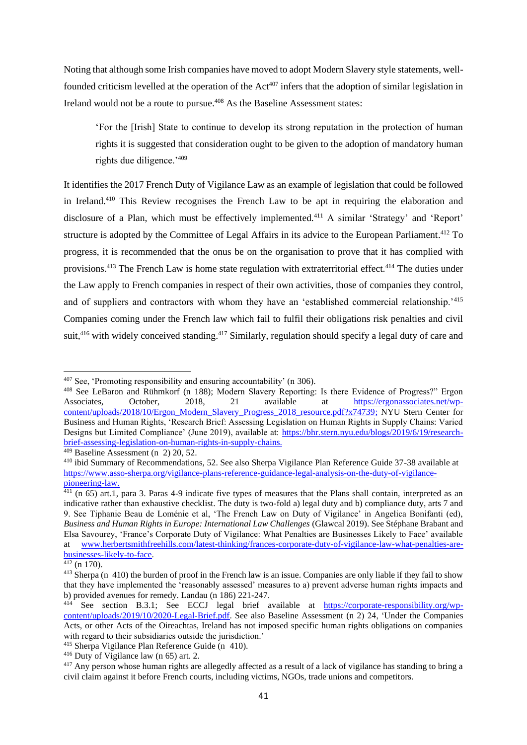Noting that although some Irish companies have moved to adopt Modern Slavery style statements, well-founded criticism levelled at the operation of the Act[407] infers that the adoption of similar legislation in Ireland would not be a route to pursue.[408] As the Baseline Assessment states:

> 'For the [Irish] State to continue to develop its strong reputation in the protection of human rights it is suggested that consideration ought to be given to the adoption of mandatory human rights due diligence.'[409]

It identifies the 2017 French Duty of Vigilance Law as an example of legislation that could be followed in Ireland.[410] This Review recognises the French Law to be apt in requiring the elaboration and disclosure of a Plan, which must be effectively implemented.[411] A similar 'Strategy' and 'Report' structure is adopted by the Committee of Legal Affairs in its advice to the European Parliament.[412] To progress, it is recommended that the onus be on the organisation to prove that it has complied with provisions.[413] The French Law is home state regulation with extraterritorial effect.[414] The duties under the Law apply to French companies in respect of their own activities, those of companies they control, and of suppliers and contractors with whom they have an 'established commercial relationship.'[415] Companies coming under the French law which fail to fulfil their obligations risk penalties and civil suit,[416] with widely conceived standing.[417] Similarly, regulation should specify a legal duty of care and

---

[407] See, 'Promoting responsibility and ensuring accountability' (n 306).

[408] See LeBaron and Rühmkorf (n 188); Modern Slavery Reporting: Is there Evidence of Progress?" Ergon Associates, October, 2018, 21 available at https://ergonassociates.net/wp-content/uploads/2018/10/Ergon_Modern_Slavery_Progress_2018_resource.pdf?x74739; NYU Stern Center for Business and Human Rights, 'Research Brief: Assessing Legislation on Human Rights in Supply Chains: Varied Designs but Limited Compliance' (June 2019), available at: https://bhr.stern.nyu.edu/blogs/2019/6/19/research-brief-assessing-legislation-on-human-rights-in-supply-chains.

[409] Baseline Assessment (n 2) 20, 52.

[410] ibid Summary of Recommendations, 52. See also Sherpa Vigilance Plan Reference Guide 37-38 available at https://www.asso-sherpa.org/vigilance-plans-reference-guidance-legal-analysis-on-the-duty-of-vigilance-pioneering-law.

[411] (n 65) art.1, para 3. Paras 4-9 indicate five types of measures that the Plans shall contain, interpreted as an indicative rather than exhaustive checklist. The duty is two-fold a) legal duty and b) compliance duty, arts 7 and 9. See Tiphanie Beau de Loménie et al, 'The French Law on Duty of Vigilance' in Angelica Bonifanti (ed), *Business and Human Rights in Europe: International Law Challenges* (Glawcal 2019). See Stéphane Brabant and Elsa Savourey, 'France's Corporate Duty of Vigilance: What Penalties are Businesses Likely to Face' available at www.herbertsmithfreehills.com/latest-thinking/frances-corporate-duty-of-vigilance-law-what-penalties-are-businesses-likely-to-face.

[412] (n 170).

[413] Sherpa (n 410) the burden of proof in the French law is an issue. Companies are only liable if they fail to show that they have implemented the 'reasonably assessed' measures to a) prevent adverse human rights impacts and b) provided avenues for remedy. Landau (n 186) 221-247.

[414] See section B.3.1; See ECCJ legal brief available at https://corporate-responsibility.org/wp-content/uploads/2019/10/2020-Legal-Brief.pdf. See also Baseline Assessment (n 2) 24, 'Under the Companies Acts, or other Acts of the Oireachtas, Ireland has not imposed specific human rights obligations on companies with regard to their subsidiaries outside the jurisdiction.'

[415] Sherpa Vigilance Plan Reference Guide (n 410).

[416] Duty of Vigilance law (n 65) art. 2.

[417] Any person whose human rights are allegedly affected as a result of a lack of vigilance has standing to bring a civil claim against it before French courts, including victims, NGOs, trade unions and competitors.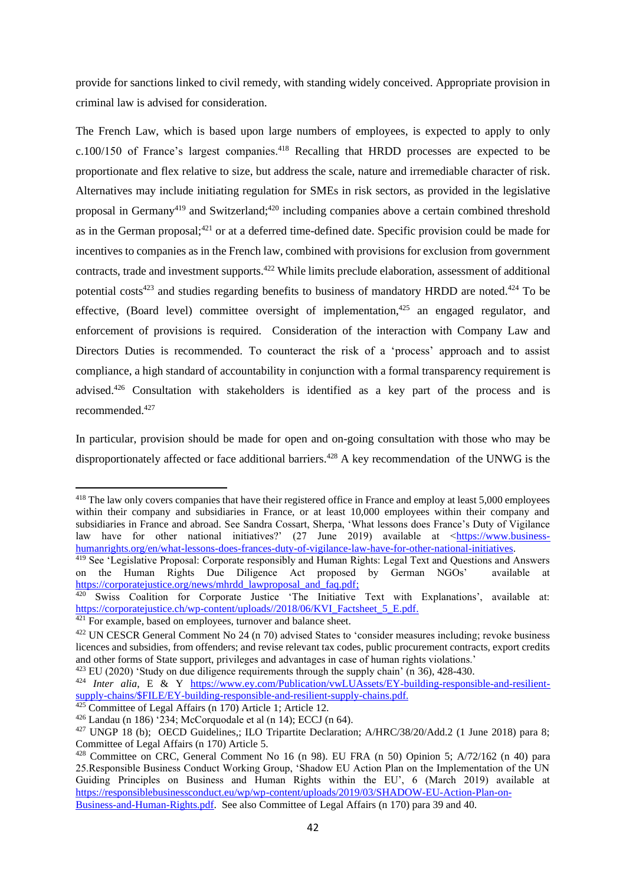provide for sanctions linked to civil remedy, with standing widely conceived. Appropriate provision in criminal law is advised for consideration.

The French Law, which is based upon large numbers of employees, is expected to apply to only c.100/150 of France's largest companies.[418] Recalling that HRDD processes are expected to be proportionate and flex relative to size, but address the scale, nature and irremediable character of risk. Alternatives may include initiating regulation for SMEs in risk sectors, as provided in the legislative proposal in Germany[419] and Switzerland;[420] including companies above a certain combined threshold as in the German proposal;[421] or at a deferred time-defined date. Specific provision could be made for incentives to companies as in the French law, combined with provisions for exclusion from government contracts, trade and investment supports.[422] While limits preclude elaboration, assessment of additional potential costs[423] and studies regarding benefits to business of mandatory HRDD are noted.[424] To be effective, (Board level) committee oversight of implementation,[425] an engaged regulator, and enforcement of provisions is required. Consideration of the interaction with Company Law and Directors Duties is recommended. To counteract the risk of a 'process' approach and to assist compliance, a high standard of accountability in conjunction with a formal transparency requirement is advised.[426] Consultation with stakeholders is identified as a key part of the process and is recommended.[427]

In particular, provision should be made for open and on-going consultation with those who may be disproportionately affected or face additional barriers.[428] A key recommendation of the UNWG is the

---

[418] The law only covers companies that have their registered office in France and employ at least 5,000 employees within their company and subsidiaries in France, or at least 10,000 employees within their company and subsidiaries in France and abroad. See Sandra Cossart, Sherpa, 'What lessons does France's Duty of Vigilance law have for other national initiatives?' (27 June 2019) available at <https://www.business-humanrights.org/en/what-lessons-does-frances-duty-of-vigilance-law-have-for-other-national-initiatives.

[419] See 'Legislative Proposal: Corporate responsibly and Human Rights: Legal Text and Questions and Answers on the Human Rights Due Diligence Act proposed by German NGOs' available at https://corporatejustice.org/news/mhrdd_lawproposal_and_faq.pdf;

[420] Swiss Coalition for Corporate Justice 'The Initiative Text with Explanations', available at: https://corporatejustice.ch/wp-content/uploads//2018/06/KVI_Factsheet_5_E.pdf.

[421] For example, based on employees, turnover and balance sheet.

[422] UN CESCR General Comment No 24 (n 70) advised States to 'consider measures including; revoke business licences and subsidies, from offenders; and revise relevant tax codes, public procurement contracts, export credits and other forms of State support, privileges and advantages in case of human rights violations.'

[423] EU (2020) 'Study on due diligence requirements through the supply chain' (n 36), 428-430.

[424] *Inter alia*, E & Y https://www.ey.com/Publication/vwLUAssets/EY-building-responsible-and-resilient-supply-chains/$FILE/EY-building-responsible-and-resilient-supply-chains.pdf.

[425] Committee of Legal Affairs (n 170) Article 1; Article 12.

[426] Landau (n 186) '234; McCorquodale et al (n 14); ECCJ (n 64).

[427] UNGP 18 (b); OECD Guidelines,; ILO Tripartite Declaration; A/HRC/38/20/Add.2 (1 June 2018) para 8; Committee of Legal Affairs (n 170) Article 5.

[428] Committee on CRC, General Comment No 16 (n 98). EU FRA (n 50) Opinion 5; A/72/162 (n 40) para 25.Responsible Business Conduct Working Group, 'Shadow EU Action Plan on the Implementation of the UN Guiding Principles on Business and Human Rights within the EU', 6 (March 2019) available at https://responsiblebusinessconduct.eu/wp/wp-content/uploads/2019/03/SHADOW-EU-Action-Plan-on-Business-and-Human-Rights.pdf. See also Committee of Legal Affairs (n 170) para 39 and 40.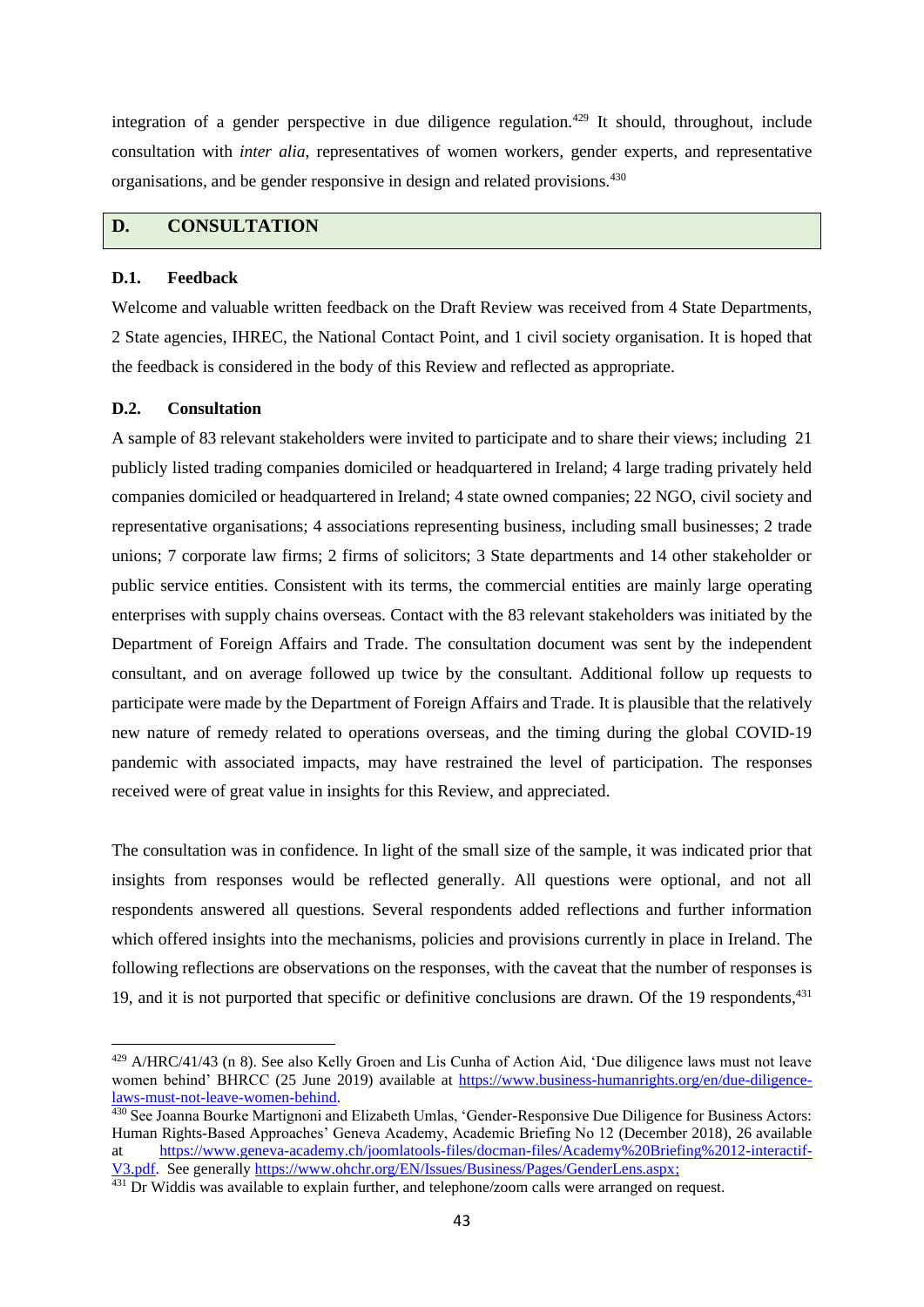integration of a gender perspective in due diligence regulation.[429] It should, throughout, include consultation with *inter alia*, representatives of women workers, gender experts, and representative organisations, and be gender responsive in design and related provisions.[430]

## D. CONSULTATION

### D.1. Feedback

Welcome and valuable written feedback on the Draft Review was received from 4 State Departments, 2 State agencies, IHREC, the National Contact Point, and 1 civil society organisation. It is hoped that the feedback is considered in the body of this Review and reflected as appropriate.

### D.2. Consultation

A sample of 83 relevant stakeholders were invited to participate and to share their views; including 21 publicly listed trading companies domiciled or headquartered in Ireland; 4 large trading privately held companies domiciled or headquartered in Ireland; 4 state owned companies; 22 NGO, civil society and representative organisations; 4 associations representing business, including small businesses; 2 trade unions; 7 corporate law firms; 2 firms of solicitors; 3 State departments and 14 other stakeholder or public service entities. Consistent with its terms, the commercial entities are mainly large operating enterprises with supply chains overseas. Contact with the 83 relevant stakeholders was initiated by the Department of Foreign Affairs and Trade. The consultation document was sent by the independent consultant, and on average followed up twice by the consultant. Additional follow up requests to participate were made by the Department of Foreign Affairs and Trade. It is plausible that the relatively new nature of remedy related to operations overseas, and the timing during the global COVID-19 pandemic with associated impacts, may have restrained the level of participation. The responses received were of great value in insights for this Review, and appreciated.

The consultation was in confidence. In light of the small size of the sample, it was indicated prior that insights from responses would be reflected generally. All questions were optional, and not all respondents answered all questions. Several respondents added reflections and further information which offered insights into the mechanisms, policies and provisions currently in place in Ireland. The following reflections are observations on the responses, with the caveat that the number of responses is 19, and it is not purported that specific or definitive conclusions are drawn. Of the 19 respondents,[431]

---

[429] A/HRC/41/43 (n 8). See also Kelly Groen and Lis Cunha of Action Aid, 'Due diligence laws must not leave women behind' BHRCC (25 June 2019) available at https://www.business-humanrights.org/en/due-diligence-laws-must-not-leave-women-behind.

[430] See Joanna Bourke Martignoni and Elizabeth Umlas, 'Gender-Responsive Due Diligence for Business Actors: Human Rights-Based Approaches' Geneva Academy, Academic Briefing No 12 (December 2018), 26 available at https://www.geneva-academy.ch/joomlatools-files/docman-files/Academy%20Briefing%2012-interactif-V3.pdf. See generally https://www.ohchr.org/EN/Issues/Business/Pages/GenderLens.aspx;

[431] Dr Widdis was available to explain further, and telephone/zoom calls were arranged on request.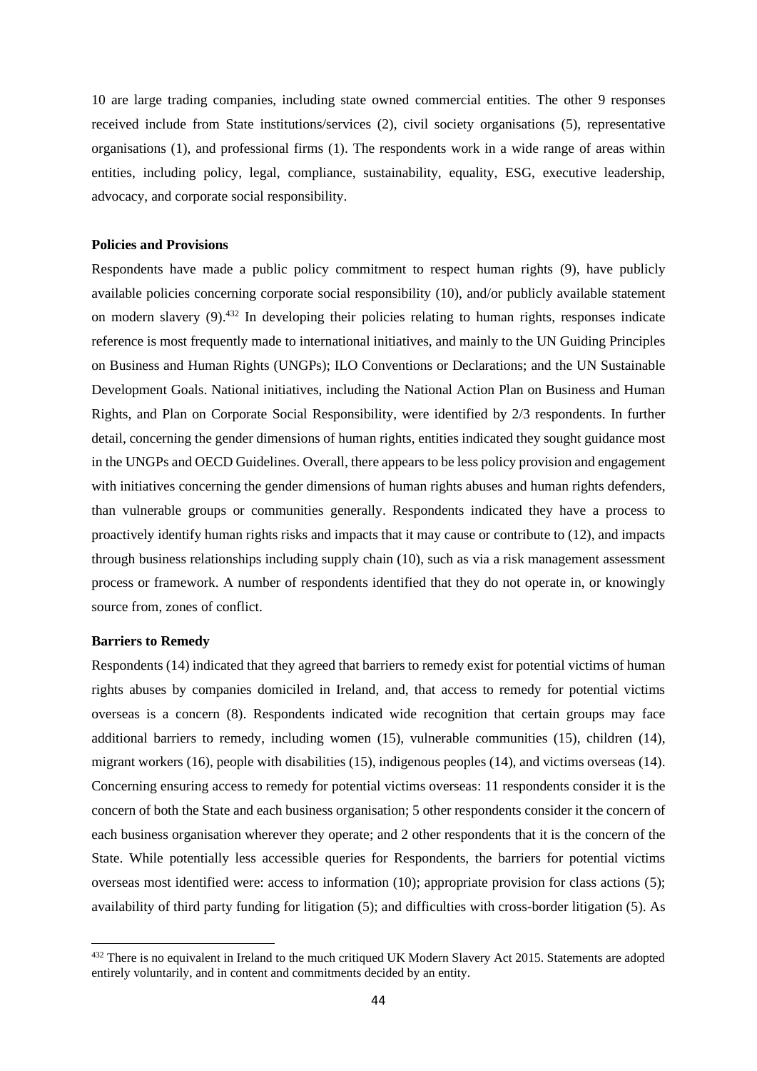10 are large trading companies, including state owned commercial entities. The other 9 responses received include from State institutions/services (2), civil society organisations (5), representative organisations (1), and professional firms (1). The respondents work in a wide range of areas within entities, including policy, legal, compliance, sustainability, equality, ESG, executive leadership, advocacy, and corporate social responsibility.

**Policies and Provisions**

Respondents have made a public policy commitment to respect human rights (9), have publicly available policies concerning corporate social responsibility (10), and/or publicly available statement on modern slavery (9).[432] In developing their policies relating to human rights, responses indicate reference is most frequently made to international initiatives, and mainly to the UN Guiding Principles on Business and Human Rights (UNGPs); ILO Conventions or Declarations; and the UN Sustainable Development Goals. National initiatives, including the National Action Plan on Business and Human Rights, and Plan on Corporate Social Responsibility, were identified by 2/3 respondents. In further detail, concerning the gender dimensions of human rights, entities indicated they sought guidance most in the UNGPs and OECD Guidelines. Overall, there appears to be less policy provision and engagement with initiatives concerning the gender dimensions of human rights abuses and human rights defenders, than vulnerable groups or communities generally. Respondents indicated they have a process to proactively identify human rights risks and impacts that it may cause or contribute to (12), and impacts through business relationships including supply chain (10), such as via a risk management assessment process or framework. A number of respondents identified that they do not operate in, or knowingly source from, zones of conflict.

**Barriers to Remedy**

Respondents (14) indicated that they agreed that barriers to remedy exist for potential victims of human rights abuses by companies domiciled in Ireland, and, that access to remedy for potential victims overseas is a concern (8). Respondents indicated wide recognition that certain groups may face additional barriers to remedy, including women (15), vulnerable communities (15), children (14), migrant workers (16), people with disabilities (15), indigenous peoples (14), and victims overseas (14). Concerning ensuring access to remedy for potential victims overseas: 11 respondents consider it is the concern of both the State and each business organisation; 5 other respondents consider it the concern of each business organisation wherever they operate; and 2 other respondents that it is the concern of the State. While potentially less accessible queries for Respondents, the barriers for potential victims overseas most identified were: access to information (10); appropriate provision for class actions (5); availability of third party funding for litigation (5); and difficulties with cross-border litigation (5). As

[432] There is no equivalent in Ireland to the much critiqued UK Modern Slavery Act 2015. Statements are adopted entirely voluntarily, and in content and commitments decided by an entity.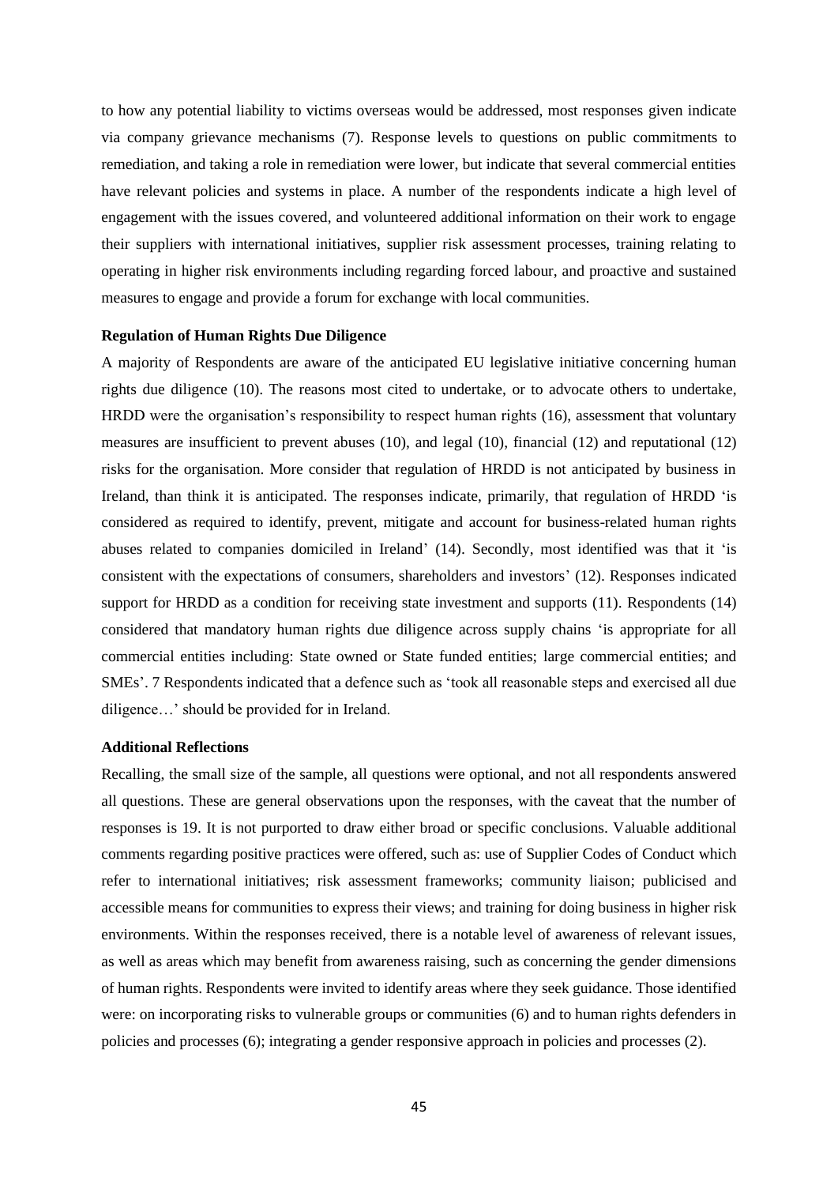to how any potential liability to victims overseas would be addressed, most responses given indicate via company grievance mechanisms (7). Response levels to questions on public commitments to remediation, and taking a role in remediation were lower, but indicate that several commercial entities have relevant policies and systems in place. A number of the respondents indicate a high level of engagement with the issues covered, and volunteered additional information on their work to engage their suppliers with international initiatives, supplier risk assessment processes, training relating to operating in higher risk environments including regarding forced labour, and proactive and sustained measures to engage and provide a forum for exchange with local communities.

**Regulation of Human Rights Due Diligence**

A majority of Respondents are aware of the anticipated EU legislative initiative concerning human rights due diligence (10). The reasons most cited to undertake, or to advocate others to undertake, HRDD were the organisation's responsibility to respect human rights (16), assessment that voluntary measures are insufficient to prevent abuses (10), and legal (10), financial (12) and reputational (12) risks for the organisation. More consider that regulation of HRDD is not anticipated by business in Ireland, than think it is anticipated. The responses indicate, primarily, that regulation of HRDD 'is considered as required to identify, prevent, mitigate and account for business-related human rights abuses related to companies domiciled in Ireland' (14). Secondly, most identified was that it 'is consistent with the expectations of consumers, shareholders and investors' (12). Responses indicated support for HRDD as a condition for receiving state investment and supports (11). Respondents (14) considered that mandatory human rights due diligence across supply chains 'is appropriate for all commercial entities including: State owned or State funded entities; large commercial entities; and SMEs'. 7 Respondents indicated that a defence such as 'took all reasonable steps and exercised all due diligence…' should be provided for in Ireland.

**Additional Reflections**

Recalling, the small size of the sample, all questions were optional, and not all respondents answered all questions. These are general observations upon the responses, with the caveat that the number of responses is 19. It is not purported to draw either broad or specific conclusions. Valuable additional comments regarding positive practices were offered, such as: use of Supplier Codes of Conduct which refer to international initiatives; risk assessment frameworks; community liaison; publicised and accessible means for communities to express their views; and training for doing business in higher risk environments. Within the responses received, there is a notable level of awareness of relevant issues, as well as areas which may benefit from awareness raising, such as concerning the gender dimensions of human rights. Respondents were invited to identify areas where they seek guidance. Those identified were: on incorporating risks to vulnerable groups or communities (6) and to human rights defenders in policies and processes (6); integrating a gender responsive approach in policies and processes (2).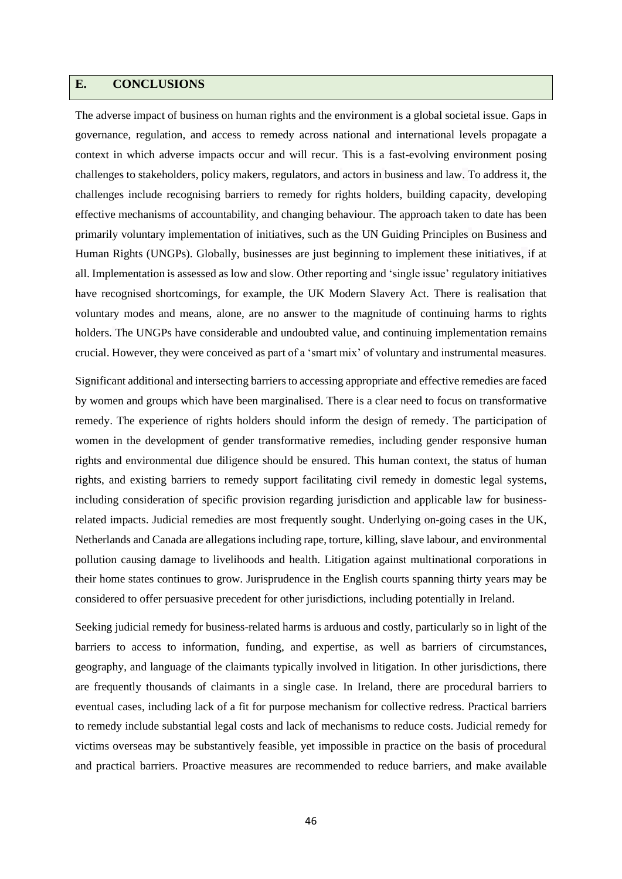## E. CONCLUSIONS

The adverse impact of business on human rights and the environment is a global societal issue. Gaps in governance, regulation, and access to remedy across national and international levels propagate a context in which adverse impacts occur and will recur. This is a fast-evolving environment posing challenges to stakeholders, policy makers, regulators, and actors in business and law. To address it, the challenges include recognising barriers to remedy for rights holders, building capacity, developing effective mechanisms of accountability, and changing behaviour. The approach taken to date has been primarily voluntary implementation of initiatives, such as the UN Guiding Principles on Business and Human Rights (UNGPs). Globally, businesses are just beginning to implement these initiatives, if at all. Implementation is assessed as low and slow. Other reporting and 'single issue' regulatory initiatives have recognised shortcomings, for example, the UK Modern Slavery Act. There is realisation that voluntary modes and means, alone, are no answer to the magnitude of continuing harms to rights holders. The UNGPs have considerable and undoubted value, and continuing implementation remains crucial. However, they were conceived as part of a 'smart mix' of voluntary and instrumental measures.

Significant additional and intersecting barriers to accessing appropriate and effective remedies are faced by women and groups which have been marginalised. There is a clear need to focus on transformative remedy. The experience of rights holders should inform the design of remedy. The participation of women in the development of gender transformative remedies, including gender responsive human rights and environmental due diligence should be ensured. This human context, the status of human rights, and existing barriers to remedy support facilitating civil remedy in domestic legal systems, including consideration of specific provision regarding jurisdiction and applicable law for business-related impacts. Judicial remedies are most frequently sought. Underlying on-going cases in the UK, Netherlands and Canada are allegations including rape, torture, killing, slave labour, and environmental pollution causing damage to livelihoods and health. Litigation against multinational corporations in their home states continues to grow. Jurisprudence in the English courts spanning thirty years may be considered to offer persuasive precedent for other jurisdictions, including potentially in Ireland.

Seeking judicial remedy for business-related harms is arduous and costly, particularly so in light of the barriers to access to information, funding, and expertise, as well as barriers of circumstances, geography, and language of the claimants typically involved in litigation. In other jurisdictions, there are frequently thousands of claimants in a single case. In Ireland, there are procedural barriers to eventual cases, including lack of a fit for purpose mechanism for collective redress. Practical barriers to remedy include substantial legal costs and lack of mechanisms to reduce costs. Judicial remedy for victims overseas may be substantively feasible, yet impossible in practice on the basis of procedural and practical barriers. Proactive measures are recommended to reduce barriers, and make available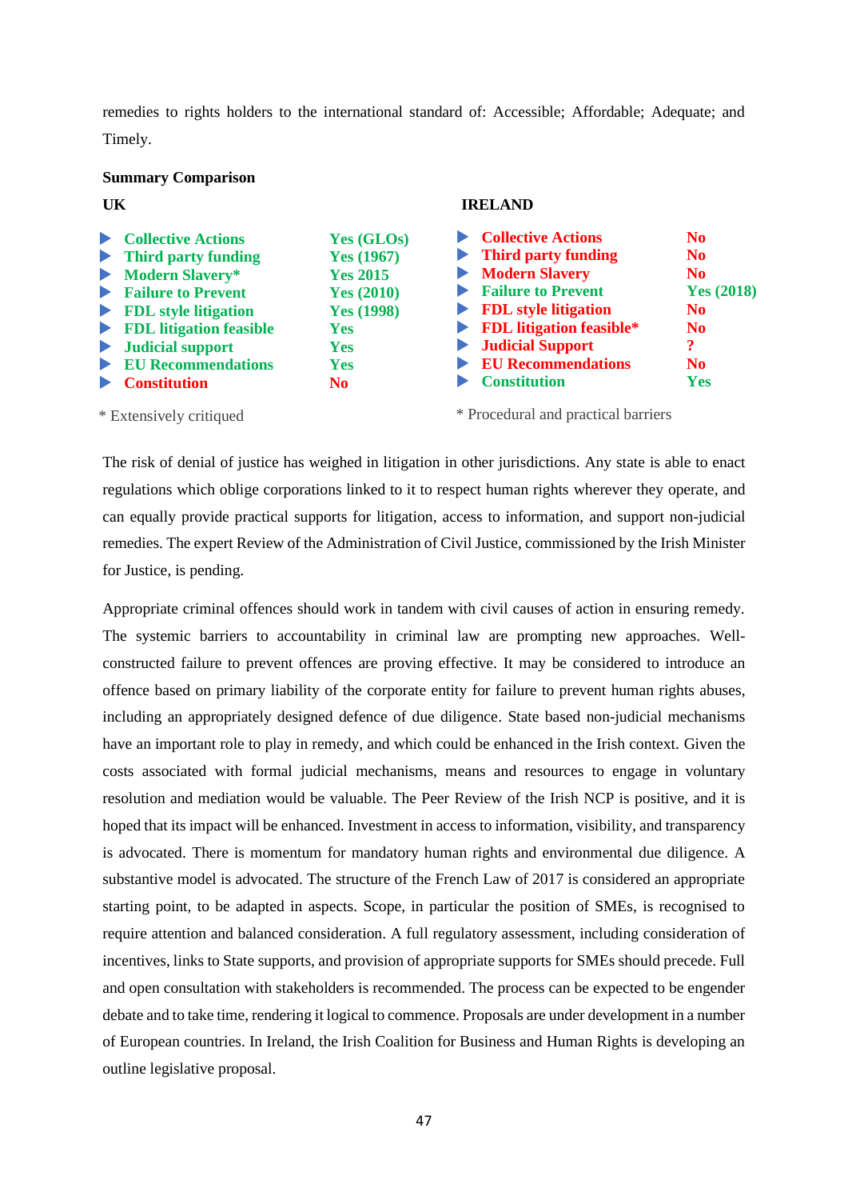remedies to rights holders to the international standard of: Accessible; Affordable; Adequate; and Timely.

**Summary Comparison**

**UK**

| | |
|---|---|
| **Collective Actions** | **Yes (GLOs)** |
| **Third party funding** | **Yes (1967)** |
| **Modern Slavery*** | **Yes 2015** |
| **Failure to Prevent** | **Yes (2010)** |
| **FDL style litigation** | **Yes (1998)** |
| **FDL litigation feasible** | **Yes** |
| **Judicial support** | **Yes** |
| **EU Recommendations** | **Yes** |
| **Constitution** | **No** |

\* Extensively critiqued

**IRELAND**

| | |
|---|---|
| **Collective Actions** | **No** |
| **Third party funding** | **No** |
| **Modern Slavery** | **No** |
| **Failure to Prevent** | **Yes (2018)** |
| **FDL style litigation** | **No** |
| **FDL litigation feasible*** | **No** |
| **Judicial Support** | **?** |
| **EU Recommendations** | **No** |
| **Constitution** | **Yes** |

\* Procedural and practical barriers

The risk of denial of justice has weighed in litigation in other jurisdictions. Any state is able to enact regulations which oblige corporations linked to it to respect human rights wherever they operate, and can equally provide practical supports for litigation, access to information, and support non-judicial remedies. The expert Review of the Administration of Civil Justice, commissioned by the Irish Minister for Justice, is pending.

Appropriate criminal offences should work in tandem with civil causes of action in ensuring remedy. The systemic barriers to accountability in criminal law are prompting new approaches. Well-constructed failure to prevent offences are proving effective. It may be considered to introduce an offence based on primary liability of the corporate entity for failure to prevent human rights abuses, including an appropriately designed defence of due diligence. State based non-judicial mechanisms have an important role to play in remedy, and which could be enhanced in the Irish context. Given the costs associated with formal judicial mechanisms, means and resources to engage in voluntary resolution and mediation would be valuable. The Peer Review of the Irish NCP is positive, and it is hoped that its impact will be enhanced. Investment in access to information, visibility, and transparency is advocated. There is momentum for mandatory human rights and environmental due diligence. A substantive model is advocated. The structure of the French Law of 2017 is considered an appropriate starting point, to be adapted in aspects. Scope, in particular the position of SMEs, is recognised to require attention and balanced consideration. A full regulatory assessment, including consideration of incentives, links to State supports, and provision of appropriate supports for SMEs should precede. Full and open consultation with stakeholders is recommended. The process can be expected to be engender debate and to take time, rendering it logical to commence. Proposals are under development in a number of European countries. In Ireland, the Irish Coalition for Business and Human Rights is developing an outline legislative proposal.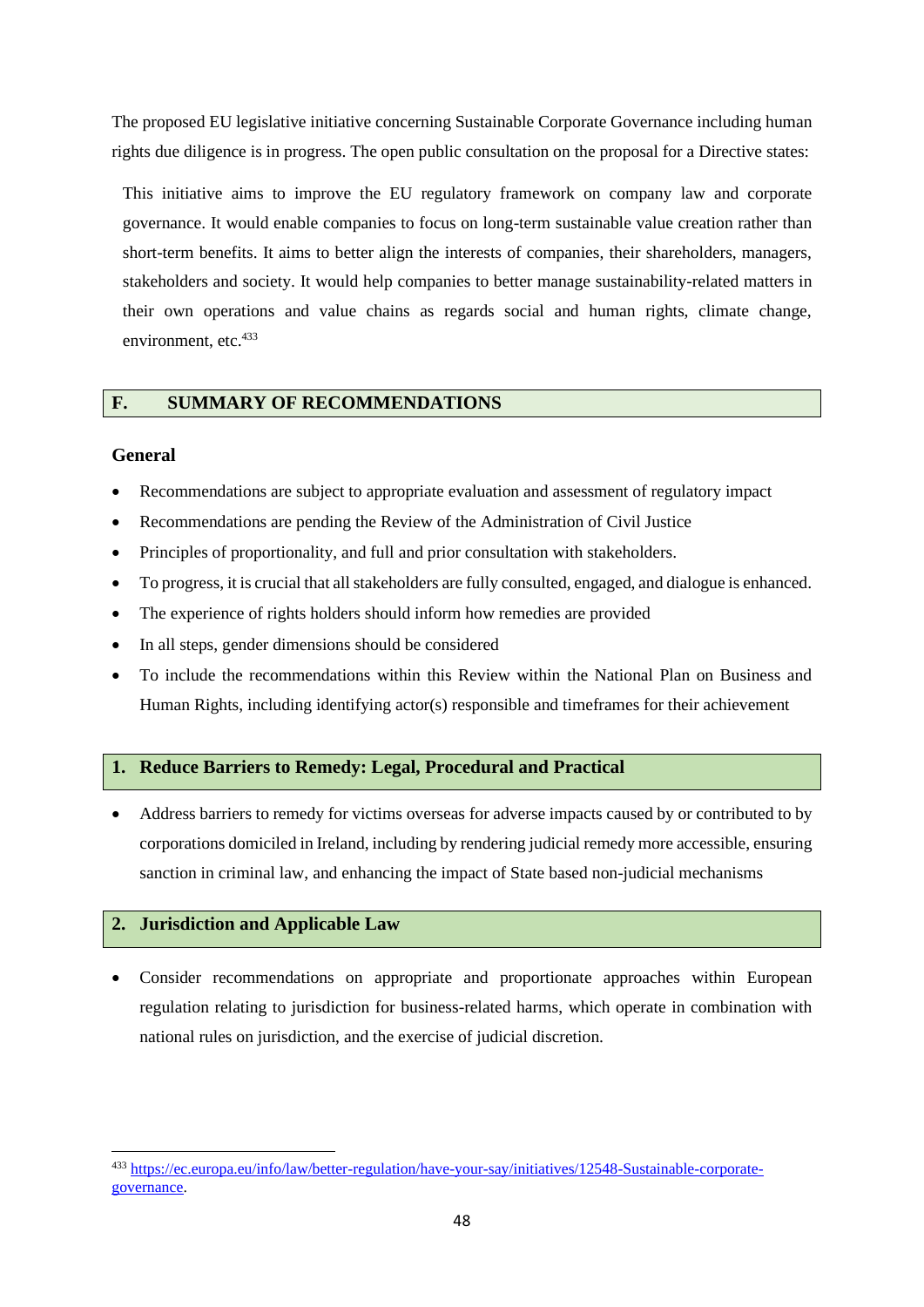The proposed EU legislative initiative concerning Sustainable Corporate Governance including human rights due diligence is in progress. The open public consultation on the proposal for a Directive states:

> This initiative aims to improve the EU regulatory framework on company law and corporate governance. It would enable companies to focus on long-term sustainable value creation rather than short-term benefits. It aims to better align the interests of companies, their shareholders, managers, stakeholders and society. It would help companies to better manage sustainability-related matters in their own operations and value chains as regards social and human rights, climate change, environment, etc.[433]

## F. SUMMARY OF RECOMMENDATIONS

### General

- Recommendations are subject to appropriate evaluation and assessment of regulatory impact
- Recommendations are pending the Review of the Administration of Civil Justice
- Principles of proportionality, and full and prior consultation with stakeholders.
- To progress, it is crucial that all stakeholders are fully consulted, engaged, and dialogue is enhanced.
- The experience of rights holders should inform how remedies are provided
- In all steps, gender dimensions should be considered
- To include the recommendations within this Review within the National Plan on Business and Human Rights, including identifying actor(s) responsible and timeframes for their achievement

### 1. Reduce Barriers to Remedy: Legal, Procedural and Practical

- Address barriers to remedy for victims overseas for adverse impacts caused by or contributed to by corporations domiciled in Ireland, including by rendering judicial remedy more accessible, ensuring sanction in criminal law, and enhancing the impact of State based non-judicial mechanisms

### 2. Jurisdiction and Applicable Law

- Consider recommendations on appropriate and proportionate approaches within European regulation relating to jurisdiction for business-related harms, which operate in combination with national rules on jurisdiction, and the exercise of judicial discretion.

---

[433] https://ec.europa.eu/info/law/better-regulation/have-your-say/initiatives/12548-Sustainable-corporate-governance.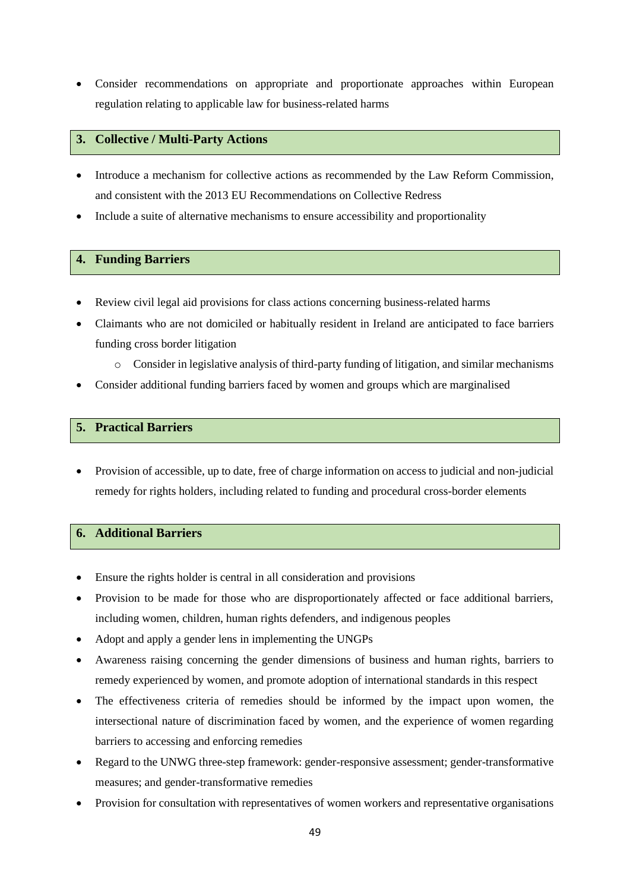- Consider recommendations on appropriate and proportionate approaches within European regulation relating to applicable law for business-related harms

## 3. Collective / Multi-Party Actions

- Introduce a mechanism for collective actions as recommended by the Law Reform Commission, and consistent with the 2013 EU Recommendations on Collective Redress
- Include a suite of alternative mechanisms to ensure accessibility and proportionality

## 4. Funding Barriers

- Review civil legal aid provisions for class actions concerning business-related harms
- Claimants who are not domiciled or habitually resident in Ireland are anticipated to face barriers funding cross border litigation
  - Consider in legislative analysis of third-party funding of litigation, and similar mechanisms
- Consider additional funding barriers faced by women and groups which are marginalised

## 5. Practical Barriers

- Provision of accessible, up to date, free of charge information on access to judicial and non-judicial remedy for rights holders, including related to funding and procedural cross-border elements

## 6. Additional Barriers

- Ensure the rights holder is central in all consideration and provisions
- Provision to be made for those who are disproportionately affected or face additional barriers, including women, children, human rights defenders, and indigenous peoples
- Adopt and apply a gender lens in implementing the UNGPs
- Awareness raising concerning the gender dimensions of business and human rights, barriers to remedy experienced by women, and promote adoption of international standards in this respect
- The effectiveness criteria of remedies should be informed by the impact upon women, the intersectional nature of discrimination faced by women, and the experience of women regarding barriers to accessing and enforcing remedies
- Regard to the UNWG three-step framework: gender-responsive assessment; gender-transformative measures; and gender-transformative remedies
- Provision for consultation with representatives of women workers and representative organisations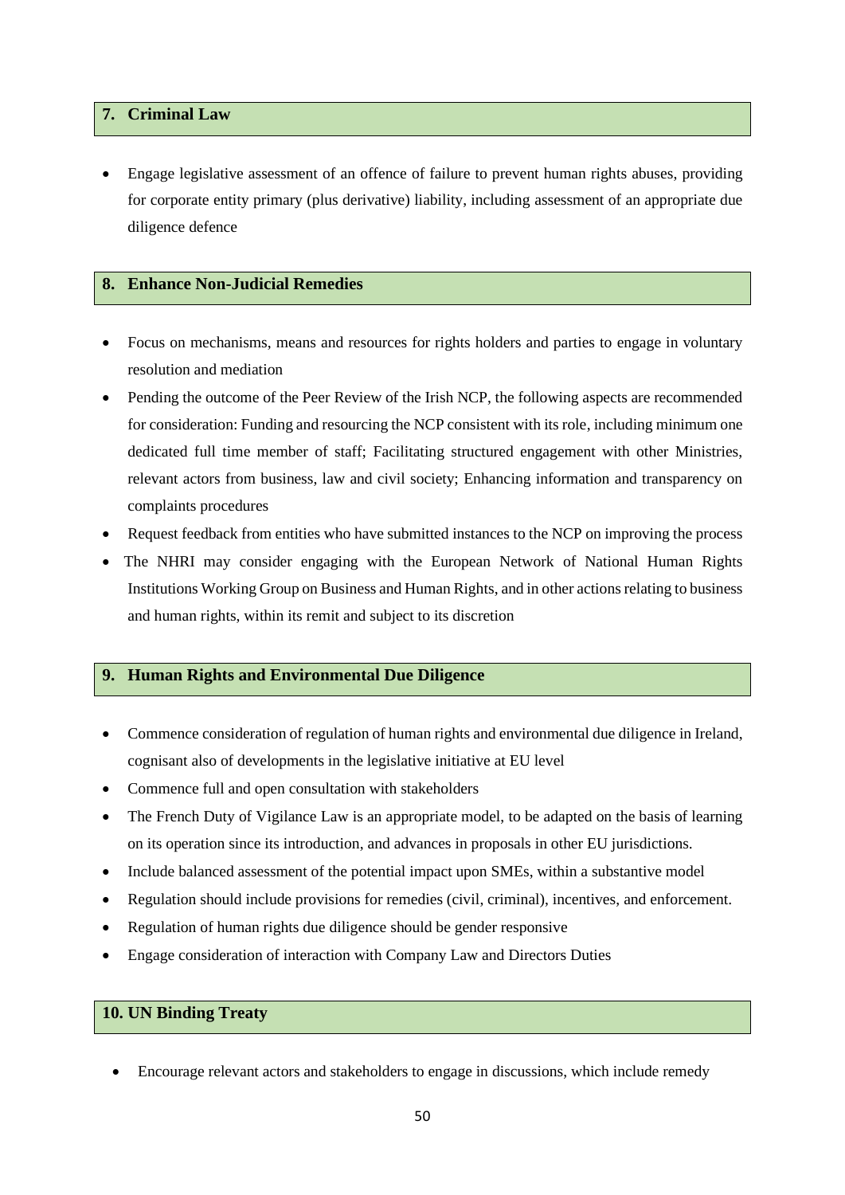## 7. Criminal Law

- Engage legislative assessment of an offence of failure to prevent human rights abuses, providing for corporate entity primary (plus derivative) liability, including assessment of an appropriate due diligence defence

## 8. Enhance Non-Judicial Remedies

- Focus on mechanisms, means and resources for rights holders and parties to engage in voluntary resolution and mediation
- Pending the outcome of the Peer Review of the Irish NCP, the following aspects are recommended for consideration: Funding and resourcing the NCP consistent with its role, including minimum one dedicated full time member of staff; Facilitating structured engagement with other Ministries, relevant actors from business, law and civil society; Enhancing information and transparency on complaints procedures
- Request feedback from entities who have submitted instances to the NCP on improving the process
- The NHRI may consider engaging with the European Network of National Human Rights Institutions Working Group on Business and Human Rights, and in other actions relating to business and human rights, within its remit and subject to its discretion

## 9. Human Rights and Environmental Due Diligence

- Commence consideration of regulation of human rights and environmental due diligence in Ireland, cognisant also of developments in the legislative initiative at EU level
- Commence full and open consultation with stakeholders
- The French Duty of Vigilance Law is an appropriate model, to be adapted on the basis of learning on its operation since its introduction, and advances in proposals in other EU jurisdictions.
- Include balanced assessment of the potential impact upon SMEs, within a substantive model
- Regulation should include provisions for remedies (civil, criminal), incentives, and enforcement.
- Regulation of human rights due diligence should be gender responsive
- Engage consideration of interaction with Company Law and Directors Duties

## 10. UN Binding Treaty

- Encourage relevant actors and stakeholders to engage in discussions, which include remedy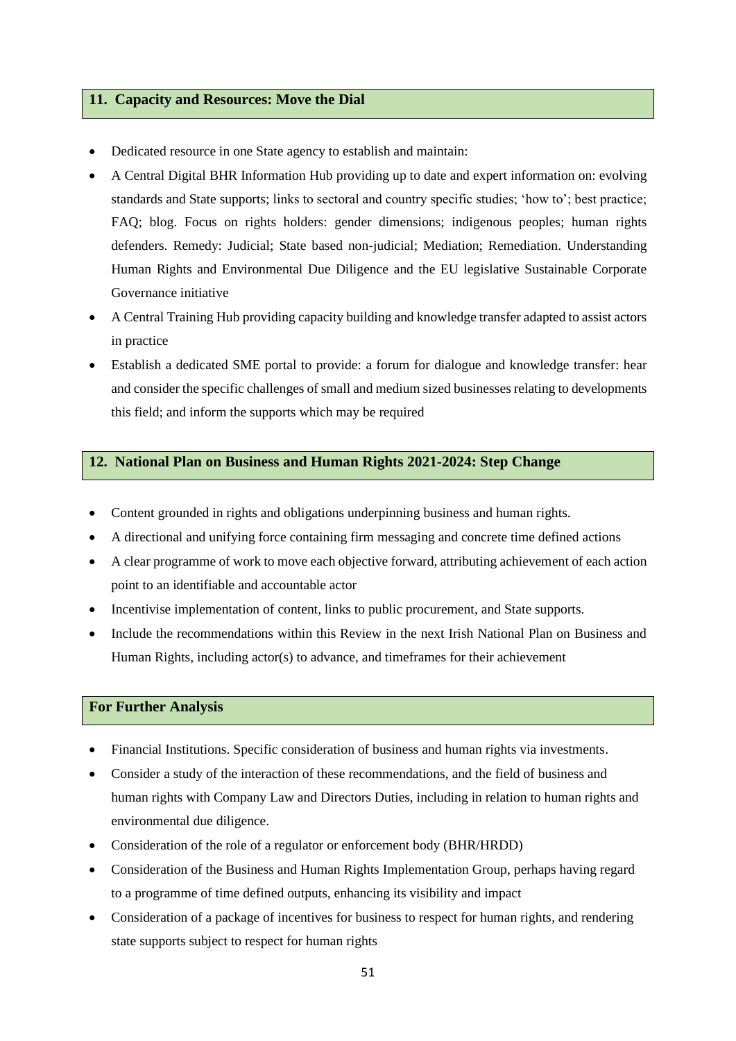## 11. Capacity and Resources: Move the Dial

- Dedicated resource in one State agency to establish and maintain:
- A Central Digital BHR Information Hub providing up to date and expert information on: evolving standards and State supports; links to sectoral and country specific studies; 'how to'; best practice; FAQ; blog. Focus on rights holders: gender dimensions; indigenous peoples; human rights defenders. Remedy: Judicial; State based non-judicial; Mediation; Remediation. Understanding Human Rights and Environmental Due Diligence and the EU legislative Sustainable Corporate Governance initiative
- A Central Training Hub providing capacity building and knowledge transfer adapted to assist actors in practice
- Establish a dedicated SME portal to provide: a forum for dialogue and knowledge transfer: hear and consider the specific challenges of small and medium sized businesses relating to developments this field; and inform the supports which may be required

## 12. National Plan on Business and Human Rights 2021-2024: Step Change

- Content grounded in rights and obligations underpinning business and human rights.
- A directional and unifying force containing firm messaging and concrete time defined actions
- A clear programme of work to move each objective forward, attributing achievement of each action point to an identifiable and accountable actor
- Incentivise implementation of content, links to public procurement, and State supports.
- Include the recommendations within this Review in the next Irish National Plan on Business and Human Rights, including actor(s) to advance, and timeframes for their achievement

## For Further Analysis

- Financial Institutions. Specific consideration of business and human rights via investments.
- Consider a study of the interaction of these recommendations, and the field of business and human rights with Company Law and Directors Duties, including in relation to human rights and environmental due diligence.
- Consideration of the role of a regulator or enforcement body (BHR/HRDD)
- Consideration of the Business and Human Rights Implementation Group, perhaps having regard to a programme of time defined outputs, enhancing its visibility and impact
- Consideration of a package of incentives for business to respect for human rights, and rendering state supports subject to respect for human rights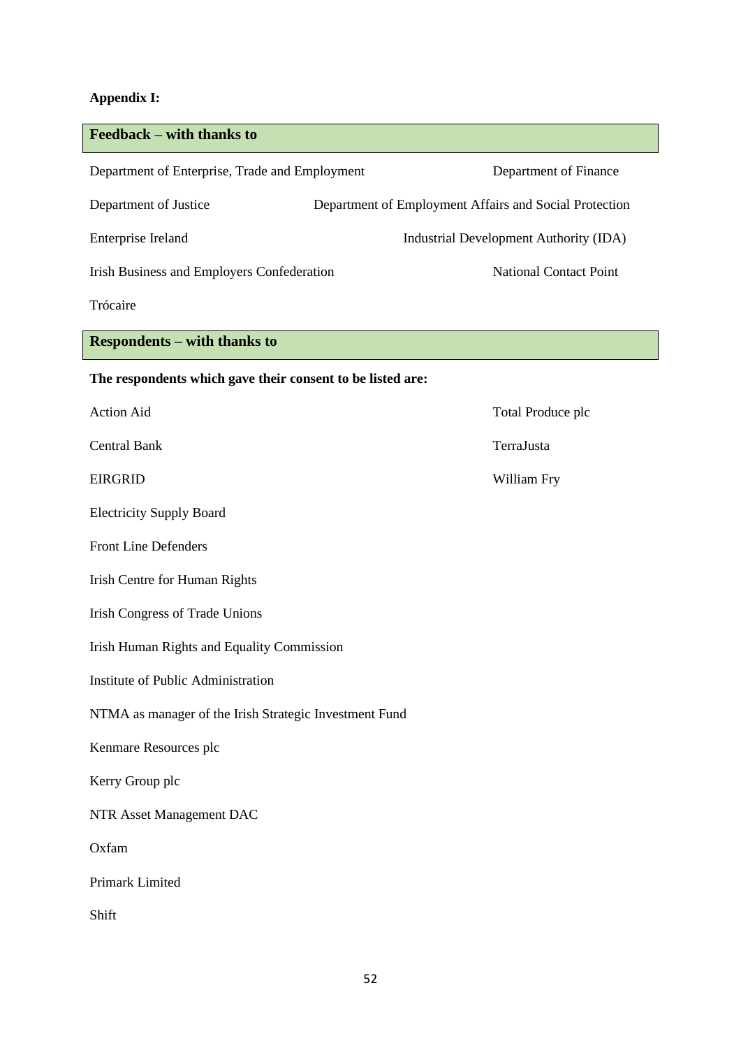**Appendix I:**

## Feedback – with thanks to

Department of Enterprise, Trade and Employment

Department of Finance

Department of Justice

Department of Employment Affairs and Social Protection

Enterprise Ireland

Industrial Development Authority (IDA)

Irish Business and Employers Confederation

National Contact Point

Trócaire

## Respondents – with thanks to

**The respondents which gave their consent to be listed are:**

Action Aid

Central Bank

EIRGRID

Electricity Supply Board

Front Line Defenders

Irish Centre for Human Rights

Irish Congress of Trade Unions

Irish Human Rights and Equality Commission

Institute of Public Administration

NTMA as manager of the Irish Strategic Investment Fund

Kenmare Resources plc

Kerry Group plc

NTR Asset Management DAC

Oxfam

Primark Limited

Shift

Total Produce plc

TerraJusta

William Fry